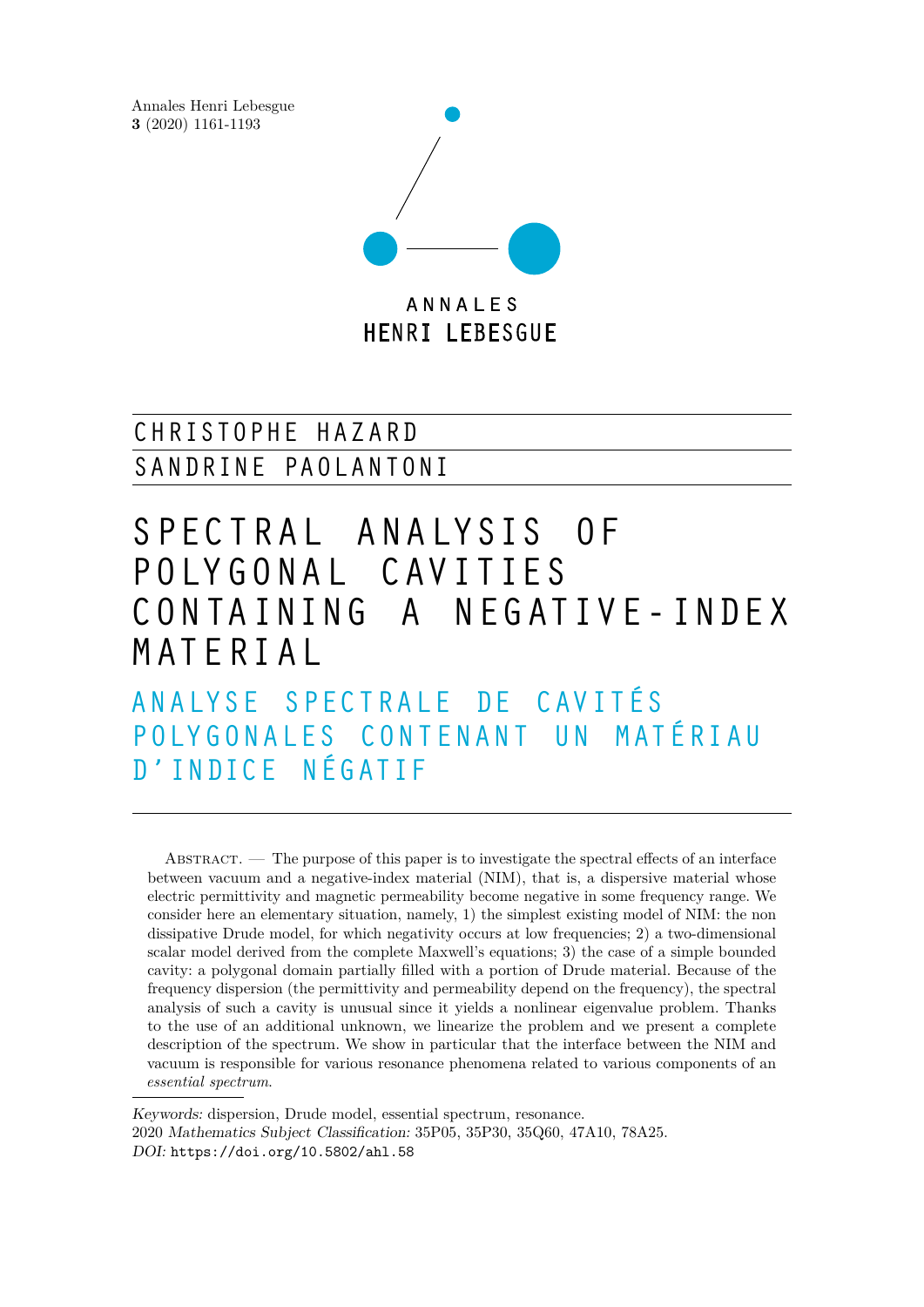CHRISTOPHE HAZARD

SANDRINE PAOLANTONI

# SPECTRAL ANALYSIS OF POLYGONAL CAVITIES CONTAINING A NEGATIVE-INDEX MATERIAL

## ANALYSE SPECTRALE DE CAVITÉS POLYGONALES CONTENANT UN MATÉRIAU D'INDICE NÉGATIF

Abstract. — The purpose of this paper is to investigate the spectral effects of an interface between vacuum and a negative-index material (NIM), that is, a dispersive material whose electric permittivity and magnetic permeability become negative in some frequency range. We consider here an elementary situation, namely, 1) the simplest existing model of NIM: the non dissipative Drude model, for which negativity occurs at low frequencies; 2) a two-dimensional scalar model derived from the complete Maxwell's equations; 3) the case of a simple bounded cavity: a polygonal domain partially filled with a portion of Drude material. Because of the frequency dispersion (the permittivity and permeability depend on the frequency), the spectral analysis of such a cavity is unusual since it yields a nonlinear eigenvalue problem. Thanks to the use of an additional unknown, we linearize the problem and we present a complete description of the spectrum. We show in particular that the interface between the NIM and vacuum is responsible for various resonance phenomena related to various components of an *essential spectrum*.

*Keywords:* dispersion, Drude model, essential spectrum, resonance.

2020 *Mathematics Subject Classification:* 35P05, 35P30, 35Q60, 47A10, 78A25.

*DOI:* https://doi.org/10.5802/ahl.58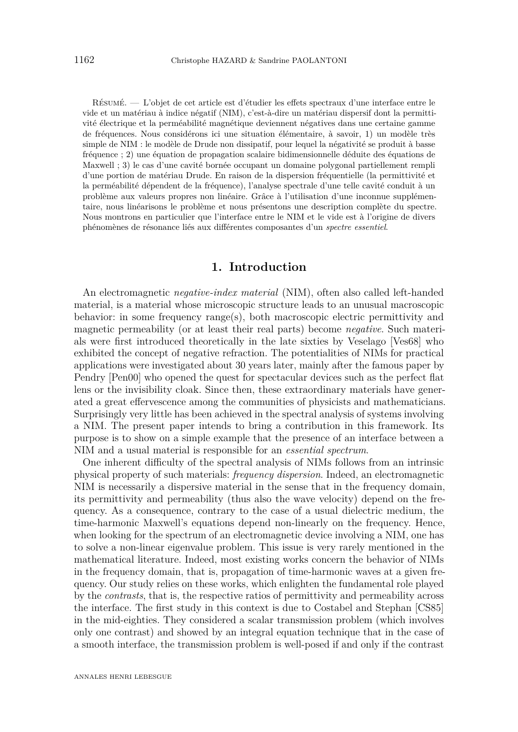Résumé. — L'objet de cet article est d'étudier les effets spectraux d'une interface entre le vide et un matériau à indice négatif (NIM), c'est-à-dire un matériau dispersif dont la permittivité électrique et la perméabilité magnétique deviennent négatives dans une certaine gamme de fréquences. Nous considérons ici une situation élémentaire, à savoir, 1) un modèle très simple de NIM : le modèle de Drude non dissipatif, pour lequel la négativité se produit à basse fréquence ; 2) une équation de propagation scalaire bidimensionnelle déduite des équations de Maxwell ; 3) le cas d'une cavité bornée occupant un domaine polygonal partiellement rempli d'une portion de matériau Drude. En raison de la dispersion fréquentielle (la permittivité et la perméabilité dépendent de la fréquence), l'analyse spectrale d'une telle cavité conduit à un problème aux valeurs propres non linéaire. Grâce à l'utilisation d'une inconnue supplémentaire, nous linéarisons le problème et nous présentons une description complète du spectre. Nous montrons en particulier que l'interface entre le NIM et le vide est à l'origine de divers phénomènes de résonance liés aux différentes composantes d'un *spectre essentiel*.

## 1. Introduction

An electromagnetic *negative-index material* (NIM), often also called left-handed material, is a material whose microscopic structure leads to an unusual macroscopic behavior: in some frequency range(s), both macroscopic electric permittivity and magnetic permeability (or at least their real parts) become *negative*. Such materials were first introduced theoretically in the late sixties by Veselago [Ves68] who exhibited the concept of negative refraction. The potentialities of NIMs for practical applications were investigated about 30 years later, mainly after the famous paper by Pendry [Pen00] who opened the quest for spectacular devices such as the perfect flat lens or the invisibility cloak. Since then, these extraordinary materials have generated a great effervescence among the communities of physicists and mathematicians. Surprisingly very little has been achieved in the spectral analysis of systems involving a NIM. The present paper intends to bring a contribution in this framework. Its purpose is to show on a simple example that the presence of an interface between a NIM and a usual material is responsible for an *essential spectrum*.

One inherent difficulty of the spectral analysis of NIMs follows from an intrinsic physical property of such materials: *frequency dispersion*. Indeed, an electromagnetic NIM is necessarily a dispersive material in the sense that in the frequency domain, its permittivity and permeability (thus also the wave velocity) depend on the frequency. As a consequence, contrary to the case of a usual dielectric medium, the time-harmonic Maxwell's equations depend non-linearly on the frequency. Hence, when looking for the spectrum of an electromagnetic device involving a NIM, one has to solve a non-linear eigenvalue problem. This issue is very rarely mentioned in the mathematical literature. Indeed, most existing works concern the behavior of NIMs in the frequency domain, that is, propagation of time-harmonic waves at a given frequency. Our study relies on these works, which enlighten the fundamental role played by the *contrasts*, that is, the respective ratios of permittivity and permeability across the interface. The first study in this context is due to Costabel and Stephan [CS85] in the mid-eighties. They considered a scalar transmission problem (which involves only one contrast) and showed by an integral equation technique that in the case of a smooth interface, the transmission problem is well-posed if and only if the contrast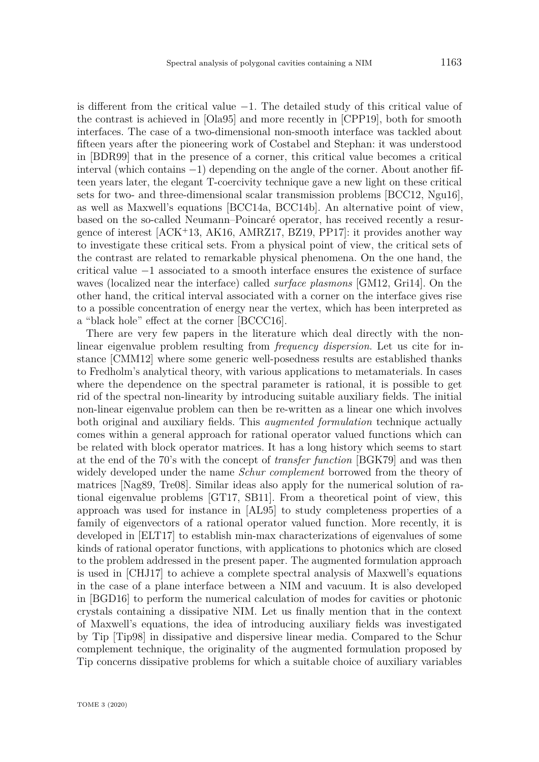is different from the critical value $-1$. The detailed study of this critical value of the contrast is achieved in [Ola95] and more recently in [CPP19], both for smooth interfaces. The case of a two-dimensional non-smooth interface was tackled about fifteen years after the pioneering work of Costabel and Stephan: it was understood in [BDR99] that in the presence of a corner, this critical value becomes a critical interval (which contains $-1$) depending on the angle of the corner. About another fifteen years later, the elegant T-coercivity technique gave a new light on these critical sets for two- and three-dimensional scalar transmission problems [BCC12, Ngu16], as well as Maxwell's equations [BCC14a, BCC14b]. An alternative point of view, based on the so-called Neumann–Poincaré operator, has received recently a resurgence of interest [ACK+13, AK16, AMRZ17, BZ19, PP17]: it provides another way to investigate these critical sets. From a physical point of view, the critical sets of the contrast are related to remarkable physical phenomena. On the one hand, the critical value $-1$ associated to a smooth interface ensures the existence of surface waves (localized near the interface) called *surface plasmons* [GM12, Gri14]. On the other hand, the critical interval associated with a corner on the interface gives rise to a possible concentration of energy near the vertex, which has been interpreted as a "black hole" effect at the corner [BCCC16].

There are very few papers in the literature which deal directly with the non-linear eigenvalue problem resulting from *frequency dispersion*. Let us cite for instance [CMM12] where some generic well-posedness results are established thanks to Fredholm's analytical theory, with various applications to metamaterials. In cases where the dependence on the spectral parameter is rational, it is possible to get rid of the spectral non-linearity by introducing suitable auxiliary fields. The initial non-linear eigenvalue problem can then be re-written as a linear one which involves both original and auxiliary fields. This *augmented formulation* technique actually comes within a general approach for rational operator valued functions which can be related with block operator matrices. It has a long history which seems to start at the end of the 70's with the concept of *transfer function* [BGK79] and was then widely developed under the name *Schur complement* borrowed from the theory of matrices [Nag89, Tre08]. Similar ideas also apply for the numerical solution of rational eigenvalue problems [GT17, SB11]. From a theoretical point of view, this approach was used for instance in [AL95] to study completeness properties of a family of eigenvectors of a rational operator valued function. More recently, it is developed in [ELT17] to establish min-max characterizations of eigenvalues of some kinds of rational operator functions, with applications to photonics which are closed to the problem addressed in the present paper. The augmented formulation approach is used in [CHJ17] to achieve a complete spectral analysis of Maxwell's equations in the case of a plane interface between a NIM and vacuum. It is also developed in [BGD16] to perform the numerical calculation of modes for cavities or photonic crystals containing a dissipative NIM. Let us finally mention that in the context of Maxwell's equations, the idea of introducing auxiliary fields was investigated by Tip [Tip98] in dissipative and dispersive linear media. Compared to the Schur complement technique, the originality of the augmented formulation proposed by Tip concerns dissipative problems for which a suitable choice of auxiliary variables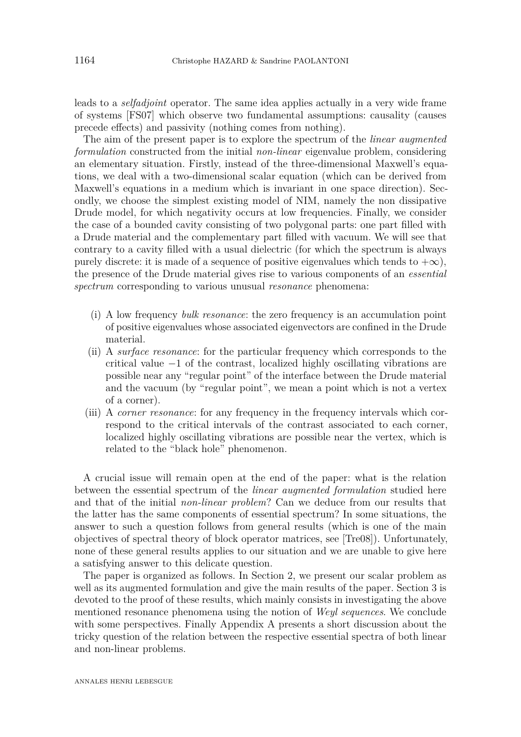leads to a *selfadjoint* operator. The same idea applies actually in a very wide frame of systems [FS07] which observe two fundamental assumptions: causality (causes precede effects) and passivity (nothing comes from nothing).

The aim of the present paper is to explore the spectrum of the *linear augmented formulation* constructed from the initial *non-linear* eigenvalue problem, considering an elementary situation. Firstly, instead of the three-dimensional Maxwell's equations, we deal with a two-dimensional scalar equation (which can be derived from Maxwell's equations in a medium which is invariant in one space direction). Secondly, we choose the simplest existing model of NIM, namely the non dissipative Drude model, for which negativity occurs at low frequencies. Finally, we consider the case of a bounded cavity consisting of two polygonal parts: one part filled with a Drude material and the complementary part filled with vacuum. We will see that contrary to a cavity filled with a usual dielectric (for which the spectrum is always purely discrete: it is made of a sequence of positive eigenvalues which tends to $+\infty$), the presence of the Drude material gives rise to various components of an *essential spectrum* corresponding to various unusual *resonance* phenomena:

(i) A low frequency *bulk resonance*: the zero frequency is an accumulation point of positive eigenvalues whose associated eigenvectors are confined in the Drude material.

(ii) A *surface resonance*: for the particular frequency which corresponds to the critical value $-1$ of the contrast, localized highly oscillating vibrations are possible near any "regular point" of the interface between the Drude material and the vacuum (by "regular point", we mean a point which is not a vertex of a corner).

(iii) A *corner resonance*: for any frequency in the frequency intervals which correspond to the critical intervals of the contrast associated to each corner, localized highly oscillating vibrations are possible near the vertex, which is related to the "black hole" phenomenon.

A crucial issue will remain open at the end of the paper: what is the relation between the essential spectrum of the *linear augmented formulation* studied here and that of the initial *non-linear problem*? Can we deduce from our results that the latter has the same components of essential spectrum? In some situations, the answer to such a question follows from general results (which is one of the main objectives of spectral theory of block operator matrices, see [Tre08]). Unfortunately, none of these general results applies to our situation and we are unable to give here a satisfying answer to this delicate question.

The paper is organized as follows. In Section 2, we present our scalar problem as well as its augmented formulation and give the main results of the paper. Section 3 is devoted to the proof of these results, which mainly consists in investigating the above mentioned resonance phenomena using the notion of *Weyl sequences*. We conclude with some perspectives. Finally Appendix A presents a short discussion about the tricky question of the relation between the respective essential spectra of both linear and non-linear problems.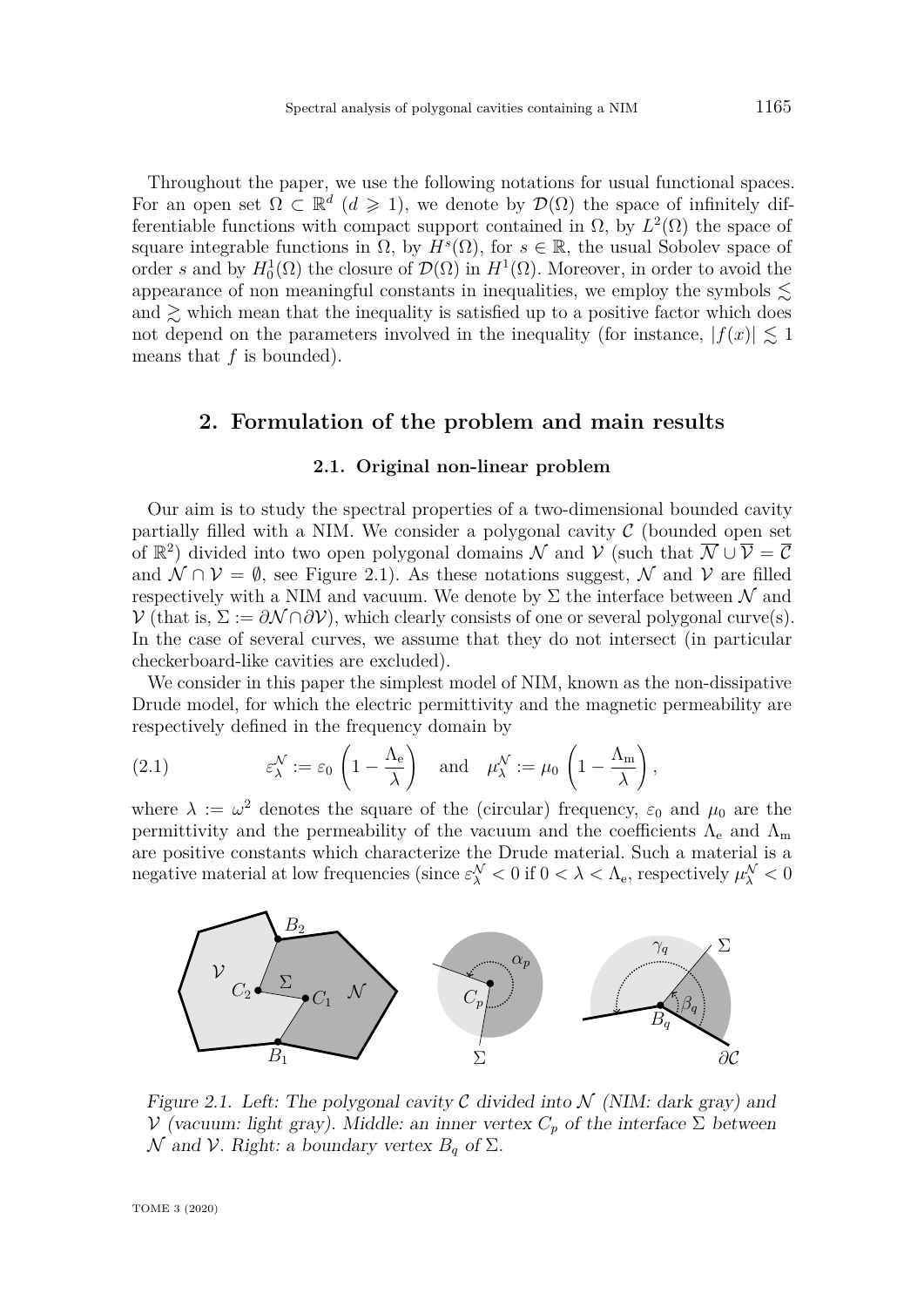Throughout the paper, we use the following notations for usual functional spaces. For an open set $\Omega \subset \mathbb{R}^d$ ($d \geqslant 1$), we denote by $\mathcal{D}(\Omega)$ the space of infinitely differentiable functions with compact support contained in $\Omega$, by $L^2(\Omega)$ the space of square integrable functions in $\Omega$, by $H^s(\Omega)$, for $s \in \mathbb{R}$, the usual Sobolev space of order $s$ and by $H^1_0(\Omega)$ the closure of $\mathcal{D}(\Omega)$ in $H^1(\Omega)$. Moreover, in order to avoid the appearance of non meaningful constants in inequalities, we employ the symbols $\lesssim$ and $\gtrsim$ which mean that the inequality is satisfied up to a positive factor which does not depend on the parameters involved in the inequality (for instance, $|f(x)| \lesssim 1$ means that $f$ is bounded).

## 2. Formulation of the problem and main results

### 2.1. Original non-linear problem

Our aim is to study the spectral properties of a two-dimensional bounded cavity partially filled with a NIM. We consider a polygonal cavity $\mathcal{C}$ (bounded open set of $\mathbb{R}^2$) divided into two open polygonal domains $\mathcal{N}$ and $\mathcal{V}$ (such that $\overline{\mathcal{N}} \cup \overline{\mathcal{V}} = \overline{\mathcal{C}}$ and $\mathcal{N} \cap \mathcal{V} = \emptyset$, see Figure 2.1). As these notations suggest, $\mathcal{N}$ and $\mathcal{V}$ are filled respectively with a NIM and vacuum. We denote by $\Sigma$ the interface between $\mathcal{N}$ and $\mathcal{V}$ (that is, $\Sigma := \partial\mathcal{N} \cap \partial\mathcal{V}$), which clearly consists of one or several polygonal curve(s). In the case of several curves, we assume that they do not intersect (in particular checkerboard-like cavities are excluded).

We consider in this paper the simplest model of NIM, known as the non-dissipative Drude model, for which the electric permittivity and the magnetic permeability are respectively defined in the frequency domain by

$$\varepsilon^{\mathcal{N}}_\lambda := \varepsilon_0 \left(1 - \frac{\Lambda_{\mathrm{e}}}{\lambda}\right) \quad \text{and} \quad \mu^{\mathcal{N}}_\lambda := \mu_0 \left(1 - \frac{\Lambda_{\mathrm{m}}}{\lambda}\right), \tag{2.1}$$

where $\lambda := \omega^2$ denotes the square of the (circular) frequency, $\varepsilon_0$ and $\mu_0$ are the permittivity and the permeability of the vacuum and the coefficients $\Lambda_{\mathrm{e}}$ and $\Lambda_{\mathrm{m}}$ are positive constants which characterize the Drude material. Such a material is a negative material at low frequencies (since $\varepsilon^{\mathcal{N}}_\lambda < 0$ if $0 < \lambda < \Lambda_{\mathrm{e}}$, respectively $\mu^{\mathcal{N}}_\lambda < 0$

*Figure 2.1. Left: The polygonal cavity $\mathcal{C}$ divided into $\mathcal{N}$ (NIM: dark gray) and $\mathcal{V}$ (vacuum: light gray). Middle: an inner vertex $C_p$ of the interface $\Sigma$ between $\mathcal{N}$ and $\mathcal{V}$. Right: a boundary vertex $B_q$ of $\Sigma$.*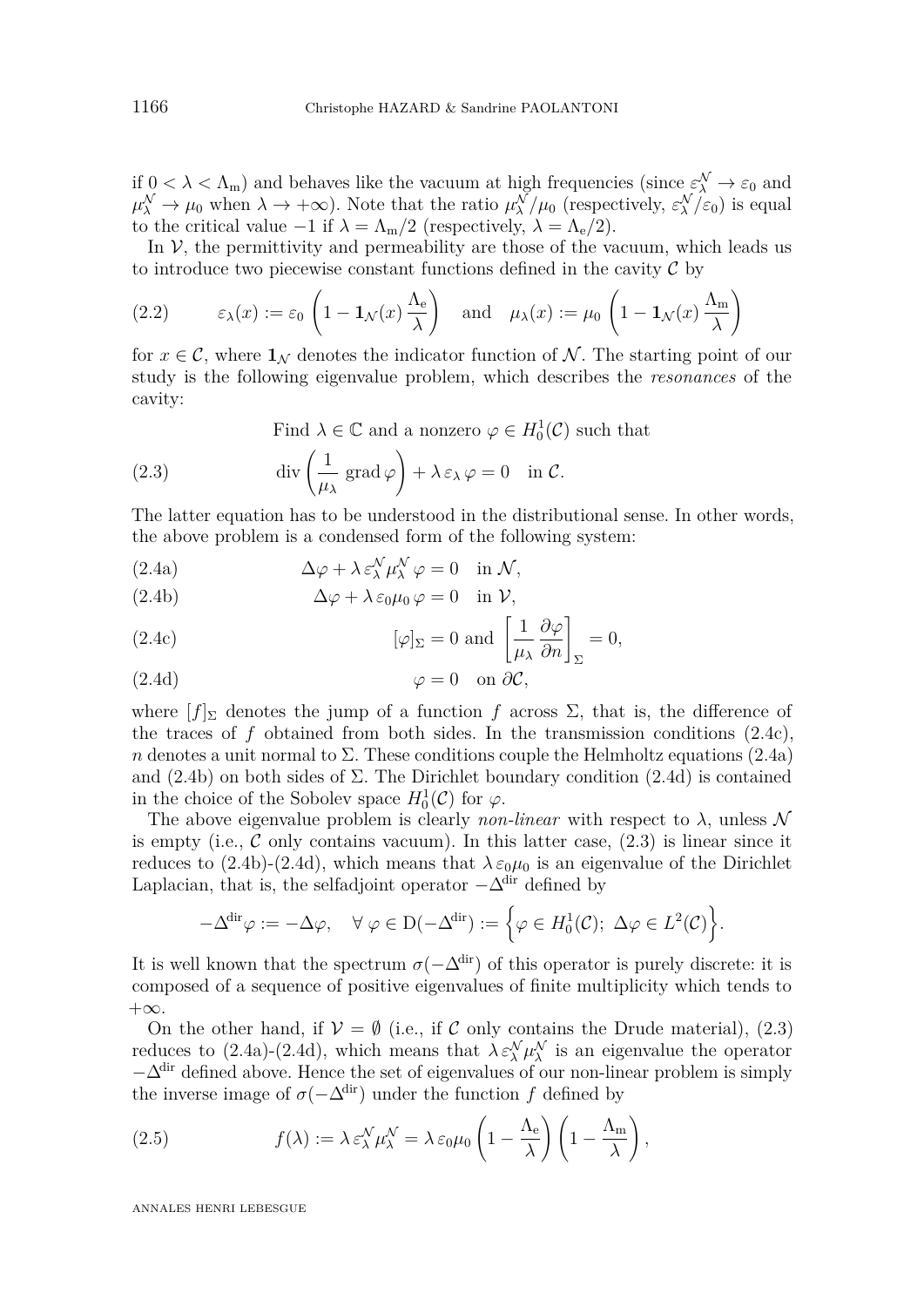if $0 < \lambda < \Lambda_{\rm m}$) and behaves like the vacuum at high frequencies (since $\varepsilon_\lambda^{\mathcal N} \to \varepsilon_0$ and $\mu_\lambda^{\mathcal N} \to \mu_0$ when $\lambda \to +\infty$). Note that the ratio $\mu_\lambda^{\mathcal N}/\mu_0$ (respectively, $\varepsilon_\lambda^{\mathcal N}/\varepsilon_0$) is equal to the critical value $-1$ if $\lambda = \Lambda_{\rm m}/2$ (respectively, $\lambda = \Lambda_{\rm e}/2$).

In $\mathcal V$, the permittivity and permeability are those of the vacuum, which leads us to introduce two piecewise constant functions defined in the cavity $\mathcal C$ by

$$\varepsilon_\lambda(x) := \varepsilon_0 \left(1 - \mathbf{1}_{\mathcal N}(x)\,\frac{\Lambda_{\rm e}}{\lambda}\right) \quad \text{and} \quad \mu_\lambda(x) := \mu_0 \left(1 - \mathbf{1}_{\mathcal N}(x)\,\frac{\Lambda_{\rm m}}{\lambda}\right) \tag{2.2}$$

for $x \in \mathcal C$, where $\mathbf{1}_{\mathcal N}$ denotes the indicator function of $\mathcal N$. The starting point of our study is the following eigenvalue problem, which describes the *resonances* of the cavity:

$$\text{Find } \lambda \in \mathbb C \text{ and a nonzero } \varphi \in H_0^1(\mathcal C) \text{ such that}$$

$$\operatorname{div}\left(\frac{1}{\mu_\lambda}\,\operatorname{grad}\varphi\right) + \lambda\,\varepsilon_\lambda\,\varphi = 0 \quad \text{in } \mathcal C. \tag{2.3}$$

The latter equation has to be understood in the distributional sense. In other words, the above problem is a condensed form of the following system:

$$\Delta\varphi + \lambda\,\varepsilon_\lambda^{\mathcal N}\mu_\lambda^{\mathcal N}\,\varphi = 0 \quad \text{in } \mathcal N, \tag{2.4a}$$

$$\Delta\varphi + \lambda\,\varepsilon_0\mu_0\,\varphi = 0 \quad \text{in } \mathcal V, \tag{2.4b}$$

$$[\varphi]_\Sigma = 0 \text{ and } \left[\frac{1}{\mu_\lambda}\,\frac{\partial\varphi}{\partial n}\right]_\Sigma = 0, \tag{2.4c}$$

$$\varphi = 0 \quad \text{on } \partial\mathcal C, \tag{2.4d}$$

where $[f]_\Sigma$ denotes the jump of a function $f$ across $\Sigma$, that is, the difference of the traces of $f$ obtained from both sides. In the transmission conditions (2.4c), $n$ denotes a unit normal to $\Sigma$. These conditions couple the Helmholtz equations (2.4a) and (2.4b) on both sides of $\Sigma$. The Dirichlet boundary condition (2.4d) is contained in the choice of the Sobolev space $H_0^1(\mathcal C)$ for $\varphi$.

The above eigenvalue problem is clearly *non-linear* with respect to $\lambda$, unless $\mathcal N$ is empty (i.e., $\mathcal C$ only contains vacuum). In this latter case, (2.3) is linear since it reduces to (2.4b)-(2.4d), which means that $\lambda\,\varepsilon_0\mu_0$ is an eigenvalue of the Dirichlet Laplacian, that is, the selfadjoint operator $-\Delta^{\rm dir}$ defined by

$$-\Delta^{\rm dir}\varphi := -\Delta\varphi, \quad \forall\, \varphi \in \mathrm D(-\Delta^{\rm dir}) := \Big\{\varphi \in H_0^1(\mathcal C);\ \Delta\varphi \in L^2(\mathcal C)\Big\}.$$

It is well known that the spectrum $\sigma(-\Delta^{\rm dir})$ of this operator is purely discrete: it is composed of a sequence of positive eigenvalues of finite multiplicity which tends to $+\infty$.

On the other hand, if $\mathcal V = \emptyset$ (i.e., if $\mathcal C$ only contains the Drude material), (2.3) reduces to (2.4a)-(2.4d), which means that $\lambda\,\varepsilon_\lambda^{\mathcal N}\mu_\lambda^{\mathcal N}$ is an eigenvalue the operator $-\Delta^{\rm dir}$ defined above. Hence the set of eigenvalues of our non-linear problem is simply the inverse image of $\sigma(-\Delta^{\rm dir})$ under the function $f$ defined by

$$f(\lambda) := \lambda\,\varepsilon_\lambda^{\mathcal N}\mu_\lambda^{\mathcal N} = \lambda\,\varepsilon_0\mu_0\left(1 - \frac{\Lambda_{\rm e}}{\lambda}\right)\left(1 - \frac{\Lambda_{\rm m}}{\lambda}\right), \tag{2.5}$$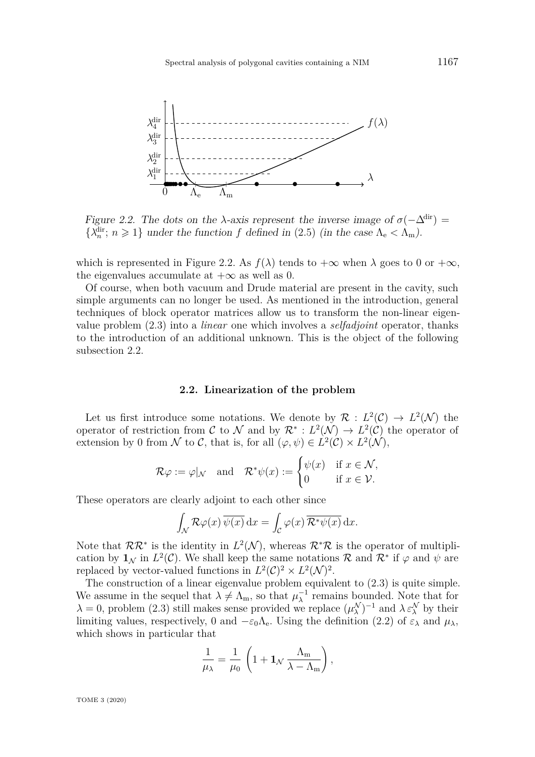*Figure 2.2. The dots on the $\lambda$-axis represent the inverse image of $\sigma(-\Delta^{\mathrm{dir}}) = \{\lambda_n^{\mathrm{dir}};\, n \geqslant 1\}$ under the function $f$ defined in (2.5) (in the case $\Lambda_{\mathrm{e}} < \Lambda_{\mathrm{m}}$).*

which is represented in Figure 2.2. As $f(\lambda)$ tends to $+\infty$ when $\lambda$ goes to 0 or $+\infty$, the eigenvalues accumulate at $+\infty$ as well as 0.

Of course, when both vacuum and Drude material are present in the cavity, such simple arguments can no longer be used. As mentioned in the introduction, general techniques of block operator matrices allow us to transform the non-linear eigenvalue problem (2.3) into a *linear* one which involves a *selfadjoint* operator, thanks to the introduction of an additional unknown. This is the object of the following subsection 2.2.

### 2.2. Linearization of the problem

Let us first introduce some notations. We denote by $\mathcal{R} : L^2(\mathcal{C}) \to L^2(\mathcal{N})$ the operator of restriction from $\mathcal{C}$ to $\mathcal{N}$ and by $\mathcal{R}^* : L^2(\mathcal{N}) \to L^2(\mathcal{C})$ the operator of extension by 0 from $\mathcal{N}$ to $\mathcal{C}$, that is, for all $(\varphi, \psi) \in L^2(\mathcal{C}) \times L^2(\mathcal{N})$,

$$\mathcal{R}\varphi := \varphi|_{\mathcal{N}} \quad \text{and} \quad \mathcal{R}^*\psi(x) := \begin{cases} \psi(x) & \text{if } x \in \mathcal{N}, \\ 0 & \text{if } x \in \mathcal{V}. \end{cases}$$

These operators are clearly adjoint to each other since

$$\int_{\mathcal{N}} \mathcal{R}\varphi(x)\,\overline{\psi(x)}\,\mathrm{d}x = \int_{\mathcal{C}} \varphi(x)\,\overline{\mathcal{R}^*\psi(x)}\,\mathrm{d}x.$$

Note that $\mathcal{R}\mathcal{R}^*$ is the identity in $L^2(\mathcal{N})$, whereas $\mathcal{R}^*\mathcal{R}$ is the operator of multiplication by $\mathbf{1}_{\mathcal{N}}$ in $L^2(\mathcal{C})$. We shall keep the same notations $\mathcal{R}$ and $\mathcal{R}^*$ if $\varphi$ and $\psi$ are replaced by vector-valued functions in $L^2(\mathcal{C})^2 \times L^2(\mathcal{N})^2$.

The construction of a linear eigenvalue problem equivalent to (2.3) is quite simple. We assume in the sequel that $\lambda \neq \Lambda_{\mathrm{m}}$, so that $\mu_\lambda^{-1}$ remains bounded. Note that for $\lambda = 0$, problem (2.3) still makes sense provided we replace $(\mu_\lambda^{\mathcal{N}})^{-1}$ and $\lambda\,\varepsilon_\lambda^{\mathcal{N}}$ by their limiting values, respectively, 0 and $-\varepsilon_0\Lambda_{\mathrm{e}}$. Using the definition (2.2) of $\varepsilon_\lambda$ and $\mu_\lambda$, which shows in particular that

$$\frac{1}{\mu_\lambda} = \frac{1}{\mu_0}\left(1 + \mathbf{1}_{\mathcal{N}}\,\frac{\Lambda_{\mathrm{m}}}{\lambda - \Lambda_{\mathrm{m}}}\right),$$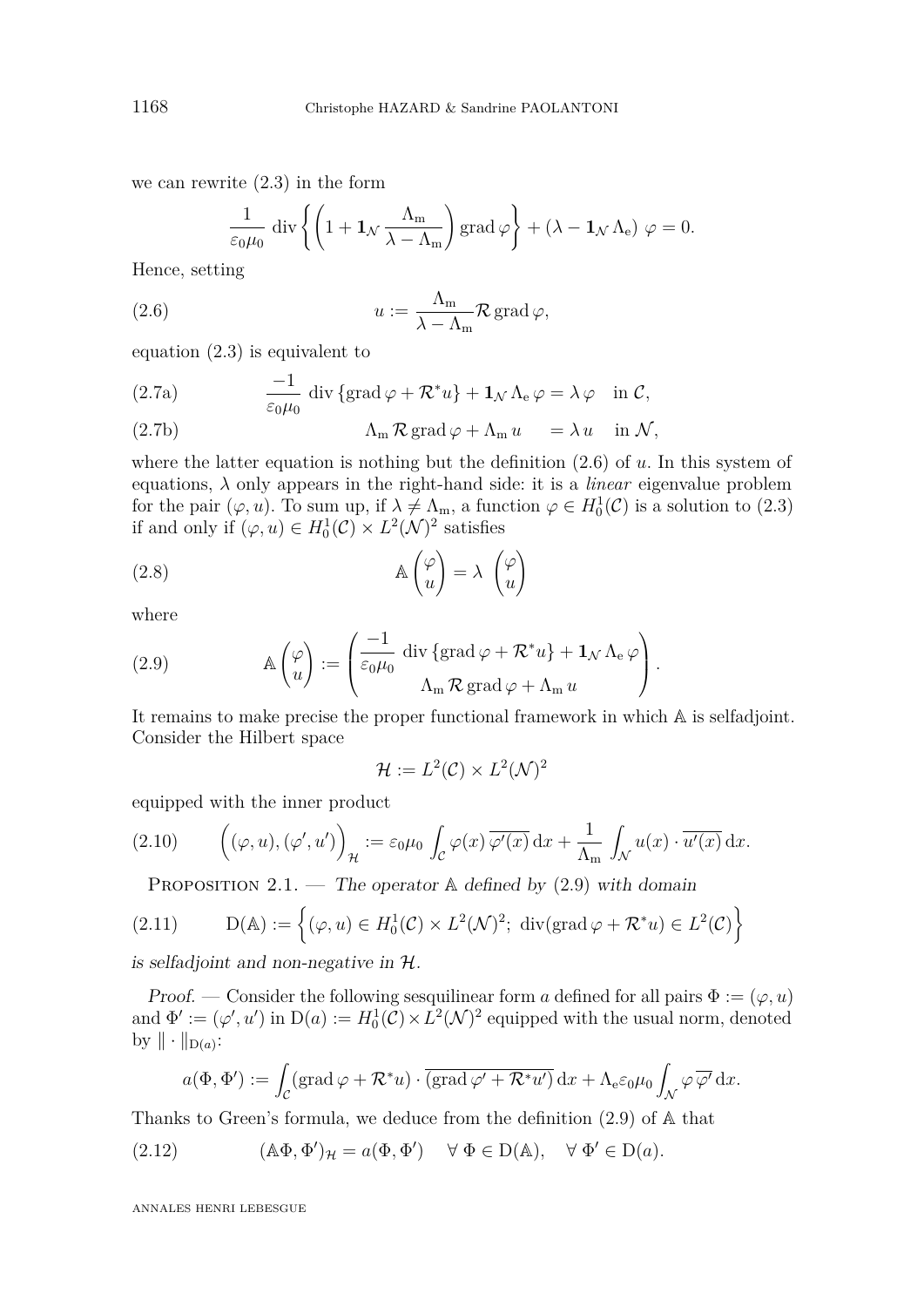we can rewrite (2.3) in the form

$$\frac{1}{\varepsilon_0\mu_0}\,\mathrm{div}\left\{\left(1+\mathbf{1}_{\mathcal{N}}\,\frac{\Lambda_{\mathrm{m}}}{\lambda-\Lambda_{\mathrm{m}}}\right)\mathrm{grad}\,\varphi\right\}+\left(\lambda-\mathbf{1}_{\mathcal{N}}\,\Lambda_{\mathrm{e}}\right)\,\varphi=0.$$

Hence, setting

$$u:=\frac{\Lambda_{\mathrm{m}}}{\lambda-\Lambda_{\mathrm{m}}}\mathcal{R}\,\mathrm{grad}\,\varphi, \tag{2.6}$$

equation (2.3) is equivalent to

$$\frac{-1}{\varepsilon_0\mu_0}\,\mathrm{div}\left\{\mathrm{grad}\,\varphi+\mathcal{R}^*u\right\}+\mathbf{1}_{\mathcal{N}}\,\Lambda_{\mathrm{e}}\,\varphi=\lambda\,\varphi\quad\text{in }\mathcal{C}, \tag{2.7a}$$

$$\Lambda_{\mathrm{m}}\,\mathcal{R}\,\mathrm{grad}\,\varphi+\Lambda_{\mathrm{m}}\,u\quad=\lambda\,u\quad\text{in }\mathcal{N}, \tag{2.7b}$$

where the latter equation is nothing but the definition (2.6) of $u$. In this system of equations, $\lambda$ only appears in the right-hand side: it is a *linear* eigenvalue problem for the pair $(\varphi,u)$. To sum up, if $\lambda\neq\Lambda_{\mathrm{m}}$, a function $\varphi\in H_0^1(\mathcal{C})$ is a solution to (2.3) if and only if $(\varphi,u)\in H_0^1(\mathcal{C})\times L^2(\mathcal{N})^2$ satisfies

$$\mathbb{A}\begin{pmatrix}\varphi\\u\end{pmatrix}=\lambda\,\begin{pmatrix}\varphi\\u\end{pmatrix} \tag{2.8}$$

where

$$\mathbb{A}\begin{pmatrix}\varphi\\u\end{pmatrix}:=\begin{pmatrix}\dfrac{-1}{\varepsilon_0\mu_0}\,\mathrm{div}\left\{\mathrm{grad}\,\varphi+\mathcal{R}^*u\right\}+\mathbf{1}_{\mathcal{N}}\,\Lambda_{\mathrm{e}}\,\varphi\\ \Lambda_{\mathrm{m}}\,\mathcal{R}\,\mathrm{grad}\,\varphi+\Lambda_{\mathrm{m}}\,u\end{pmatrix}. \tag{2.9}$$

It remains to make precise the proper functional framework in which $\mathbb{A}$ is selfadjoint. Consider the Hilbert space

$$\mathcal{H}:=L^2(\mathcal{C})\times L^2(\mathcal{N})^2$$

equipped with the inner product

$$\Big((\varphi,u),(\varphi',u')\Big)_{\mathcal{H}}:=\varepsilon_0\mu_0\int_{\mathcal{C}}\varphi(x)\,\overline{\varphi'(x)}\,\mathrm{d}x+\frac{1}{\Lambda_{\mathrm{m}}}\int_{\mathcal{N}}u(x)\cdot\overline{u'(x)}\,\mathrm{d}x. \tag{2.10}$$

Proposition 2.1. — *The operator* $\mathbb{A}$ *defined by* (2.9) *with domain*

$$\mathrm{D}(\mathbb{A}):=\left\{(\varphi,u)\in H_0^1(\mathcal{C})\times L^2(\mathcal{N})^2;\ \mathrm{div}(\mathrm{grad}\,\varphi+\mathcal{R}^*u)\in L^2(\mathcal{C})\right\} \tag{2.11}$$

*is selfadjoint and non-negative in* $\mathcal{H}$.

*Proof.* — Consider the following sesquilinear form $a$ defined for all pairs $\Phi:=(\varphi,u)$ and $\Phi':=(\varphi',u')$ in $\mathrm{D}(a):=H_0^1(\mathcal{C})\times L^2(\mathcal{N})^2$ equipped with the usual norm, denoted by $\|\cdot\|_{\mathrm{D}(a)}$:

$$a(\Phi,\Phi'):=\int_{\mathcal{C}}(\mathrm{grad}\,\varphi+\mathcal{R}^*u)\cdot\overline{(\mathrm{grad}\,\varphi'+\mathcal{R}^*u')}\,\mathrm{d}x+\Lambda_{\mathrm{e}}\varepsilon_0\mu_0\int_{\mathcal{N}}\varphi\,\overline{\varphi'}\,\mathrm{d}x.$$

Thanks to Green's formula, we deduce from the definition (2.9) of $\mathbb{A}$ that

$$(\mathbb{A}\Phi,\Phi')_{\mathcal{H}}=a(\Phi,\Phi')\quad\ \forall\;\Phi\in\mathrm{D}(\mathbb{A}),\quad\forall\;\Phi'\in\mathrm{D}(a). \tag{2.12}$$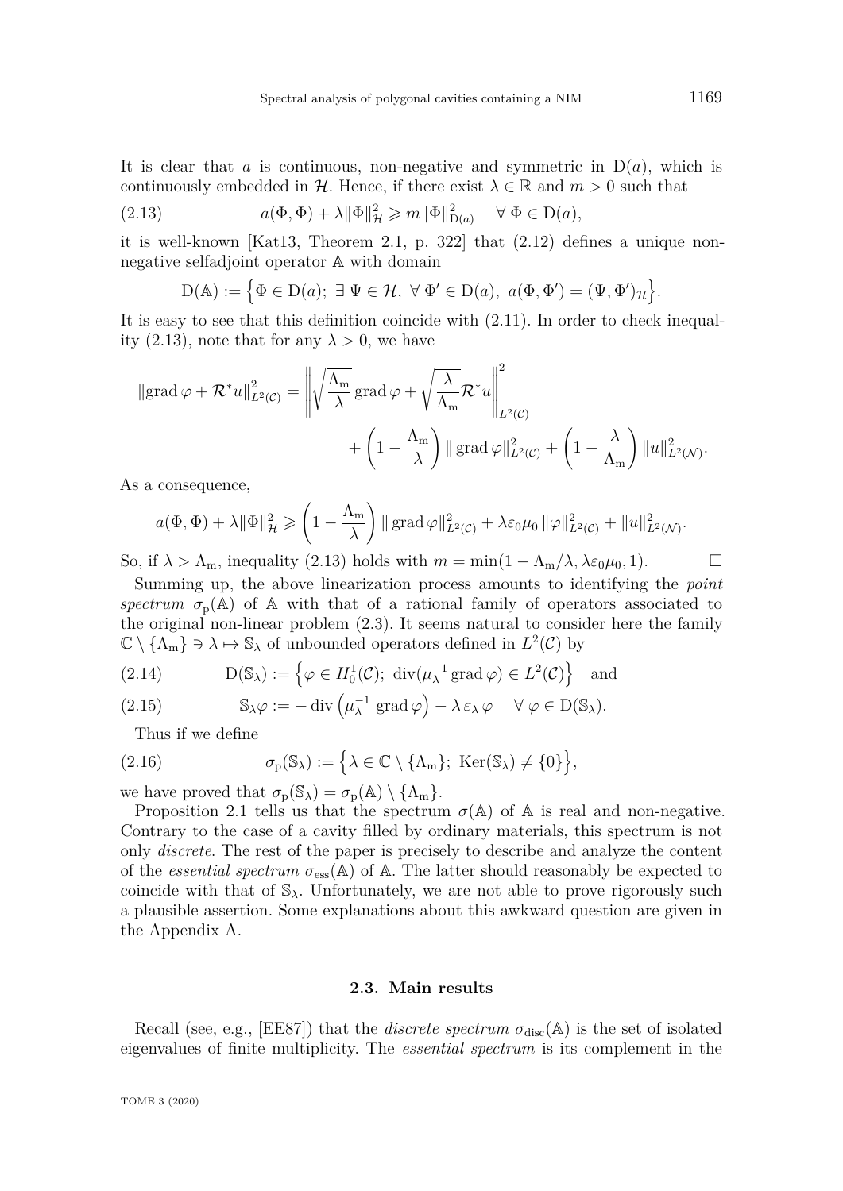It is clear that $a$ is continuous, non-negative and symmetric in $\mathrm{D}(a)$, which is continuously embedded in $\mathcal{H}$. Hence, if there exist $\lambda \in \mathbb{R}$ and $m > 0$ such that

$$a(\Phi,\Phi) + \lambda \|\Phi\|_{\mathcal{H}}^2 \geqslant m \|\Phi\|_{\mathrm{D}(a)}^2 \quad \forall\, \Phi \in \mathrm{D}(a), \tag{2.13}$$

it is well-known [Kat13, Theorem 2.1, p. 322] that (2.12) defines a unique non-negative selfadjoint operator $\mathbb{A}$ with domain

$$\mathrm{D}(\mathbb{A}) := \Big\{ \Phi \in \mathrm{D}(a);\ \exists\, \Psi \in \mathcal{H},\ \forall\, \Phi' \in \mathrm{D}(a),\ a(\Phi,\Phi') = (\Psi,\Phi')_{\mathcal{H}} \Big\}.$$

It is easy to see that this definition coincide with (2.11). In order to check inequality (2.13), note that for any $\lambda > 0$, we have

$$\|\operatorname{grad}\varphi + \mathcal{R}^* u\|_{L^2(\mathcal{C})}^2 = \left\| \sqrt{\frac{\Lambda_{\mathrm{m}}}{\lambda}} \operatorname{grad}\varphi + \sqrt{\frac{\lambda}{\Lambda_{\mathrm{m}}}} \mathcal{R}^* u \right\|_{L^2(\mathcal{C})}^2 + \left(1 - \frac{\Lambda_{\mathrm{m}}}{\lambda}\right) \|\operatorname{grad}\varphi\|_{L^2(\mathcal{C})}^2 + \left(1 - \frac{\lambda}{\Lambda_{\mathrm{m}}}\right) \|u\|_{L^2(\mathcal{N})}^2.$$

As a consequence,

$$a(\Phi,\Phi) + \lambda \|\Phi\|_{\mathcal{H}}^2 \geqslant \left(1 - \frac{\Lambda_{\mathrm{m}}}{\lambda}\right) \|\operatorname{grad}\varphi\|_{L^2(\mathcal{C})}^2 + \lambda \varepsilon_0 \mu_0 \|\varphi\|_{L^2(\mathcal{C})}^2 + \|u\|_{L^2(\mathcal{N})}^2.$$

So, if $\lambda > \Lambda_{\mathrm{m}}$, inequality (2.13) holds with $m = \min(1 - \Lambda_{\mathrm{m}}/\lambda, \lambda\varepsilon_0\mu_0, 1)$. □

Summing up, the above linearization process amounts to identifying the *point spectrum* $\sigma_{\mathrm{p}}(\mathbb{A})$ of $\mathbb{A}$ with that of a rational family of operators associated to the original non-linear problem (2.3). It seems natural to consider here the family $\mathbb{C} \setminus \{\Lambda_{\mathrm{m}}\} \ni \lambda \mapsto \mathbb{S}_\lambda$ of unbounded operators defined in $L^2(\mathcal{C})$ by

$$\mathrm{D}(\mathbb{S}_\lambda) := \Big\{ \varphi \in H_0^1(\mathcal{C});\ \operatorname{div}(\mu_\lambda^{-1} \operatorname{grad}\varphi) \in L^2(\mathcal{C}) \Big\} \quad \text{and} \tag{2.14}$$

$$\mathbb{S}_\lambda \varphi := -\operatorname{div}\left(\mu_\lambda^{-1} \operatorname{grad}\varphi\right) - \lambda\, \varepsilon_\lambda\, \varphi \quad \forall\, \varphi \in \mathrm{D}(\mathbb{S}_\lambda). \tag{2.15}$$

Thus if we define

$$\sigma_{\mathrm{p}}(\mathbb{S}_\lambda) := \Big\{ \lambda \in \mathbb{C} \setminus \{\Lambda_{\mathrm{m}}\};\ \operatorname{Ker}(\mathbb{S}_\lambda) \neq \{0\} \Big\}, \tag{2.16}$$

we have proved that $\sigma_{\mathrm{p}}(\mathbb{S}_\lambda) = \sigma_{\mathrm{p}}(\mathbb{A}) \setminus \{\Lambda_{\mathrm{m}}\}$.

Proposition 2.1 tells us that the spectrum $\sigma(\mathbb{A})$ of $\mathbb{A}$ is real and non-negative. Contrary to the case of a cavity filled by ordinary materials, this spectrum is not only *discrete*. The rest of the paper is precisely to describe and analyze the content of the *essential spectrum* $\sigma_{\mathrm{ess}}(\mathbb{A})$ of $\mathbb{A}$. The latter should reasonably be expected to coincide with that of $\mathbb{S}_\lambda$. Unfortunately, we are not able to prove rigorously such a plausible assertion. Some explanations about this awkward question are given in the Appendix A.

### 2.3. Main results

Recall (see, e.g., [EE87]) that the *discrete spectrum* $\sigma_{\mathrm{disc}}(\mathbb{A})$ is the set of isolated eigenvalues of finite multiplicity. The *essential spectrum* is its complement in the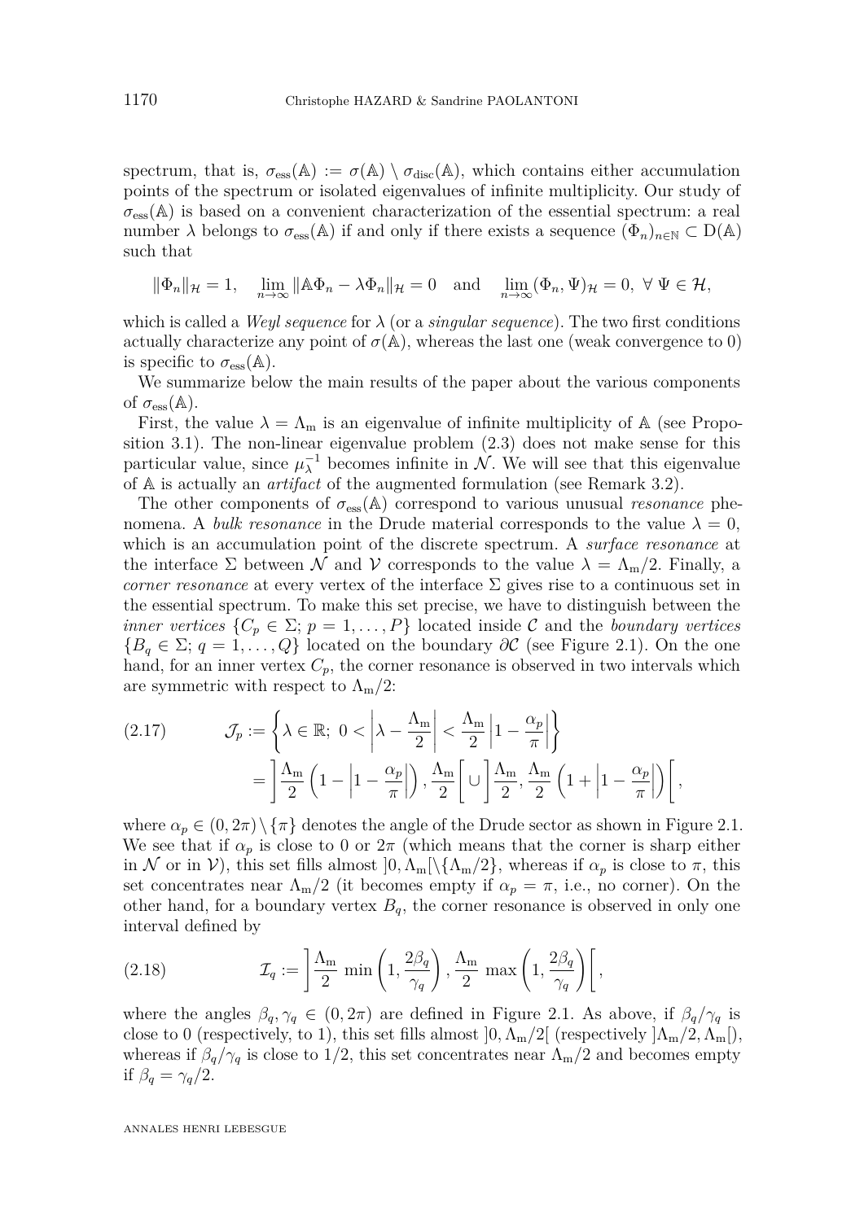spectrum, that is, $\sigma_{\mathrm{ess}}(\mathbb{A}) := \sigma(\mathbb{A}) \setminus \sigma_{\mathrm{disc}}(\mathbb{A})$, which contains either accumulation points of the spectrum or isolated eigenvalues of infinite multiplicity. Our study of $\sigma_{\mathrm{ess}}(\mathbb{A})$ is based on a convenient characterization of the essential spectrum: a real number $\lambda$ belongs to $\sigma_{\mathrm{ess}}(\mathbb{A})$ if and only if there exists a sequence $(\Phi_n)_{n\in\mathbb{N}} \subset \mathrm{D}(\mathbb{A})$ such that

$$\|\Phi_n\|_{\mathcal{H}} = 1, \quad \lim_{n\to\infty} \|\mathbb{A}\Phi_n - \lambda\Phi_n\|_{\mathcal{H}} = 0 \quad \text{and} \quad \lim_{n\to\infty} (\Phi_n, \Psi)_{\mathcal{H}} = 0, \ \forall\, \Psi \in \mathcal{H},$$

which is called a *Weyl sequence* for $\lambda$ (or a *singular sequence*). The two first conditions actually characterize any point of $\sigma(\mathbb{A})$, whereas the last one (weak convergence to 0) is specific to $\sigma_{\mathrm{ess}}(\mathbb{A})$.

We summarize below the main results of the paper about the various components of $\sigma_{\mathrm{ess}}(\mathbb{A})$.

First, the value $\lambda = \Lambda_{\mathrm{m}}$ is an eigenvalue of infinite multiplicity of $\mathbb{A}$ (see Proposition 3.1). The non-linear eigenvalue problem (2.3) does not make sense for this particular value, since $\mu_\lambda^{-1}$ becomes infinite in $\mathcal{N}$. We will see that this eigenvalue of $\mathbb{A}$ is actually an *artifact* of the augmented formulation (see Remark 3.2).

The other components of $\sigma_{\mathrm{ess}}(\mathbb{A})$ correspond to various unusual *resonance* phenomena. A *bulk resonance* in the Drude material corresponds to the value $\lambda = 0$, which is an accumulation point of the discrete spectrum. A *surface resonance* at the interface $\Sigma$ between $\mathcal{N}$ and $\mathcal{V}$ corresponds to the value $\lambda = \Lambda_{\mathrm{m}}/2$. Finally, a *corner resonance* at every vertex of the interface $\Sigma$ gives rise to a continuous set in the essential spectrum. To make this set precise, we have to distinguish between the *inner vertices* $\{C_p \in \Sigma;\, p = 1, \ldots, P\}$ located inside $\mathcal{C}$ and the *boundary vertices* $\{B_q \in \Sigma;\, q = 1, \ldots, Q\}$ located on the boundary $\partial\mathcal{C}$ (see Figure 2.1). On the one hand, for an inner vertex $C_p$, the corner resonance is observed in two intervals which are symmetric with respect to $\Lambda_{\mathrm{m}}/2$:

$$\begin{aligned}
(2.17) \qquad \mathcal{J}_p &:= \left\{ \lambda \in \mathbb{R};\ 0 < \left| \lambda - \frac{\Lambda_{\mathrm{m}}}{2} \right| < \frac{\Lambda_{\mathrm{m}}}{2} \left| 1 - \frac{\alpha_p}{\pi} \right| \right\} \\
&= \left] \frac{\Lambda_{\mathrm{m}}}{2} \left( 1 - \left| 1 - \frac{\alpha_p}{\pi} \right| \right), \frac{\Lambda_{\mathrm{m}}}{2} \right[ \cup \left] \frac{\Lambda_{\mathrm{m}}}{2}, \frac{\Lambda_{\mathrm{m}}}{2} \left( 1 + \left| 1 - \frac{\alpha_p}{\pi} \right| \right) \right[,
\end{aligned}$$

where $\alpha_p \in (0, 2\pi)\setminus\{\pi\}$ denotes the angle of the Drude sector as shown in Figure 2.1. We see that if $\alpha_p$ is close to 0 or $2\pi$ (which means that the corner is sharp either in $\mathcal{N}$ or in $\mathcal{V}$), this set fills almost $]0, \Lambda_{\mathrm{m}}[\setminus\{\Lambda_{\mathrm{m}}/2\}$, whereas if $\alpha_p$ is close to $\pi$, this set concentrates near $\Lambda_{\mathrm{m}}/2$ (it becomes empty if $\alpha_p = \pi$, i.e., no corner). On the other hand, for a boundary vertex $B_q$, the corner resonance is observed in only one interval defined by

$$(2.18) \qquad \mathcal{I}_q := \left] \frac{\Lambda_{\mathrm{m}}}{2} \min\left( 1, \frac{2\beta_q}{\gamma_q} \right), \frac{\Lambda_{\mathrm{m}}}{2} \max\left( 1, \frac{2\beta_q}{\gamma_q} \right) \right[,$$

where the angles $\beta_q, \gamma_q \in (0, 2\pi)$ are defined in Figure 2.1. As above, if $\beta_q/\gamma_q$ is close to 0 (respectively, to 1), this set fills almost $]0, \Lambda_{\mathrm{m}}/2[$ (respectively $]\Lambda_{\mathrm{m}}/2, \Lambda_{\mathrm{m}}[$), whereas if $\beta_q/\gamma_q$ is close to $1/2$, this set concentrates near $\Lambda_{\mathrm{m}}/2$ and becomes empty if $\beta_q = \gamma_q/2$.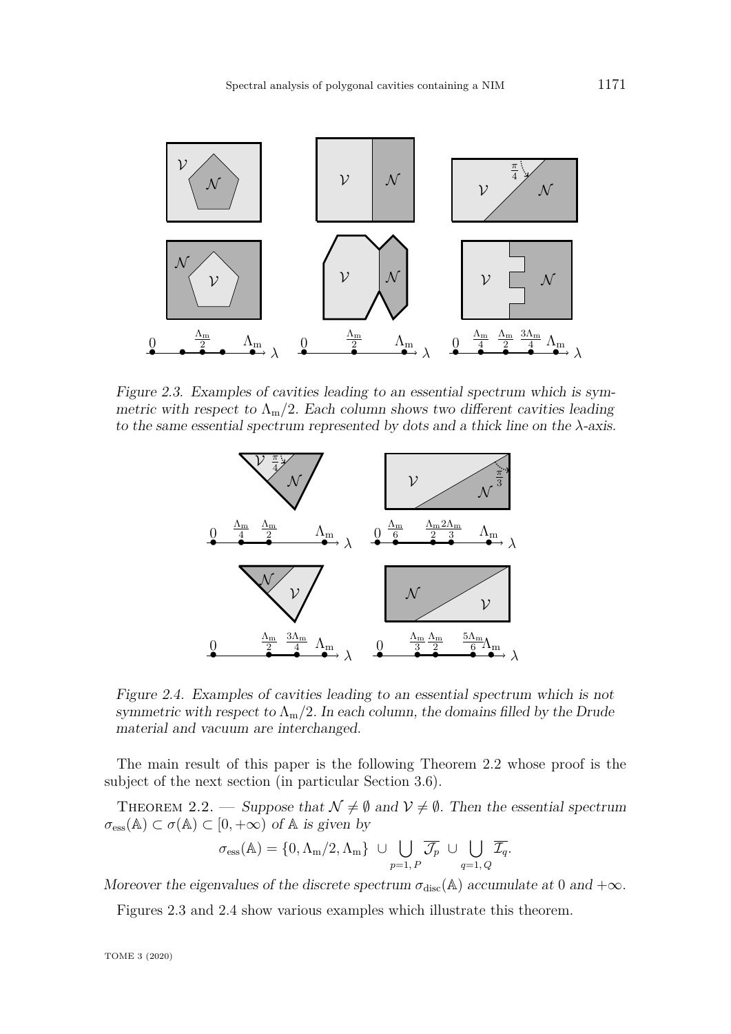Figure 2.3. Examples of cavities leading to an essential spectrum which is symmetric with respect to $\Lambda_{\mathrm{m}}/2$. Each column shows two different cavities leading to the same essential spectrum represented by dots and a thick line on the $\lambda$-axis.

Figure 2.4. Examples of cavities leading to an essential spectrum which is not symmetric with respect to $\Lambda_{\mathrm{m}}/2$. In each column, the domains filled by the Drude material and vacuum are interchanged.

The main result of this paper is the following Theorem 2.2 whose proof is the subject of the next section (in particular Section 3.6).

Theorem 2.2. — *Suppose that $\mathcal{N} \neq \emptyset$ and $\mathcal{V} \neq \emptyset$. Then the essential spectrum $\sigma_{\mathrm{ess}}(\mathbb{A}) \subset \sigma(\mathbb{A}) \subset [0, +\infty)$ of $\mathbb{A}$ is given by*

$$\sigma_{\mathrm{ess}}(\mathbb{A}) = \{0, \Lambda_{\mathrm{m}}/2, \Lambda_{\mathrm{m}}\} \;\cup \bigcup_{p=1,P} \overline{\mathcal{J}_p} \;\cup \bigcup_{q=1,Q} \overline{\mathcal{I}_q}.$$

*Moreover the eigenvalues of the discrete spectrum $\sigma_{\mathrm{disc}}(\mathbb{A})$ accumulate at 0 and $+\infty$.*

Figures 2.3 and 2.4 show various examples which illustrate this theorem.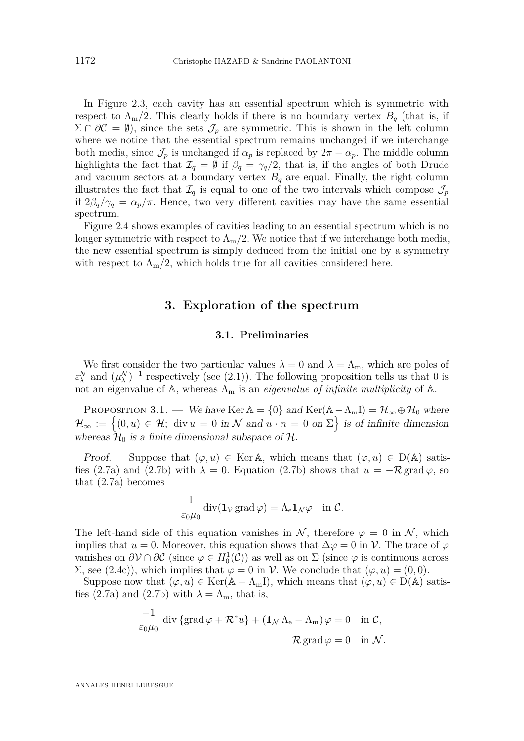In Figure 2.3, each cavity has an essential spectrum which is symmetric with respect to $\Lambda_{\mathrm{m}}/2$. This clearly holds if there is no boundary vertex $B_q$ (that is, if $\Sigma \cap \partial\mathcal{C} = \emptyset$), since the sets $\mathcal{J}_p$ are symmetric. This is shown in the left column where we notice that the essential spectrum remains unchanged if we interchange both media, since $\mathcal{J}_p$ is unchanged if $\alpha_p$ is replaced by $2\pi - \alpha_p$. The middle column highlights the fact that $\mathcal{I}_q = \emptyset$ if $\beta_q = \gamma_q/2$, that is, if the angles of both Drude and vacuum sectors at a boundary vertex $B_q$ are equal. Finally, the right column illustrates the fact that $\mathcal{I}_q$ is equal to one of the two intervals which compose $\mathcal{J}_p$ if $2\beta_q/\gamma_q = \alpha_p/\pi$. Hence, two very different cavities may have the same essential spectrum.

Figure 2.4 shows examples of cavities leading to an essential spectrum which is no longer symmetric with respect to $\Lambda_{\mathrm{m}}/2$. We notice that if we interchange both media, the new essential spectrum is simply deduced from the initial one by a symmetry with respect to $\Lambda_{\mathrm{m}}/2$, which holds true for all cavities considered here.

## 3. Exploration of the spectrum

### 3.1. Preliminaries

We first consider the two particular values $\lambda = 0$ and $\lambda = \Lambda_{\mathrm{m}}$, which are poles of $\varepsilon_\lambda^{\mathcal{N}}$ and $(\mu_\lambda^{\mathcal{N}})^{-1}$ respectively (see (2.1)). The following proposition tells us that 0 is not an eigenvalue of $\mathbb{A}$, whereas $\Lambda_{\mathrm{m}}$ is an *eigenvalue of infinite multiplicity* of $\mathbb{A}$.

Proposition 3.1. — *We have* $\operatorname{Ker}\mathbb{A} = \{0\}$ *and* $\operatorname{Ker}(\mathbb{A} - \Lambda_{\mathrm{m}}\mathrm{I}) = \mathcal{H}_\infty \oplus \mathcal{H}_0$ *where* $\mathcal{H}_\infty := \left\{(0, u) \in \mathcal{H};\ \operatorname{div} u = 0 \text{ in } \mathcal{N} \text{ and } u \cdot n = 0 \text{ on } \Sigma\right\}$ *is of infinite dimension whereas* $\mathcal{H}_0$ *is a finite dimensional subspace of* $\mathcal{H}$.

*Proof.* — Suppose that $(\varphi, u) \in \operatorname{Ker}\mathbb{A}$, which means that $(\varphi, u) \in \mathrm{D}(\mathbb{A})$ satisfies (2.7a) and (2.7b) with $\lambda = 0$. Equation (2.7b) shows that $u = -\mathcal{R}\operatorname{grad}\varphi$, so that (2.7a) becomes

$$\frac{1}{\varepsilon_0\mu_0}\operatorname{div}(\mathbf{1}_{\mathcal{V}}\operatorname{grad}\varphi) = \Lambda_{\mathrm{e}}\mathbf{1}_{\mathcal{N}}\varphi \quad \text{in } \mathcal{C}.$$

The left-hand side of this equation vanishes in $\mathcal{N}$, therefore $\varphi = 0$ in $\mathcal{N}$, which implies that $u = 0$. Moreover, this equation shows that $\Delta\varphi = 0$ in $\mathcal{V}$. The trace of $\varphi$ vanishes on $\partial\mathcal{V} \cap \partial\mathcal{C}$ (since $\varphi \in H_0^1(\mathcal{C})$) as well as on $\Sigma$ (since $\varphi$ is continuous across $\Sigma$, see (2.4c)), which implies that $\varphi = 0$ in $\mathcal{V}$. We conclude that $(\varphi, u) = (0, 0)$.

Suppose now that $(\varphi, u) \in \operatorname{Ker}(\mathbb{A} - \Lambda_{\mathrm{m}}\mathrm{I})$, which means that $(\varphi, u) \in \mathrm{D}(\mathbb{A})$ satisfies (2.7a) and (2.7b) with $\lambda = \Lambda_{\mathrm{m}}$, that is,

$$\frac{-1}{\varepsilon_0\mu_0}\operatorname{div}\{\operatorname{grad}\varphi + \mathcal{R}^* u\} + (\mathbf{1}_{\mathcal{N}}\Lambda_{\mathrm{e}} - \Lambda_{\mathrm{m}})\,\varphi = 0 \quad \text{in } \mathcal{C},$$

$$\mathcal{R}\operatorname{grad}\varphi = 0 \quad \text{in } \mathcal{N}.$$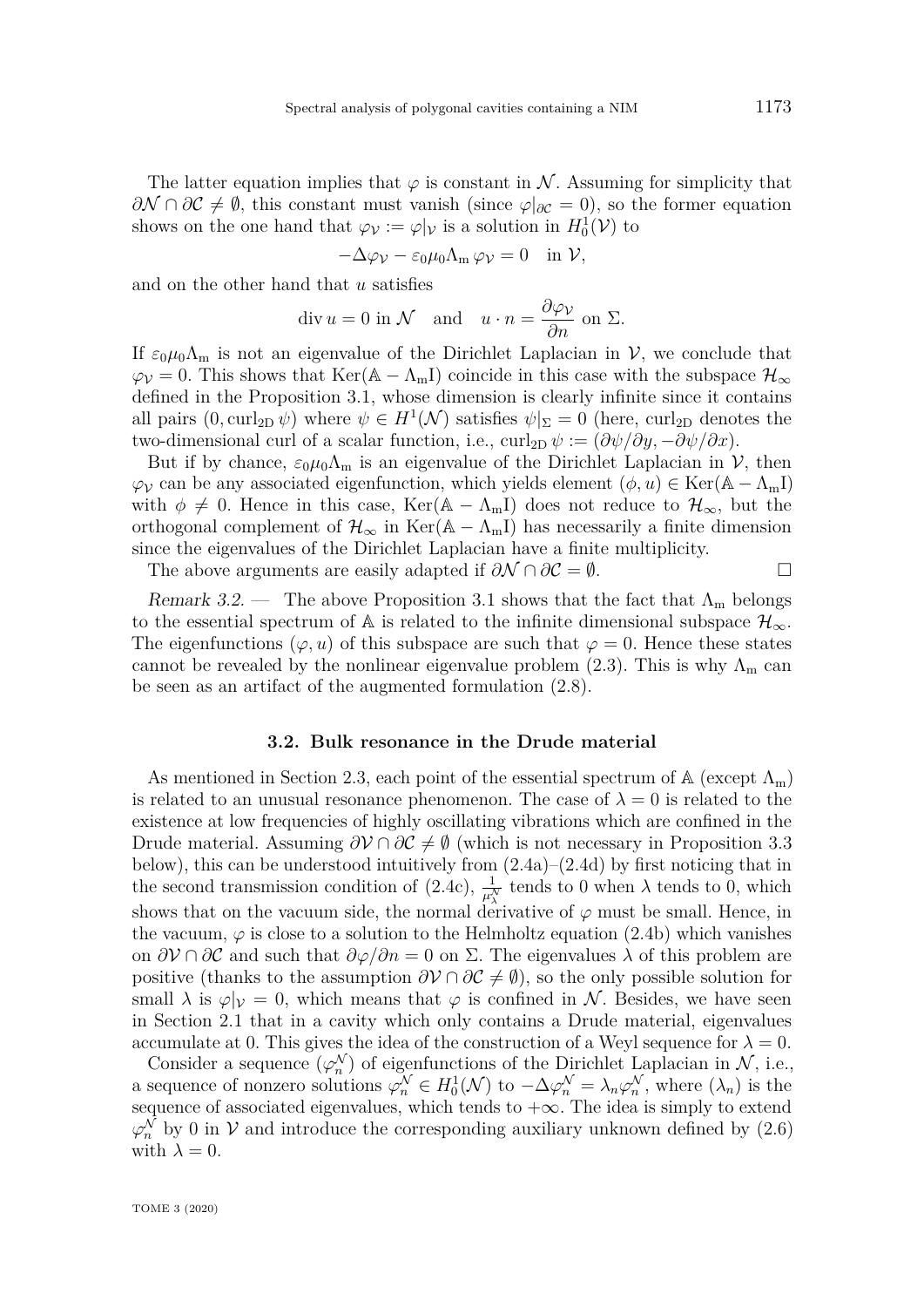The latter equation implies that $\varphi$ is constant in $\mathcal{N}$. Assuming for simplicity that $\partial\mathcal{N} \cap \partial\mathcal{C} \neq \emptyset$, this constant must vanish (since $\varphi|_{\partial\mathcal{C}} = 0$), so the former equation shows on the one hand that $\varphi_{\mathcal{V}} := \varphi|_{\mathcal{V}}$ is a solution in $H_0^1(\mathcal{V})$ to

$$-\Delta\varphi_{\mathcal{V}} - \varepsilon_0\mu_0\Lambda_{\mathrm{m}}\,\varphi_{\mathcal{V}} = 0 \quad \text{in } \mathcal{V},$$

and on the other hand that $u$ satisfies

$$\operatorname{div} u = 0 \text{ in } \mathcal{N} \quad \text{and} \quad u \cdot n = \frac{\partial\varphi_{\mathcal{V}}}{\partial n} \text{ on } \Sigma.$$

If $\varepsilon_0\mu_0\Lambda_{\mathrm{m}}$ is not an eigenvalue of the Dirichlet Laplacian in $\mathcal{V}$, we conclude that $\varphi_{\mathcal{V}} = 0$. This shows that $\operatorname{Ker}(\mathbb{A} - \Lambda_{\mathrm{m}}\mathrm{I})$ coincide in this case with the subspace $\mathcal{H}_\infty$ defined in the Proposition 3.1, whose dimension is clearly infinite since it contains all pairs $(0, \operatorname{curl}_{2\mathrm{D}}\psi)$ where $\psi \in H^1(\mathcal{N})$ satisfies $\psi|_\Sigma = 0$ (here, $\operatorname{curl}_{2\mathrm{D}}$ denotes the two-dimensional curl of a scalar function, i.e., $\operatorname{curl}_{2\mathrm{D}}\psi := (\partial\psi/\partial y, -\partial\psi/\partial x)$.

But if by chance, $\varepsilon_0\mu_0\Lambda_{\mathrm{m}}$ is an eigenvalue of the Dirichlet Laplacian in $\mathcal{V}$, then $\varphi_{\mathcal{V}}$ can be any associated eigenfunction, which yields element $(\phi, u) \in \operatorname{Ker}(\mathbb{A} - \Lambda_{\mathrm{m}}\mathrm{I})$ with $\phi \neq 0$. Hence in this case, $\operatorname{Ker}(\mathbb{A} - \Lambda_{\mathrm{m}}\mathrm{I})$ does not reduce to $\mathcal{H}_\infty$, but the orthogonal complement of $\mathcal{H}_\infty$ in $\operatorname{Ker}(\mathbb{A} - \Lambda_{\mathrm{m}}\mathrm{I})$ has necessarily a finite dimension since the eigenvalues of the Dirichlet Laplacian have a finite multiplicity.

The above arguments are easily adapted if $\partial\mathcal{N} \cap \partial\mathcal{C} = \emptyset$. □

*Remark 3.2.* — The above Proposition 3.1 shows that the fact that $\Lambda_{\mathrm{m}}$ belongs to the essential spectrum of $\mathbb{A}$ is related to the infinite dimensional subspace $\mathcal{H}_\infty$. The eigenfunctions $(\varphi, u)$ of this subspace are such that $\varphi = 0$. Hence these states cannot be revealed by the nonlinear eigenvalue problem (2.3). This is why $\Lambda_{\mathrm{m}}$ can be seen as an artifact of the augmented formulation (2.8).

### 3.2. Bulk resonance in the Drude material

As mentioned in Section 2.3, each point of the essential spectrum of $\mathbb{A}$ (except $\Lambda_{\mathrm{m}}$) is related to an unusual resonance phenomenon. The case of $\lambda = 0$ is related to the existence at low frequencies of highly oscillating vibrations which are confined in the Drude material. Assuming $\partial\mathcal{V} \cap \partial\mathcal{C} \neq \emptyset$ (which is not necessary in Proposition 3.3 below), this can be understood intuitively from (2.4a)–(2.4d) by first noticing that in the second transmission condition of (2.4c), $\frac{1}{\mu_\lambda^{\mathcal{N}}}$ tends to 0 when $\lambda$ tends to 0, which shows that on the vacuum side, the normal derivative of $\varphi$ must be small. Hence, in the vacuum, $\varphi$ is close to a solution to the Helmholtz equation (2.4b) which vanishes on $\partial\mathcal{V} \cap \partial\mathcal{C}$ and such that $\partial\varphi/\partial n = 0$ on $\Sigma$. The eigenvalues $\lambda$ of this problem are positive (thanks to the assumption $\partial\mathcal{V} \cap \partial\mathcal{C} \neq \emptyset$), so the only possible solution for small $\lambda$ is $\varphi|_{\mathcal{V}} = 0$, which means that $\varphi$ is confined in $\mathcal{N}$. Besides, we have seen in Section 2.1 that in a cavity which only contains a Drude material, eigenvalues accumulate at 0. This gives the idea of the construction of a Weyl sequence for $\lambda = 0$.

Consider a sequence $(\varphi_n^{\mathcal{N}})$ of eigenfunctions of the Dirichlet Laplacian in $\mathcal{N}$, i.e., a sequence of nonzero solutions $\varphi_n^{\mathcal{N}} \in H_0^1(\mathcal{N})$ to $-\Delta\varphi_n^{\mathcal{N}} = \lambda_n\varphi_n^{\mathcal{N}}$, where $(\lambda_n)$ is the sequence of associated eigenvalues, which tends to $+\infty$. The idea is simply to extend $\varphi_n^{\mathcal{N}}$ by 0 in $\mathcal{V}$ and introduce the corresponding auxiliary unknown defined by (2.6) with $\lambda = 0$.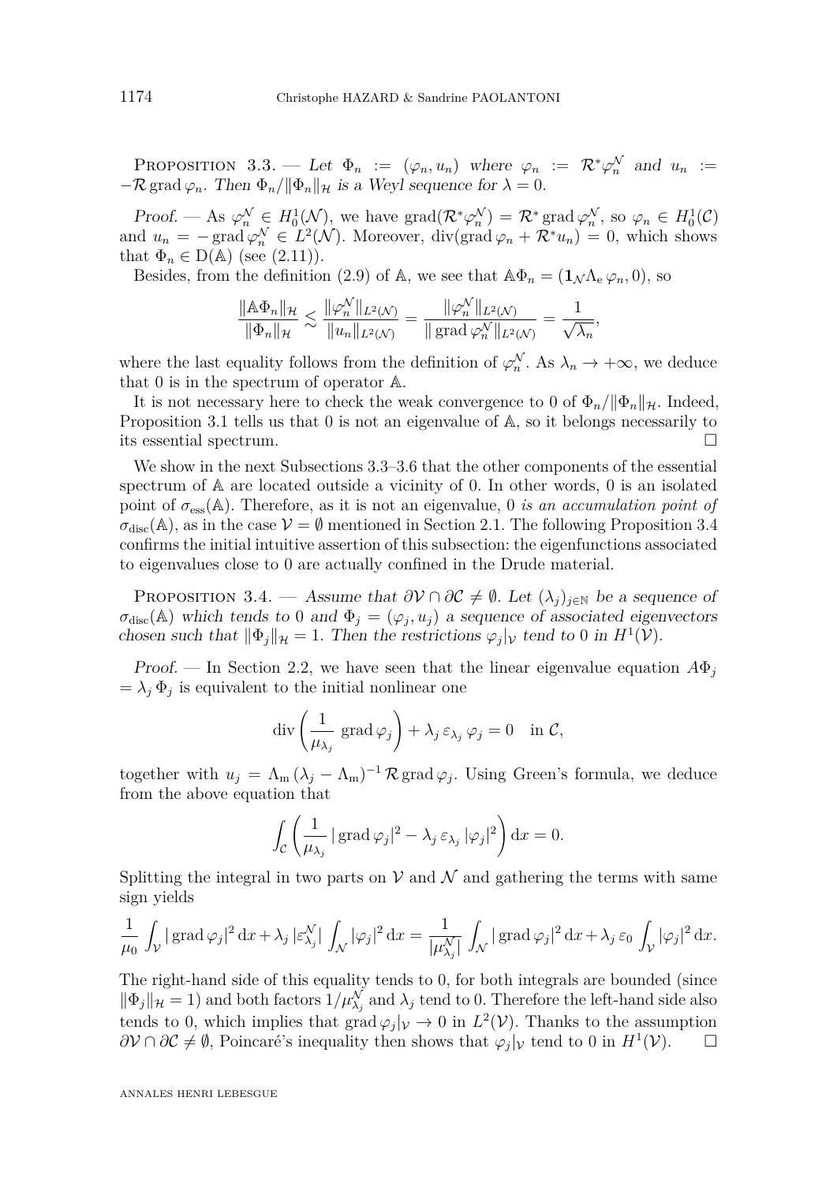**Proposition 3.3.** — *Let $\Phi_n := (\varphi_n, u_n)$ where $\varphi_n := \mathcal{R}^* \varphi_n^{\mathcal{N}}$ and $u_n := -\mathcal{R}\,\mathrm{grad}\,\varphi_n$. Then $\Phi_n / \|\Phi_n\|_{\mathcal{H}}$ is a Weyl sequence for $\lambda = 0$.*

*Proof.* — As $\varphi_n^{\mathcal{N}} \in H_0^1(\mathcal{N})$, we have $\mathrm{grad}(\mathcal{R}^* \varphi_n^{\mathcal{N}}) = \mathcal{R}^* \,\mathrm{grad}\,\varphi_n^{\mathcal{N}}$, so $\varphi_n \in H_0^1(\mathcal{C})$ and $u_n = -\,\mathrm{grad}\,\varphi_n^{\mathcal{N}} \in L^2(\mathcal{N})$. Moreover, $\mathrm{div}(\mathrm{grad}\,\varphi_n + \mathcal{R}^* u_n) = 0$, which shows that $\Phi_n \in \mathrm{D}(\mathbb{A})$ (see (2.11)).

Besides, from the definition (2.9) of $\mathbb{A}$, we see that $\mathbb{A}\Phi_n = (\mathbf{1}_{\mathcal{N}} \Lambda_{\mathrm{e}}\, \varphi_n, 0)$, so

$$
\frac{\|\mathbb{A}\Phi_n\|_{\mathcal{H}}}{\|\Phi_n\|_{\mathcal{H}}} \lesssim \frac{\|\varphi_n^{\mathcal{N}}\|_{L^2(\mathcal{N})}}{\|u_n\|_{L^2(\mathcal{N})}} = \frac{\|\varphi_n^{\mathcal{N}}\|_{L^2(\mathcal{N})}}{\|\,\mathrm{grad}\,\varphi_n^{\mathcal{N}}\|_{L^2(\mathcal{N})}} = \frac{1}{\sqrt{\lambda_n}},
$$

where the last equality follows from the definition of $\varphi_n^{\mathcal{N}}$. As $\lambda_n \to +\infty$, we deduce that 0 is in the spectrum of operator $\mathbb{A}$.

It is not necessary here to check the weak convergence to 0 of $\Phi_n / \|\Phi_n\|_{\mathcal{H}}$. Indeed, Proposition 3.1 tells us that 0 is not an eigenvalue of $\mathbb{A}$, so it belongs necessarily to its essential spectrum. $\square$

We show in the next Subsections 3.3–3.6 that the other components of the essential spectrum of $\mathbb{A}$ are located outside a vicinity of 0. In other words, 0 is an isolated point of $\sigma_{\mathrm{ess}}(\mathbb{A})$. Therefore, as it is not an eigenvalue, 0 *is an accumulation point of* $\sigma_{\mathrm{disc}}(\mathbb{A})$, as in the case $\mathcal{V} = \emptyset$ mentioned in Section 2.1. The following Proposition 3.4 confirms the initial intuitive assertion of this subsection: the eigenfunctions associated to eigenvalues close to 0 are actually confined in the Drude material.

**Proposition 3.4.** — *Assume that $\partial\mathcal{V} \cap \partial\mathcal{C} \neq \emptyset$. Let $(\lambda_j)_{j\in\mathbb{N}}$ be a sequence of $\sigma_{\mathrm{disc}}(\mathbb{A})$ which tends to 0 and $\Phi_j = (\varphi_j, u_j)$ a sequence of associated eigenvectors chosen such that $\|\Phi_j\|_{\mathcal{H}} = 1$. Then the restrictions $\varphi_j|_{\mathcal{V}}$ tend to 0 in $H^1(\mathcal{V})$.*

*Proof.* — In Section 2.2, we have seen that the linear eigenvalue equation $A\Phi_j = \lambda_j \Phi_j$ is equivalent to the initial nonlinear one

$$
\mathrm{div}\left(\frac{1}{\mu_{\lambda_j}}\ \mathrm{grad}\,\varphi_j\right) + \lambda_j\, \varepsilon_{\lambda_j}\, \varphi_j = 0 \quad \text{in } \mathcal{C},
$$

together with $u_j = \Lambda_{\mathrm{m}}\, (\lambda_j - \Lambda_{\mathrm{m}})^{-1}\, \mathcal{R}\,\mathrm{grad}\,\varphi_j$. Using Green's formula, we deduce from the above equation that

$$
\int_{\mathcal{C}} \left(\frac{1}{\mu_{\lambda_j}}\, |\,\mathrm{grad}\,\varphi_j|^2 - \lambda_j\, \varepsilon_{\lambda_j}\, |\varphi_j|^2\right) \mathrm{d}x = 0.
$$

Splitting the integral in two parts on $\mathcal{V}$ and $\mathcal{N}$ and gathering the terms with same sign yields

$$
\frac{1}{\mu_0} \int_{\mathcal{V}} |\,\mathrm{grad}\,\varphi_j|^2\, \mathrm{d}x + \lambda_j\, |\varepsilon_{\lambda_j}^{\mathcal{N}}| \int_{\mathcal{N}} |\varphi_j|^2\, \mathrm{d}x = \frac{1}{|\mu_{\lambda_j}^{\mathcal{N}}|} \int_{\mathcal{N}} |\,\mathrm{grad}\,\varphi_j|^2\, \mathrm{d}x + \lambda_j\, \varepsilon_0 \int_{\mathcal{V}} |\varphi_j|^2\, \mathrm{d}x.
$$

The right-hand side of this equality tends to 0, for both integrals are bounded (since $\|\Phi_j\|_{\mathcal{H}} = 1$) and both factors $1/\mu_{\lambda_j}^{\mathcal{N}}$ and $\lambda_j$ tend to 0. Therefore the left-hand side also tends to 0, which implies that $\mathrm{grad}\,\varphi_j|_{\mathcal{V}} \to 0$ in $L^2(\mathcal{V})$. Thanks to the assumption $\partial\mathcal{V} \cap \partial\mathcal{C} \neq \emptyset$, Poincaré's inequality then shows that $\varphi_j|_{\mathcal{V}}$ tend to 0 in $H^1(\mathcal{V})$. $\square$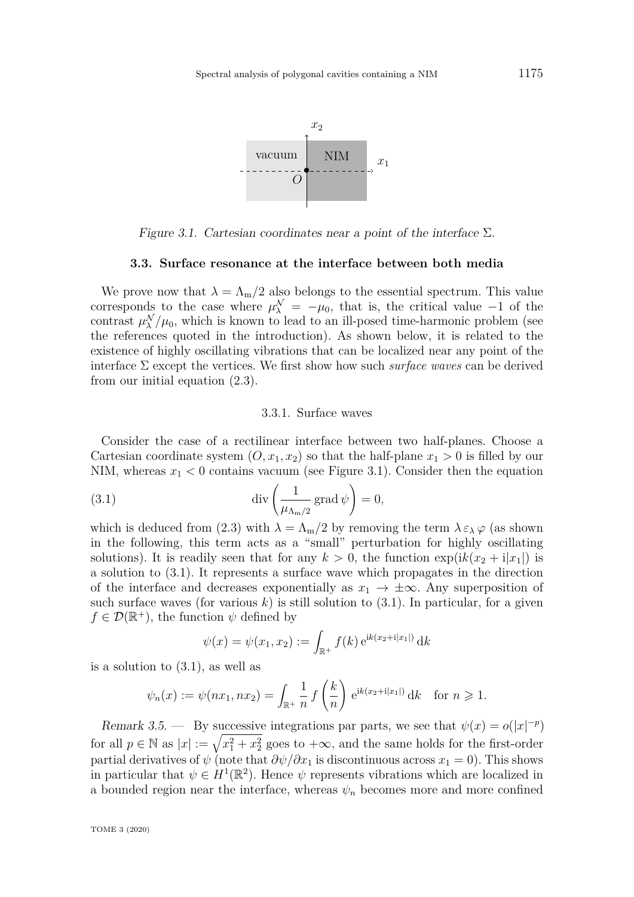Figure 3.1. Cartesian coordinates near a point of the interface $\Sigma$.

### 3.3. Surface resonance at the interface between both media

We prove now that $\lambda = \Lambda_{\mathrm{m}}/2$ also belongs to the essential spectrum. This value corresponds to the case where $\mu_\lambda^{\mathcal{N}} = -\mu_0$, that is, the critical value $-1$ of the contrast $\mu_\lambda^{\mathcal{N}}/\mu_0$, which is known to lead to an ill-posed time-harmonic problem (see the references quoted in the introduction). As shown below, it is related to the existence of highly oscillating vibrations that can be localized near any point of the interface $\Sigma$ except the vertices. We first show how such *surface waves* can be derived from our initial equation (2.3).

#### 3.3.1. Surface waves

Consider the case of a rectilinear interface between two half-planes. Choose a Cartesian coordinate system $(O, x_1, x_2)$ so that the half-plane $x_1 > 0$ is filled by our NIM, whereas $x_1 < 0$ contains vacuum (see Figure 3.1). Consider then the equation

$$\operatorname{div}\left(\frac{1}{\mu_{\Lambda_{\mathrm{m}}/2}} \operatorname{grad} \psi\right) = 0, \tag{3.1}$$

which is deduced from (2.3) with $\lambda = \Lambda_{\mathrm{m}}/2$ by removing the term $\lambda\, \varepsilon_\lambda\, \varphi$ (as shown in the following, this term acts as a "small" perturbation for highly oscillating solutions). It is readily seen that for any $k > 0$, the function $\exp(\mathrm{i}k(x_2 + \mathrm{i}|x_1|)$ is a solution to (3.1). It represents a surface wave which propagates in the direction of the interface and decreases exponentially as $x_1 \to \pm\infty$. Any superposition of such surface waves (for various $k$) is still solution to (3.1). In particular, for a given $f \in \mathcal{D}(\mathbb{R}^+)$, the function $\psi$ defined by

$$\psi(x) = \psi(x_1, x_2) := \int_{\mathbb{R}^+} f(k)\, \mathrm{e}^{\mathrm{i}k(x_2 + \mathrm{i}|x_1|)}\, \mathrm{d}k$$

is a solution to (3.1), as well as

$$\psi_n(x) := \psi(nx_1, nx_2) = \int_{\mathbb{R}^+} \frac{1}{n} f\left(\frac{k}{n}\right) \mathrm{e}^{\mathrm{i}k(x_2 + \mathrm{i}|x_1|)}\, \mathrm{d}k \quad \text{for } n \geqslant 1.$$

*Remark 3.5.* — By successive integrations par parts, we see that $\psi(x) = o(|x|^{-p})$ for all $p \in \mathbb{N}$ as $|x| := \sqrt{x_1^2 + x_2^2}$ goes to $+\infty$, and the same holds for the first-order partial derivatives of $\psi$ (note that $\partial\psi/\partial x_1$ is discontinuous across $x_1 = 0$). This shows in particular that $\psi \in H^1(\mathbb{R}^2)$. Hence $\psi$ represents vibrations which are localized in a bounded region near the interface, whereas $\psi_n$ becomes more and more confined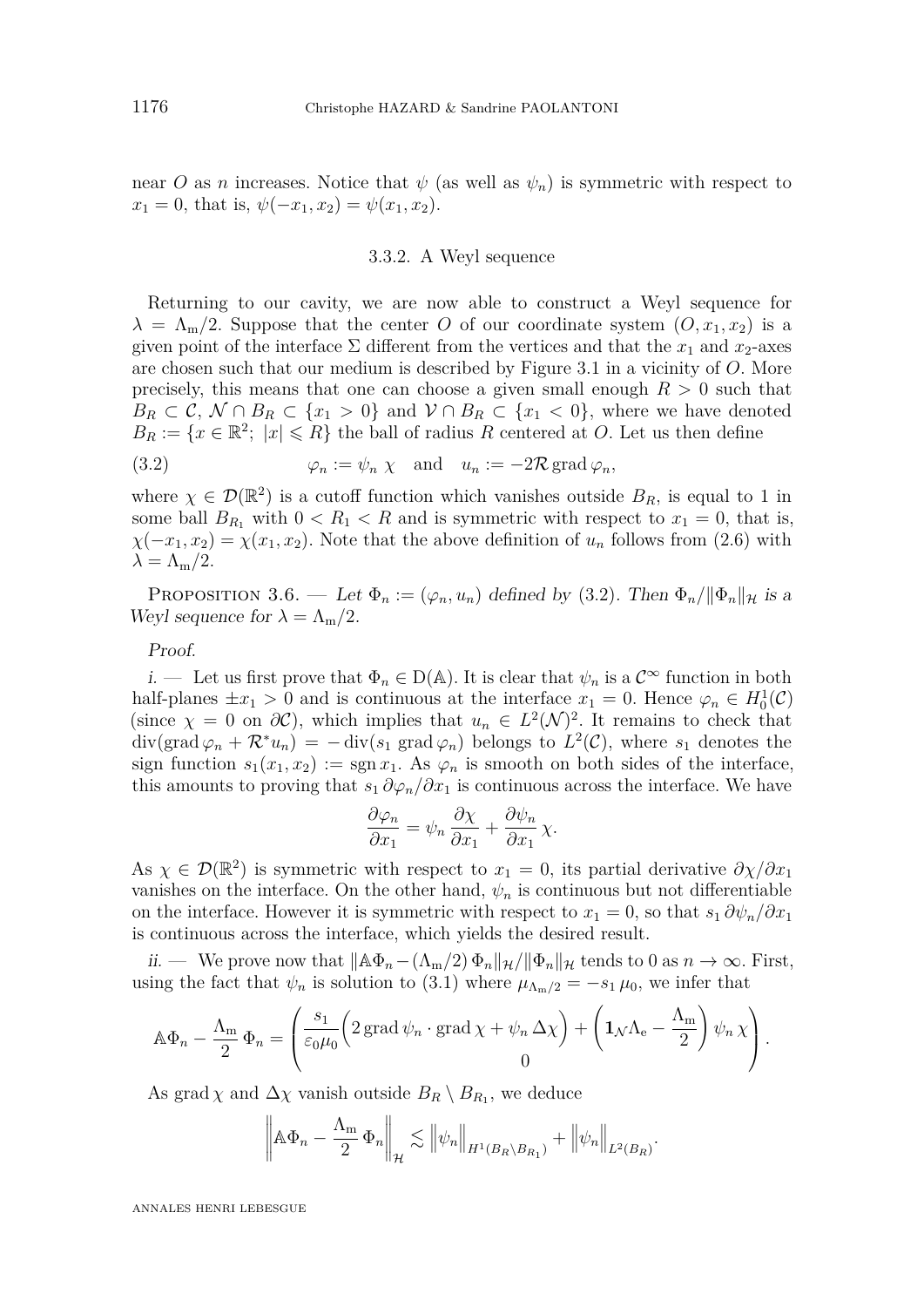near $O$ as $n$ increases. Notice that $\psi$ (as well as $\psi_n$) is symmetric with respect to $x_1 = 0$, that is, $\psi(-x_1, x_2) = \psi(x_1, x_2)$.

### 3.3.2. A Weyl sequence

Returning to our cavity, we are now able to construct a Weyl sequence for $\lambda = \Lambda_{\mathrm{m}}/2$. Suppose that the center $O$ of our coordinate system $(O, x_1, x_2)$ is a given point of the interface $\Sigma$ different from the vertices and that the $x_1$ and $x_2$-axes are chosen such that our medium is described by Figure 3.1 in a vicinity of $O$. More precisely, this means that one can choose a given small enough $R > 0$ such that $B_R \subset \mathcal{C}$, $\mathcal{N} \cap B_R \subset \{x_1 > 0\}$ and $\mathcal{V} \cap B_R \subset \{x_1 < 0\}$, where we have denoted $B_R := \{x \in \mathbb{R}^2;\ |x| \leqslant R\}$ the ball of radius $R$ centered at $O$. Let us then define

$$\varphi_n := \psi_n\, \chi \quad \text{and} \quad u_n := -2\mathcal{R}\operatorname{grad}\varphi_n, \tag{3.2}$$

where $\chi \in \mathcal{D}(\mathbb{R}^2)$ is a cutoff function which vanishes outside $B_R$, is equal to 1 in some ball $B_{R_1}$ with $0 < R_1 < R$ and is symmetric with respect to $x_1 = 0$, that is, $\chi(-x_1, x_2) = \chi(x_1, x_2)$. Note that the above definition of $u_n$ follows from (2.6) with $\lambda = \Lambda_{\mathrm{m}}/2$.

Proposition 3.6. — *Let $\Phi_n := (\varphi_n, u_n)$ defined by (3.2). Then $\Phi_n/\|\Phi_n\|_{\mathcal{H}}$ is a Weyl sequence for $\lambda = \Lambda_{\mathrm{m}}/2$.*

*Proof.*

*i.* — Let us first prove that $\Phi_n \in \mathrm{D}(\mathbb{A})$. It is clear that $\psi_n$ is a $\mathcal{C}^\infty$ function in both half-planes $\pm x_1 > 0$ and is continuous at the interface $x_1 = 0$. Hence $\varphi_n \in H_0^1(\mathcal{C})$ (since $\chi = 0$ on $\partial\mathcal{C}$), which implies that $u_n \in L^2(\mathcal{N})^2$. It remains to check that $\operatorname{div}(\operatorname{grad}\varphi_n + \mathcal{R}^* u_n) = -\operatorname{div}(s_1 \operatorname{grad}\varphi_n)$ belongs to $L^2(\mathcal{C})$, where $s_1$ denotes the sign function $s_1(x_1, x_2) := \operatorname{sgn} x_1$. As $\varphi_n$ is smooth on both sides of the interface, this amounts to proving that $s_1\, \partial\varphi_n/\partial x_1$ is continuous across the interface. We have

$$\frac{\partial \varphi_n}{\partial x_1} = \psi_n\, \frac{\partial \chi}{\partial x_1} + \frac{\partial \psi_n}{\partial x_1}\, \chi.$$

As $\chi \in \mathcal{D}(\mathbb{R}^2)$ is symmetric with respect to $x_1 = 0$, its partial derivative $\partial\chi/\partial x_1$ vanishes on the interface. On the other hand, $\psi_n$ is continuous but not differentiable on the interface. However it is symmetric with respect to $x_1 = 0$, so that $s_1\, \partial\psi_n/\partial x_1$ is continuous across the interface, which yields the desired result.

*ii.* — We prove now that $\|\mathbb{A}\Phi_n - (\Lambda_{\mathrm{m}}/2)\,\Phi_n\|_{\mathcal{H}}/\|\Phi_n\|_{\mathcal{H}}$ tends to 0 as $n \to \infty$. First, using the fact that $\psi_n$ is solution to (3.1) where $\mu_{\Lambda_{\mathrm{m}}/2} = -s_1\,\mu_0$, we infer that

$$\mathbb{A}\Phi_n - \frac{\Lambda_{\mathrm{m}}}{2}\,\Phi_n = \begin{pmatrix} \dfrac{s_1}{\varepsilon_0\mu_0}\Big(2\operatorname{grad}\psi_n \cdot \operatorname{grad}\chi + \psi_n\,\Delta\chi\Big) + \left(\mathbf{1}_{\mathcal{N}}\Lambda_{\mathrm{e}} - \dfrac{\Lambda_{\mathrm{m}}}{2}\right)\psi_n\,\chi \\ 0 \end{pmatrix}.$$

As $\operatorname{grad}\chi$ and $\Delta\chi$ vanish outside $B_R \setminus B_{R_1}$, we deduce

$$\left\|\mathbb{A}\Phi_n - \frac{\Lambda_{\mathrm{m}}}{2}\,\Phi_n\right\|_{\mathcal{H}} \lesssim \left\|\psi_n\right\|_{H^1(B_R\setminus B_{R_1})} + \left\|\psi_n\right\|_{L^2(B_R)}.$$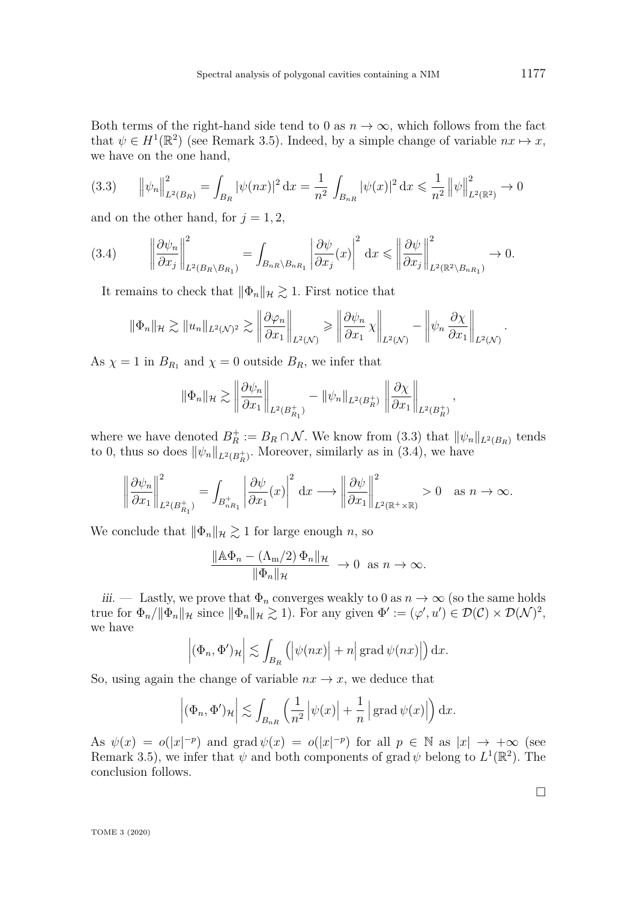Both terms of the right-hand side tend to 0 as $n \to \infty$, which follows from the fact that $\psi \in H^1(\mathbb{R}^2)$ (see Remark 3.5). Indeed, by a simple change of variable $nx \mapsto x$, we have on the one hand,

$$\left\|\psi_n\right\|^2_{L^2(B_R)} = \int_{B_R} |\psi(nx)|^2 \,\mathrm{d}x = \frac{1}{n^2} \int_{B_{nR}} |\psi(x)|^2 \,\mathrm{d}x \leqslant \frac{1}{n^2} \left\|\psi\right\|^2_{L^2(\mathbb{R}^2)} \to 0 \tag{3.3}$$

and on the other hand, for $j = 1, 2$,

$$\left\|\frac{\partial \psi_n}{\partial x_j}\right\|^2_{L^2(B_R \setminus B_{R_1})} = \int_{B_{nR} \setminus B_{nR_1}} \left|\frac{\partial \psi}{\partial x_j}(x)\right|^2 \,\mathrm{d}x \leqslant \left\|\frac{\partial \psi}{\partial x_j}\right\|^2_{L^2(\mathbb{R}^2 \setminus B_{nR_1})} \to 0. \tag{3.4}$$

It remains to check that $\|\Phi_n\|_{\mathcal{H}} \gtrsim 1$. First notice that

$$\|\Phi_n\|_{\mathcal{H}} \gtrsim \|u_n\|_{L^2(\mathcal{N})^2} \gtrsim \left\|\frac{\partial \varphi_n}{\partial x_1}\right\|_{L^2(\mathcal{N})} \geqslant \left\|\frac{\partial \psi_n}{\partial x_1}\,\chi\right\|_{L^2(\mathcal{N})} - \left\|\psi_n\,\frac{\partial \chi}{\partial x_1}\right\|_{L^2(\mathcal{N})}.$$

As $\chi = 1$ in $B_{R_1}$ and $\chi = 0$ outside $B_R$, we infer that

$$\|\Phi_n\|_{\mathcal{H}} \gtrsim \left\|\frac{\partial \psi_n}{\partial x_1}\right\|_{L^2(B^+_{R_1})} - \|\psi_n\|_{L^2(B^+_R)} \left\|\frac{\partial \chi}{\partial x_1}\right\|_{L^2(B^+_R)},$$

where we have denoted $B^+_R := B_R \cap \mathcal{N}$. We know from (3.3) that $\|\psi_n\|_{L^2(B_R)}$ tends to 0, thus so does $\|\psi_n\|_{L^2(B^+_R)}$. Moreover, similarly as in (3.4), we have

$$\left\|\frac{\partial \psi_n}{\partial x_1}\right\|^2_{L^2(B^+_{R_1})} = \int_{B^+_{nR_1}} \left|\frac{\partial \psi}{\partial x_1}(x)\right|^2 \,\mathrm{d}x \longrightarrow \left\|\frac{\partial \psi}{\partial x_1}\right\|^2_{L^2(\mathbb{R}^+ \times \mathbb{R})} > 0 \quad \text{as } n \to \infty.$$

We conclude that $\|\Phi_n\|_{\mathcal{H}} \gtrsim 1$ for large enough $n$, so

$$\frac{\|\mathbb{A}\Phi_n - (\Lambda_{\mathrm{m}}/2)\,\Phi_n\|_{\mathcal{H}}}{\|\Phi_n\|_{\mathcal{H}}} \to 0 \;\text{ as } n \to \infty.$$

*iii.* — Lastly, we prove that $\Phi_n$ converges weakly to 0 as $n \to \infty$ (so the same holds true for $\Phi_n/\|\Phi_n\|_{\mathcal{H}}$ since $\|\Phi_n\|_{\mathcal{H}} \gtrsim 1$). For any given $\Phi' := (\varphi', u') \in \mathcal{D}(\mathcal{C}) \times \mathcal{D}(\mathcal{N})^2$, we have

$$\left|(\Phi_n, \Phi')_{\mathcal{H}}\right| \lesssim \int_{B_R} \left(\left|\psi(nx)\right| + n\left|\operatorname{grad}\psi(nx)\right|\right) \mathrm{d}x.$$

So, using again the change of variable $nx \to x$, we deduce that

$$\left|(\Phi_n, \Phi')_{\mathcal{H}}\right| \lesssim \int_{B_{nR}} \left(\frac{1}{n^2}\left|\psi(x)\right| + \frac{1}{n}\left|\operatorname{grad}\psi(x)\right|\right) \mathrm{d}x.$$

As $\psi(x) = o(|x|^{-p})$ and $\operatorname{grad}\psi(x) = o(|x|^{-p})$ for all $p \in \mathbb{N}$ as $|x| \to +\infty$ (see Remark 3.5), we infer that $\psi$ and both components of $\operatorname{grad}\psi$ belong to $L^1(\mathbb{R}^2)$. The conclusion follows.

□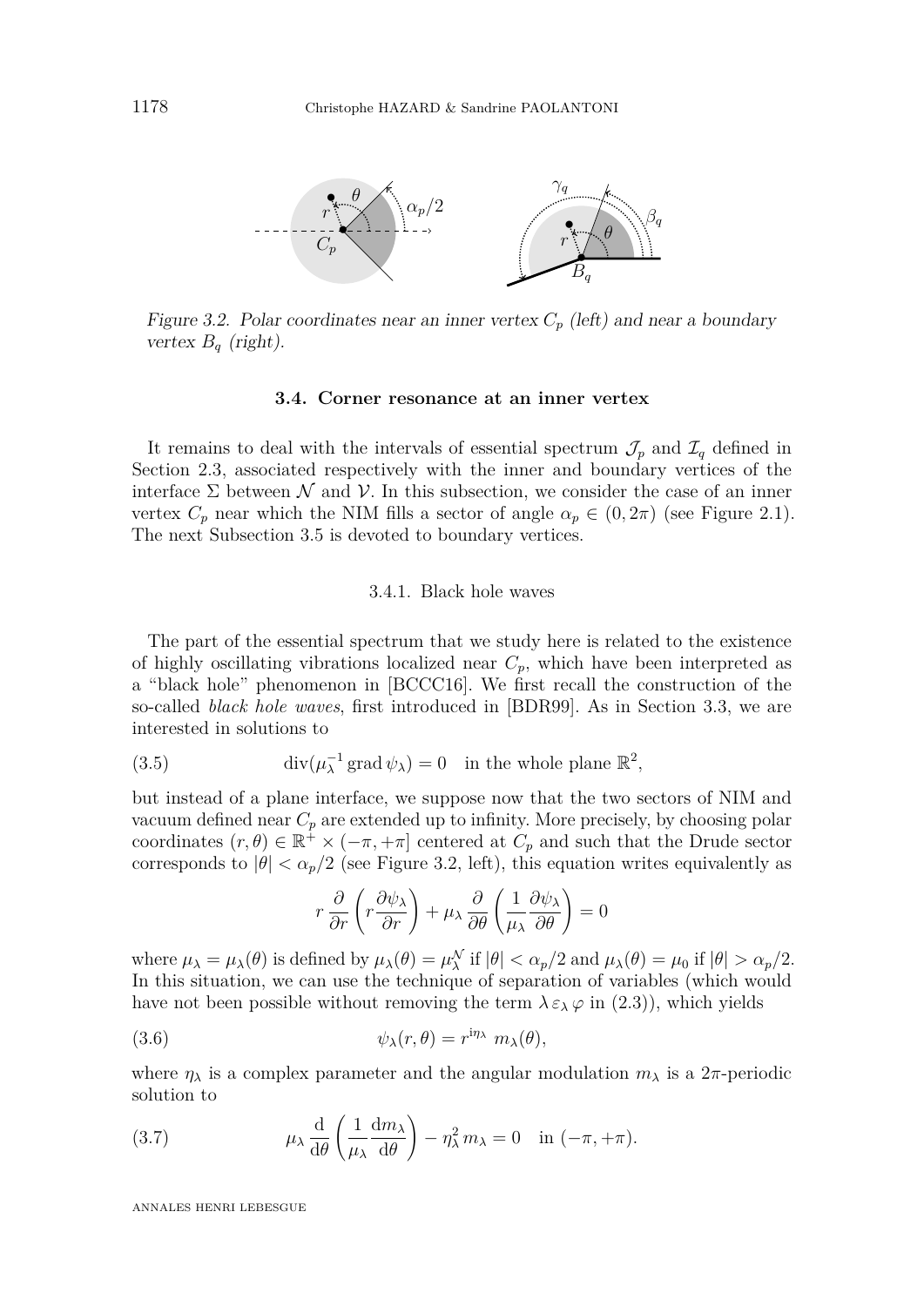Figure 3.2. Polar coordinates near an inner vertex $C_p$ (left) and near a boundary vertex $B_q$ (right).

### 3.4. Corner resonance at an inner vertex

It remains to deal with the intervals of essential spectrum $\mathcal{J}_p$ and $\mathcal{I}_q$ defined in Section 2.3, associated respectively with the inner and boundary vertices of the interface $\Sigma$ between $\mathcal{N}$ and $\mathcal{V}$. In this subsection, we consider the case of an inner vertex $C_p$ near which the NIM fills a sector of angle $\alpha_p \in (0, 2\pi)$ (see Figure 2.1). The next Subsection 3.5 is devoted to boundary vertices.

#### 3.4.1. Black hole waves

The part of the essential spectrum that we study here is related to the existence of highly oscillating vibrations localized near $C_p$, which have been interpreted as a "black hole" phenomenon in [BCCC16]. We first recall the construction of the so-called *black hole waves*, first introduced in [BDR99]. As in Section 3.3, we are interested in solutions to

$$\operatorname{div}(\mu_\lambda^{-1} \operatorname{grad} \psi_\lambda) = 0 \quad \text{in the whole plane } \mathbb{R}^2, \tag{3.5}$$

but instead of a plane interface, we suppose now that the two sectors of NIM and vacuum defined near $C_p$ are extended up to infinity. More precisely, by choosing polar coordinates $(r, \theta) \in \mathbb{R}^+ \times (-\pi, +\pi]$ centered at $C_p$ and such that the Drude sector corresponds to $|\theta| < \alpha_p/2$ (see Figure 3.2, left), this equation writes equivalently as

$$r \frac{\partial}{\partial r}\left( r \frac{\partial \psi_\lambda}{\partial r}\right) + \mu_\lambda \frac{\partial}{\partial \theta}\left( \frac{1}{\mu_\lambda} \frac{\partial \psi_\lambda}{\partial \theta}\right) = 0$$

where $\mu_\lambda = \mu_\lambda(\theta)$ is defined by $\mu_\lambda(\theta) = \mu_\lambda^{\mathcal{N}}$ if $|\theta| < \alpha_p/2$ and $\mu_\lambda(\theta) = \mu_0$ if $|\theta| > \alpha_p/2$. In this situation, we can use the technique of separation of variables (which would have not been possible without removing the term $\lambda\, \varepsilon_\lambda\, \varphi$ in (2.3)), which yields

$$\psi_\lambda(r, \theta) = r^{\mathrm{i}\eta_\lambda}\; m_\lambda(\theta), \tag{3.6}$$

where $\eta_\lambda$ is a complex parameter and the angular modulation $m_\lambda$ is a $2\pi$-periodic solution to

$$\mu_\lambda \frac{\mathrm{d}}{\mathrm{d}\theta}\left( \frac{1}{\mu_\lambda} \frac{\mathrm{d} m_\lambda}{\mathrm{d}\theta}\right) - \eta_\lambda^2\, m_\lambda = 0 \quad \text{in } (-\pi, +\pi). \tag{3.7}$$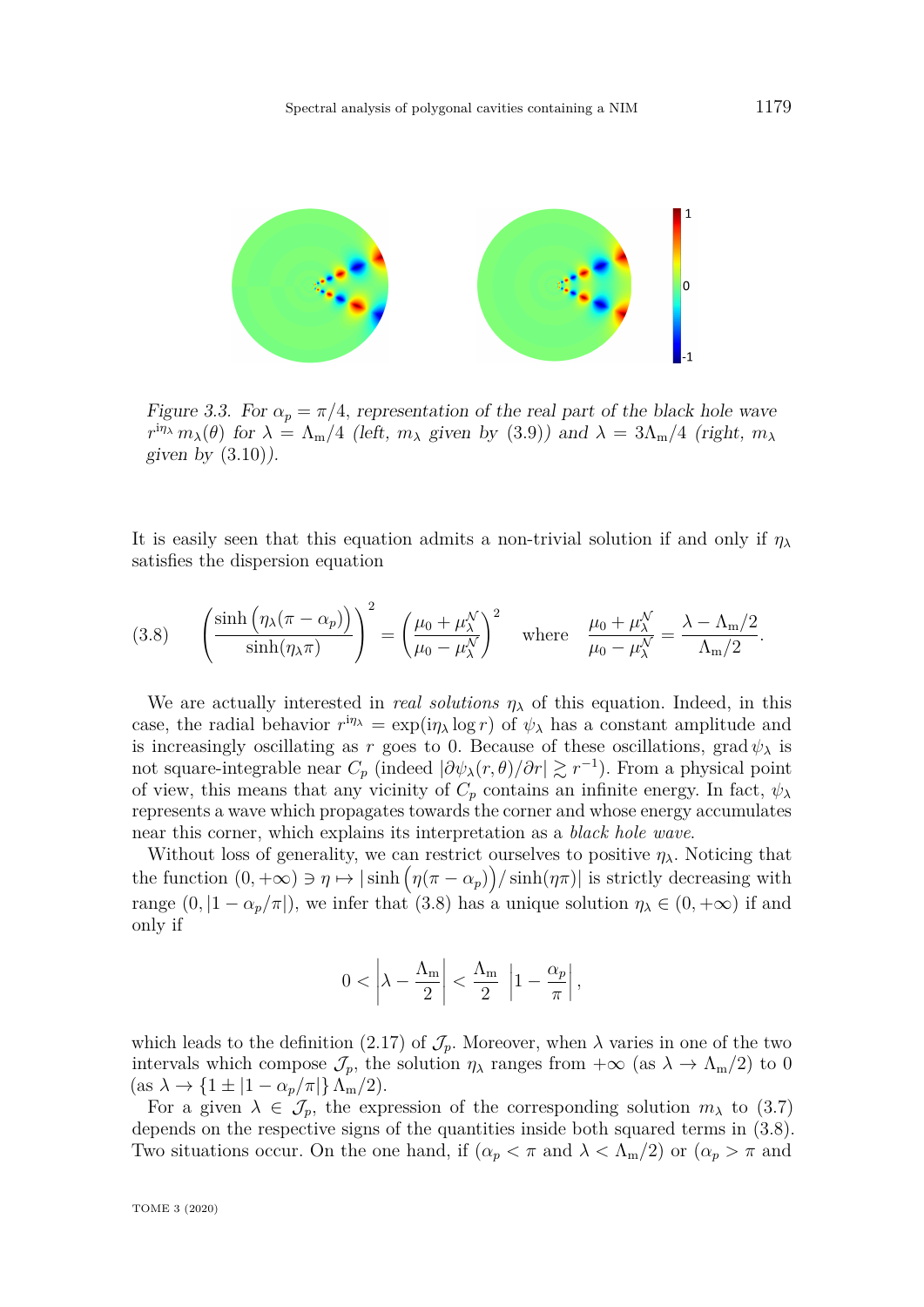*Figure 3.3. For $\alpha_p = \pi/4$, representation of the real part of the black hole wave $r^{\mathrm{i}\eta_\lambda}\, m_\lambda(\theta)$ for $\lambda = \Lambda_\mathrm{m}/4$ (left, $m_\lambda$ given by (3.9)) and $\lambda = 3\Lambda_\mathrm{m}/4$ (right, $m_\lambda$ given by (3.10)).*

It is easily seen that this equation admits a non-trivial solution if and only if $\eta_\lambda$ satisfies the dispersion equation

$$
\left(\frac{\sinh\big(\eta_\lambda(\pi-\alpha_p)\big)}{\sinh(\eta_\lambda \pi)}\right)^2 = \left(\frac{\mu_0+\mu_\lambda^{\mathcal{N}}}{\mu_0-\mu_\lambda^{\mathcal{N}}}\right)^2 \quad \text{where} \quad \frac{\mu_0+\mu_\lambda^{\mathcal{N}}}{\mu_0-\mu_\lambda^{\mathcal{N}}} = \frac{\lambda-\Lambda_\mathrm{m}/2}{\Lambda_\mathrm{m}/2}. \tag{3.8}
$$

We are actually interested in *real solutions* $\eta_\lambda$ of this equation. Indeed, in this case, the radial behavior $r^{\mathrm{i}\eta_\lambda} = \exp(\mathrm{i}\eta_\lambda \log r)$ of $\psi_\lambda$ has a constant amplitude and is increasingly oscillating as $r$ goes to 0. Because of these oscillations, $\operatorname{grad}\psi_\lambda$ is not square-integrable near $C_p$ (indeed $|\partial\psi_\lambda(r,\theta)/\partial r| \gtrsim r^{-1}$). From a physical point of view, this means that any vicinity of $C_p$ contains an infinite energy. In fact, $\psi_\lambda$ represents a wave which propagates towards the corner and whose energy accumulates near this corner, which explains its interpretation as a *black hole wave*.

Without loss of generality, we can restrict ourselves to positive $\eta_\lambda$. Noticing that the function $(0,+\infty) \ni \eta \mapsto |\sinh\big(\eta(\pi-\alpha_p)\big)/\sinh(\eta\pi)|$ is strictly decreasing with range $(0, |1-\alpha_p/\pi|)$, we infer that (3.8) has a unique solution $\eta_\lambda \in (0,+\infty)$ if and only if

$$
0 < \left|\lambda - \frac{\Lambda_\mathrm{m}}{2}\right| < \frac{\Lambda_\mathrm{m}}{2}\ \left|1-\frac{\alpha_p}{\pi}\right|,
$$

which leads to the definition (2.17) of $\mathcal{J}_p$. Moreover, when $\lambda$ varies in one of the two intervals which compose $\mathcal{J}_p$, the solution $\eta_\lambda$ ranges from $+\infty$ (as $\lambda \to \Lambda_\mathrm{m}/2$) to 0 (as $\lambda \to \{1 \pm |1-\alpha_p/\pi|\}\,\Lambda_\mathrm{m}/2$).

For a given $\lambda \in \mathcal{J}_p$, the expression of the corresponding solution $m_\lambda$ to (3.7) depends on the respective signs of the quantities inside both squared terms in (3.8). Two situations occur. On the one hand, if ($\alpha_p < \pi$ and $\lambda < \Lambda_\mathrm{m}/2$) or ($\alpha_p > \pi$ and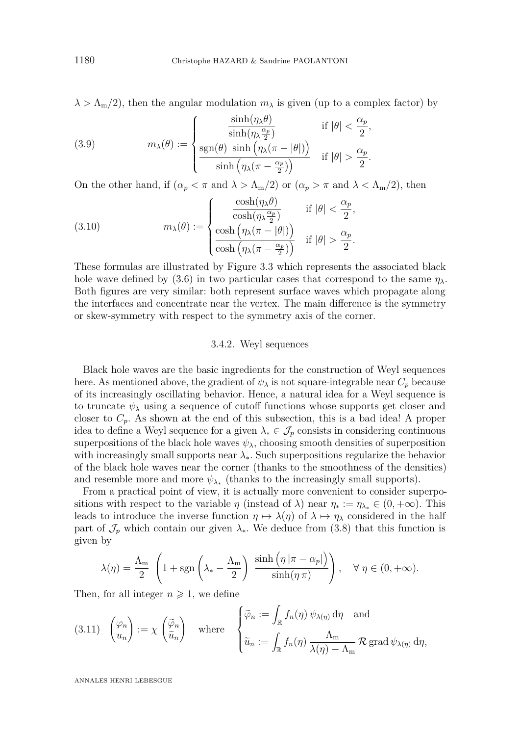$\lambda > \Lambda_{\mathrm{m}}/2$), then the angular modulation $m_\lambda$ is given (up to a complex factor) by

$$
m_\lambda(\theta) := \begin{cases} \dfrac{\sinh(\eta_\lambda \theta)}{\sinh(\eta_\lambda \frac{\alpha_p}{2})} & \text{if } |\theta| < \dfrac{\alpha_p}{2}, \\[2ex] \dfrac{\operatorname{sgn}(\theta)\ \sinh\big(\eta_\lambda(\pi - |\theta|)\big)}{\sinh\big(\eta_\lambda(\pi - \frac{\alpha_p}{2})\big)} & \text{if } |\theta| > \dfrac{\alpha_p}{2}. \end{cases} \tag{3.9}
$$

On the other hand, if ($\alpha_p < \pi$ and $\lambda > \Lambda_{\mathrm{m}}/2$) or ($\alpha_p > \pi$ and $\lambda < \Lambda_{\mathrm{m}}/2$), then

$$
m_\lambda(\theta) := \begin{cases} \dfrac{\cosh(\eta_\lambda \theta)}{\cosh(\eta_\lambda \frac{\alpha_p}{2})} & \text{if } |\theta| < \dfrac{\alpha_p}{2}, \\[2ex] \dfrac{\cosh\big(\eta_\lambda(\pi - |\theta|)\big)}{\cosh\big(\eta_\lambda(\pi - \frac{\alpha_p}{2})\big)} & \text{if } |\theta| > \dfrac{\alpha_p}{2}. \end{cases} \tag{3.10}
$$

These formulas are illustrated by Figure 3.3 which represents the associated black hole wave defined by (3.6) in two particular cases that correspond to the same $\eta_\lambda$. Both figures are very similar: both represent surface waves which propagate along the interfaces and concentrate near the vertex. The main difference is the symmetry or skew-symmetry with respect to the symmetry axis of the corner.

### 3.4.2. Weyl sequences

Black hole waves are the basic ingredients for the construction of Weyl sequences here. As mentioned above, the gradient of $\psi_\lambda$ is not square-integrable near $C_p$ because of its increasingly oscillating behavior. Hence, a natural idea for a Weyl sequence is to truncate $\psi_\lambda$ using a sequence of cutoff functions whose supports get closer and closer to $C_p$. As shown at the end of this subsection, this is a bad idea! A proper idea to define a Weyl sequence for a given $\lambda_* \in \mathcal{J}_p$ consists in considering continuous superpositions of the black hole waves $\psi_\lambda$, choosing smooth densities of superposition with increasingly small supports near $\lambda_*$. Such superpositions regularize the behavior of the black hole waves near the corner (thanks to the smoothness of the densities) and resemble more and more $\psi_{\lambda_*}$ (thanks to the increasingly small supports).

From a practical point of view, it is actually more convenient to consider superpositions with respect to the variable $\eta$ (instead of $\lambda$) near $\eta_* := \eta_{\lambda_*} \in (0, +\infty)$. This leads to introduce the inverse function $\eta \mapsto \lambda(\eta)$ of $\lambda \mapsto \eta_\lambda$ considered in the half part of $\mathcal{J}_p$ which contain our given $\lambda_*$. We deduce from (3.8) that this function is given by

$$
\lambda(\eta) = \frac{\Lambda_{\mathrm{m}}}{2} \left( 1 + \operatorname{sgn}\left( \lambda_* - \frac{\Lambda_{\mathrm{m}}}{2} \right) \frac{\sinh\big(\eta\,|\pi - \alpha_p|\big)}{\sinh(\eta\,\pi)} \right), \quad \forall\, \eta \in (0, +\infty).
$$

Then, for all integer $n \geqslant 1$, we define

$$
\begin{pmatrix} \varphi_n \\ u_n \end{pmatrix} := \chi \begin{pmatrix} \widetilde{\varphi}_n \\ \widetilde{u}_n \end{pmatrix} \quad \text{where} \quad \begin{cases} \widetilde{\varphi}_n := \displaystyle\int_{\mathbb{R}} f_n(\eta)\, \psi_{\lambda(\eta)}\, \mathrm{d}\eta \quad \text{and} \\[2ex] \widetilde{u}_n := \displaystyle\int_{\mathbb{R}} f_n(\eta)\, \frac{\Lambda_{\mathrm{m}}}{\lambda(\eta) - \Lambda_{\mathrm{m}}}\, \mathcal{R} \operatorname{grad} \psi_{\lambda(\eta)}\, \mathrm{d}\eta, \end{cases} \tag{3.11}
$$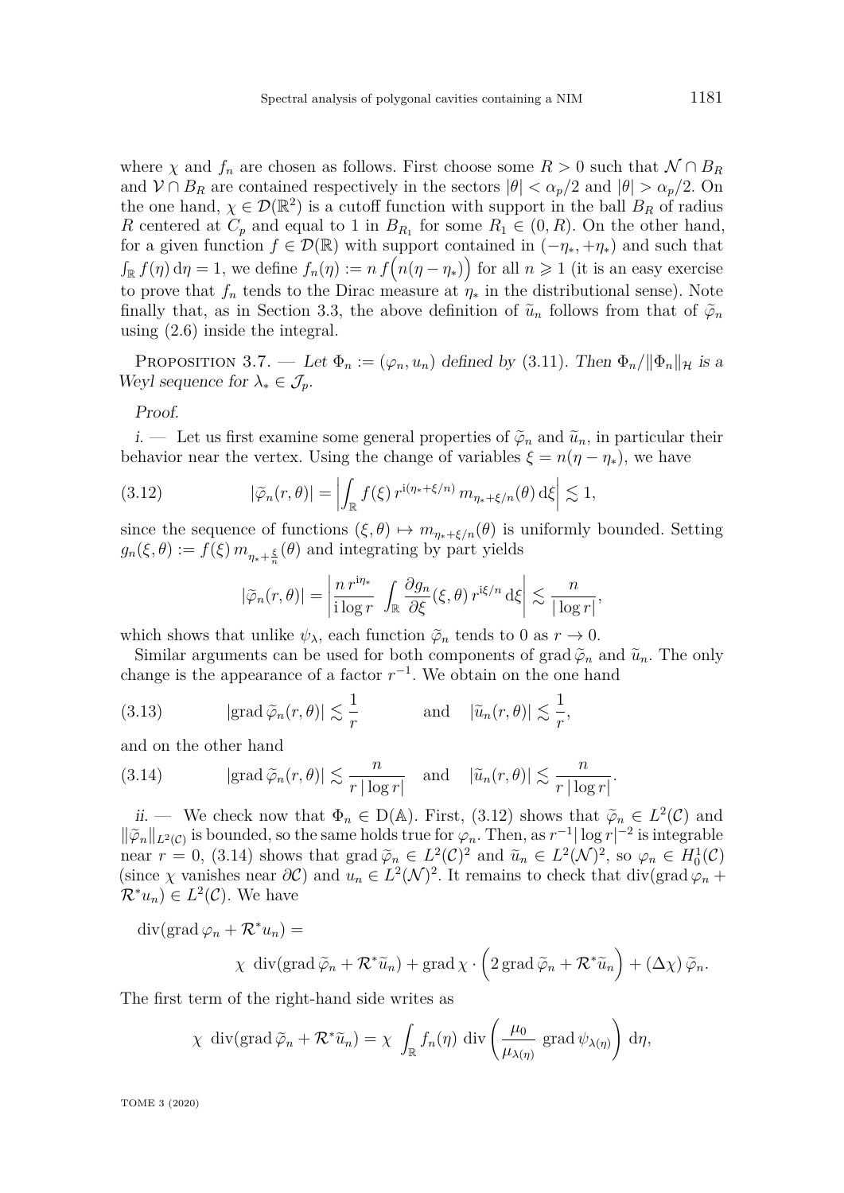where $\chi$ and $f_n$ are chosen as follows. First choose some $R > 0$ such that $\mathcal{N} \cap B_R$ and $\mathcal{V} \cap B_R$ are contained respectively in the sectors $|\theta| < \alpha_p/2$ and $|\theta| > \alpha_p/2$. On the one hand, $\chi \in \mathcal{D}(\mathbb{R}^2)$ is a cutoff function with support in the ball $B_R$ of radius $R$ centered at $C_p$ and equal to 1 in $B_{R_1}$ for some $R_1 \in (0, R)$. On the other hand, for a given function $f \in \mathcal{D}(\mathbb{R})$ with support contained in $(-\eta_*, +\eta_*)$ and such that $\int_{\mathbb{R}} f(\eta)\, \mathrm{d}\eta = 1$, we define $f_n(\eta) := n\, f\Big(n(\eta - \eta_*)\Big)$ for all $n \geqslant 1$ (it is an easy exercise to prove that $f_n$ tends to the Dirac measure at $\eta_*$ in the distributional sense). Note finally that, as in Section 3.3, the above definition of $\widetilde{u}_n$ follows from that of $\widetilde{\varphi}_n$ using (2.6) inside the integral.

Proposition 3.7. — *Let $\Phi_n := (\varphi_n, u_n)$ defined by (3.11). Then $\Phi_n / \|\Phi_n\|_{\mathcal{H}}$ is a Weyl sequence for $\lambda_* \in \mathcal{J}_p$.*

*Proof.*

*i.* — Let us first examine some general properties of $\widetilde{\varphi}_n$ and $\widetilde{u}_n$, in particular their behavior near the vertex. Using the change of variables $\xi = n(\eta - \eta_*)$, we have

$$|\widetilde{\varphi}_n(r,\theta)| = \left| \int_{\mathbb{R}} f(\xi)\, r^{\mathrm{i}(\eta_* + \xi/n)}\, m_{\eta_* + \xi/n}(\theta)\, \mathrm{d}\xi \right| \lesssim 1, \tag{3.12}$$

since the sequence of functions $(\xi, \theta) \mapsto m_{\eta_* + \xi/n}(\theta)$ is uniformly bounded. Setting $g_n(\xi, \theta) := f(\xi)\, m_{\eta_* + \frac{\xi}{n}}(\theta)$ and integrating by part yields

$$|\widetilde{\varphi}_n(r,\theta)| = \left| \frac{n\, r^{\mathrm{i}\eta_*}}{\mathrm{i} \log r} \int_{\mathbb{R}} \frac{\partial g_n}{\partial \xi}(\xi, \theta)\, r^{\mathrm{i}\xi/n}\, \mathrm{d}\xi \right| \lesssim \frac{n}{|\log r|},$$

which shows that unlike $\psi_\lambda$, each function $\widetilde{\varphi}_n$ tends to 0 as $r \to 0$.

Similar arguments can be used for both components of $\operatorname{grad} \widetilde{\varphi}_n$ and $\widetilde{u}_n$. The only change is the appearance of a factor $r^{-1}$. We obtain on the one hand

$$|\operatorname{grad} \widetilde{\varphi}_n(r,\theta)| \lesssim \frac{1}{r} \quad \text{and} \quad |\widetilde{u}_n(r,\theta)| \lesssim \frac{1}{r}, \tag{3.13}$$

and on the other hand

$$|\operatorname{grad} \widetilde{\varphi}_n(r,\theta)| \lesssim \frac{n}{r\, |\log r|} \quad \text{and} \quad |\widetilde{u}_n(r,\theta)| \lesssim \frac{n}{r\, |\log r|}. \tag{3.14}$$

*ii.* — We check now that $\Phi_n \in \mathrm{D}(\mathbb{A})$. First, (3.12) shows that $\widetilde{\varphi}_n \in L^2(\mathcal{C})$ and $\|\widetilde{\varphi}_n\|_{L^2(\mathcal{C})}$ is bounded, so the same holds true for $\varphi_n$. Then, as $r^{-1}|\log r|^{-2}$ is integrable near $r = 0$, (3.14) shows that $\operatorname{grad} \widetilde{\varphi}_n \in L^2(\mathcal{C})^2$ and $\widetilde{u}_n \in L^2(\mathcal{N})^2$, so $\varphi_n \in H^1_0(\mathcal{C})$ (since $\chi$ vanishes near $\partial\mathcal{C}$) and $u_n \in L^2(\mathcal{N})^2$. It remains to check that $\operatorname{div}(\operatorname{grad} \varphi_n + \mathcal{R}^* u_n) \in L^2(\mathcal{C})$. We have

$$\operatorname{div}(\operatorname{grad} \varphi_n + \mathcal{R}^* u_n) =$$
$$\chi\ \operatorname{div}(\operatorname{grad} \widetilde{\varphi}_n + \mathcal{R}^* \widetilde{u}_n) + \operatorname{grad} \chi \cdot \Big( 2 \operatorname{grad} \widetilde{\varphi}_n + \mathcal{R}^* \widetilde{u}_n \Big) + (\Delta \chi)\, \widetilde{\varphi}_n.$$

The first term of the right-hand side writes as

$$\chi\ \operatorname{div}(\operatorname{grad} \widetilde{\varphi}_n + \mathcal{R}^* \widetilde{u}_n) = \chi \int_{\mathbb{R}} f_n(\eta)\, \operatorname{div}\left( \frac{\mu_0}{\mu_{\lambda(\eta)}}\, \operatorname{grad} \psi_{\lambda(\eta)} \right) \mathrm{d}\eta,$$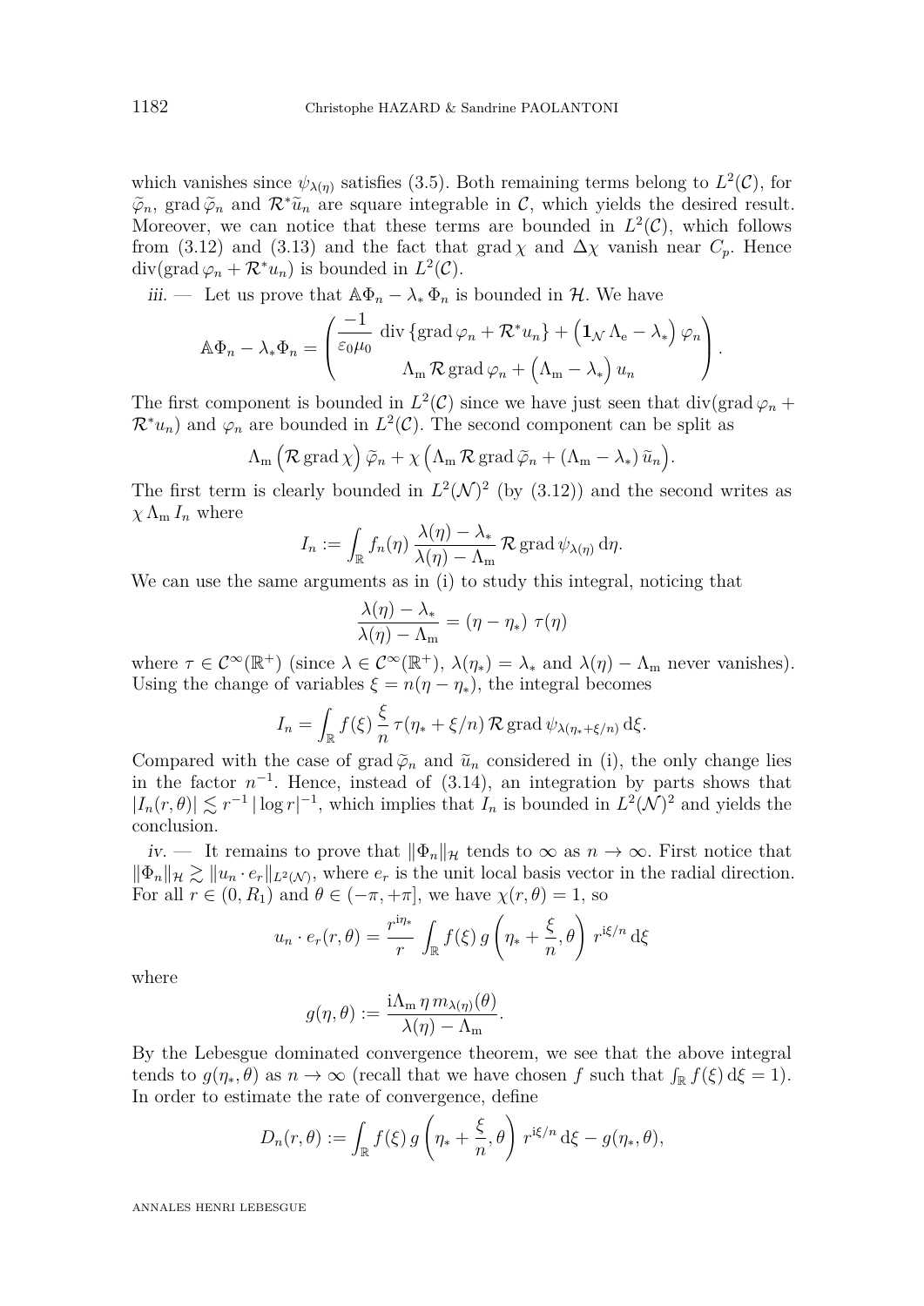which vanishes since $\psi_{\lambda(\eta)}$ satisfies (3.5). Both remaining terms belong to $L^2(\mathcal{C})$, for $\widetilde{\varphi}_n$, $\operatorname{grad}\widetilde{\varphi}_n$ and $\mathcal{R}^*\widetilde{u}_n$ are square integrable in $\mathcal{C}$, which yields the desired result. Moreover, we can notice that these terms are bounded in $L^2(\mathcal{C})$, which follows from (3.12) and (3.13) and the fact that $\operatorname{grad}\chi$ and $\Delta\chi$ vanish near $C_p$. Hence $\operatorname{div}(\operatorname{grad}\varphi_n + \mathcal{R}^* u_n)$ is bounded in $L^2(\mathcal{C})$.

*iii.* — Let us prove that $\mathbb{A}\Phi_n - \lambda_*\Phi_n$ is bounded in $\mathcal{H}$. We have

$$\mathbb{A}\Phi_n - \lambda_*\Phi_n = \begin{pmatrix} \dfrac{-1}{\varepsilon_0\mu_0}\operatorname{div}\left\{\operatorname{grad}\varphi_n + \mathcal{R}^* u_n\right\} + \Big(\mathbf{1}_{\mathcal{N}}\,\Lambda_{\mathrm{e}} - \lambda_*\Big)\,\varphi_n \\ \Lambda_{\mathrm{m}}\,\mathcal{R}\operatorname{grad}\varphi_n + \Big(\Lambda_{\mathrm{m}} - \lambda_*\Big)\,u_n \end{pmatrix}.$$

The first component is bounded in $L^2(\mathcal{C})$ since we have just seen that $\operatorname{div}(\operatorname{grad}\varphi_n + \mathcal{R}^* u_n)$ and $\varphi_n$ are bounded in $L^2(\mathcal{C})$. The second component can be split as

$$\Lambda_{\mathrm{m}}\Big(\mathcal{R}\operatorname{grad}\chi\Big)\,\widetilde{\varphi}_n + \chi\Big(\Lambda_{\mathrm{m}}\,\mathcal{R}\operatorname{grad}\widetilde{\varphi}_n + (\Lambda_{\mathrm{m}} - \lambda_*)\,\widetilde{u}_n\Big).$$

The first term is clearly bounded in $L^2(\mathcal{N})^2$ (by (3.12)) and the second writes as $\chi\,\Lambda_{\mathrm{m}}\,I_n$ where

$$I_n := \int_{\mathbb{R}} f_n(\eta)\,\frac{\lambda(\eta) - \lambda_*}{\lambda(\eta) - \Lambda_{\mathrm{m}}}\,\mathcal{R}\operatorname{grad}\psi_{\lambda(\eta)}\,\mathrm{d}\eta.$$

We can use the same arguments as in (i) to study this integral, noticing that

$$\frac{\lambda(\eta) - \lambda_*}{\lambda(\eta) - \Lambda_{\mathrm{m}}} = (\eta - \eta_*)\;\tau(\eta)$$

where $\tau \in \mathcal{C}^\infty(\mathbb{R}^+)$ (since $\lambda \in \mathcal{C}^\infty(\mathbb{R}^+)$, $\lambda(\eta_*) = \lambda_*$ and $\lambda(\eta) - \Lambda_{\mathrm{m}}$ never vanishes). Using the change of variables $\xi = n(\eta - \eta_*)$, the integral becomes

$$I_n = \int_{\mathbb{R}} f(\xi)\,\frac{\xi}{n}\,\tau(\eta_* + \xi/n)\,\mathcal{R}\operatorname{grad}\psi_{\lambda(\eta_*+\xi/n)}\,\mathrm{d}\xi.$$

Compared with the case of $\operatorname{grad}\widetilde{\varphi}_n$ and $\widetilde{u}_n$ considered in (i), the only change lies in the factor $n^{-1}$. Hence, instead of (3.14), an integration by parts shows that $|I_n(r,\theta)| \lesssim r^{-1}\,|\log r|^{-1}$, which implies that $I_n$ is bounded in $L^2(\mathcal{N})^2$ and yields the conclusion.

*iv.* — It remains to prove that $\|\Phi_n\|_{\mathcal{H}}$ tends to $\infty$ as $n \to \infty$. First notice that $\|\Phi_n\|_{\mathcal{H}} \gtrsim \|u_n \cdot e_r\|_{L^2(\mathcal{N})}$, where $e_r$ is the unit local basis vector in the radial direction. For all $r \in (0, R_1)$ and $\theta \in (-\pi, +\pi]$, we have $\chi(r,\theta) = 1$, so

$$u_n \cdot e_r(r,\theta) = \frac{r^{\mathrm{i}\eta_*}}{r}\int_{\mathbb{R}} f(\xi)\,g\left(\eta_* + \frac{\xi}{n}, \theta\right)\,r^{\mathrm{i}\xi/n}\,\mathrm{d}\xi$$

where

$$g(\eta,\theta) := \frac{\mathrm{i}\Lambda_{\mathrm{m}}\,\eta\,m_{\lambda(\eta)}(\theta)}{\lambda(\eta) - \Lambda_{\mathrm{m}}}.$$

By the Lebesgue dominated convergence theorem, we see that the above integral tends to $g(\eta_*,\theta)$ as $n \to \infty$ (recall that we have chosen $f$ such that $\int_{\mathbb{R}} f(\xi)\,\mathrm{d}\xi = 1$). In order to estimate the rate of convergence, define

$$D_n(r,\theta) := \int_{\mathbb{R}} f(\xi)\,g\left(\eta_* + \frac{\xi}{n}, \theta\right)\,r^{\mathrm{i}\xi/n}\,\mathrm{d}\xi - g(\eta_*,\theta),$$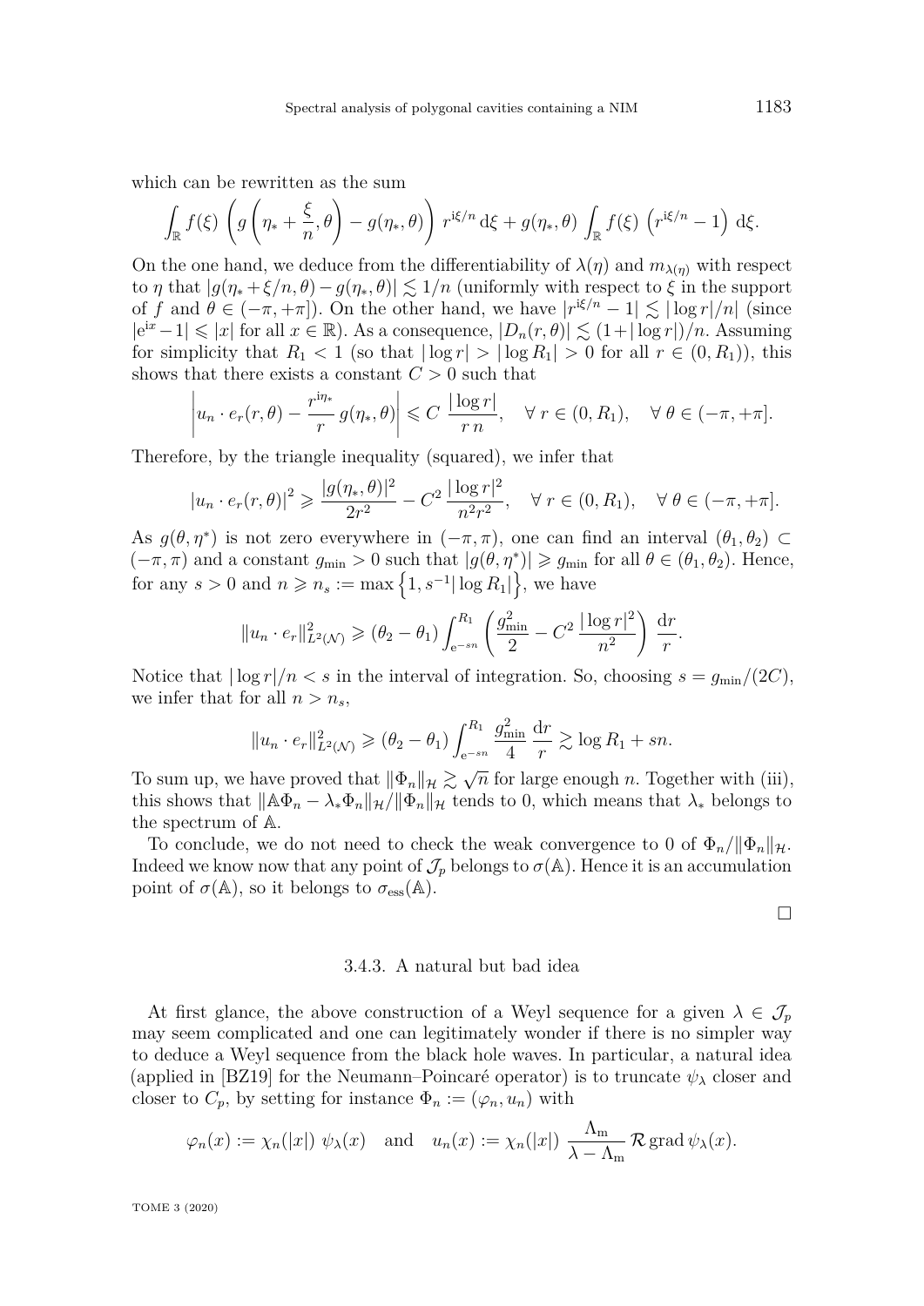which can be rewritten as the sum

$$\int_{\mathbb{R}} f(\xi)\, \left( g\left(\eta_* + \frac{\xi}{n}, \theta\right) - g(\eta_*, \theta) \right)\, r^{\mathrm{i}\xi/n}\, \mathrm{d}\xi + g(\eta_*, \theta) \int_{\mathbb{R}} f(\xi)\, \left(r^{\mathrm{i}\xi/n} - 1\right)\, \mathrm{d}\xi.$$

On the one hand, we deduce from the differentiability of $\lambda(\eta)$ and $m_{\lambda(\eta)}$ with respect to $\eta$ that $|g(\eta_* + \xi/n, \theta) - g(\eta_*, \theta)| \lesssim 1/n$ (uniformly with respect to $\xi$ in the support of $f$ and $\theta \in (-\pi, +\pi]$). On the other hand, we have $|r^{\mathrm{i}\xi/n} - 1| \lesssim |\log r|/n|$ (since $|\mathrm{e}^{\mathrm{i}x} - 1| \leqslant |x|$ for all $x \in \mathbb{R}$). As a consequence, $|D_n(r, \theta)| \lesssim (1 + |\log r|)/n$. Assuming for simplicity that $R_1 < 1$ (so that $|\log r| > |\log R_1| > 0$ for all $r \in (0, R_1)$), this shows that there exists a constant $C > 0$ such that

$$\left| u_n \cdot e_r(r, \theta) - \frac{r^{\mathrm{i}\eta_*}}{r}\, g(\eta_*, \theta) \right| \leqslant C\, \frac{|\log r|}{r\, n}, \quad \forall\, r \in (0, R_1), \quad \forall\, \theta \in (-\pi, +\pi].$$

Therefore, by the triangle inequality (squared), we infer that

$$|u_n \cdot e_r(r, \theta)|^2 \geqslant \frac{|g(\eta_*, \theta)|^2}{2r^2} - C^2\, \frac{|\log r|^2}{n^2 r^2}, \quad \forall\, r \in (0, R_1), \quad \forall\, \theta \in (-\pi, +\pi].$$

As $g(\theta, \eta^*)$ is not zero everywhere in $(-\pi, \pi)$, one can find an interval $(\theta_1, \theta_2) \subset (-\pi, \pi)$ and a constant $g_{\min} > 0$ such that $|g(\theta, \eta^*)| \geqslant g_{\min}$ for all $\theta \in (\theta_1, \theta_2)$. Hence, for any $s > 0$ and $n \geqslant n_s := \max\left\{1, s^{-1}|\log R_1|\right\}$, we have

$$\|u_n \cdot e_r\|^2_{L^2(\mathcal{N})} \geqslant (\theta_2 - \theta_1) \int_{\mathrm{e}^{-sn}}^{R_1} \left( \frac{g^2_{\min}}{2} - C^2\, \frac{|\log r|^2}{n^2} \right) \frac{\mathrm{d}r}{r}.$$

Notice that $|\log r|/n < s$ in the interval of integration. So, choosing $s = g_{\min}/(2C)$, we infer that for all $n > n_s$,

$$\|u_n \cdot e_r\|^2_{L^2(\mathcal{N})} \geqslant (\theta_2 - \theta_1) \int_{\mathrm{e}^{-sn}}^{R_1} \frac{g^2_{\min}}{4}\, \frac{\mathrm{d}r}{r} \gtrsim \log R_1 + sn.$$

To sum up, we have proved that $\|\Phi_n\|_{\mathcal{H}} \gtrsim \sqrt{n}$ for large enough $n$. Together with (iii), this shows that $\|\mathbb{A}\Phi_n - \lambda_*\Phi_n\|_{\mathcal{H}}/\|\Phi_n\|_{\mathcal{H}}$ tends to 0, which means that $\lambda_*$ belongs to the spectrum of $\mathbb{A}$.

To conclude, we do not need to check the weak convergence to 0 of $\Phi_n/\|\Phi_n\|_{\mathcal{H}}$. Indeed we know now that any point of $\mathcal{J}_p$ belongs to $\sigma(\mathbb{A})$. Hence it is an accumulation point of $\sigma(\mathbb{A})$, so it belongs to $\sigma_{\mathrm{ess}}(\mathbb{A})$. □

### 3.4.3. A natural but bad idea

At first glance, the above construction of a Weyl sequence for a given $\lambda \in \mathcal{J}_p$ may seem complicated and one can legitimately wonder if there is no simpler way to deduce a Weyl sequence from the black hole waves. In particular, a natural idea (applied in [BZ19] for the Neumann–Poincaré operator) is to truncate $\psi_\lambda$ closer and closer to $C_p$, by setting for instance $\Phi_n := (\varphi_n, u_n)$ with

$$\varphi_n(x) := \chi_n(|x|)\, \psi_\lambda(x) \quad \text{and} \quad u_n(x) := \chi_n(|x|)\, \frac{\Lambda_{\mathrm{m}}}{\lambda - \Lambda_{\mathrm{m}}}\, \mathcal{R}\, \mathrm{grad}\, \psi_\lambda(x).$$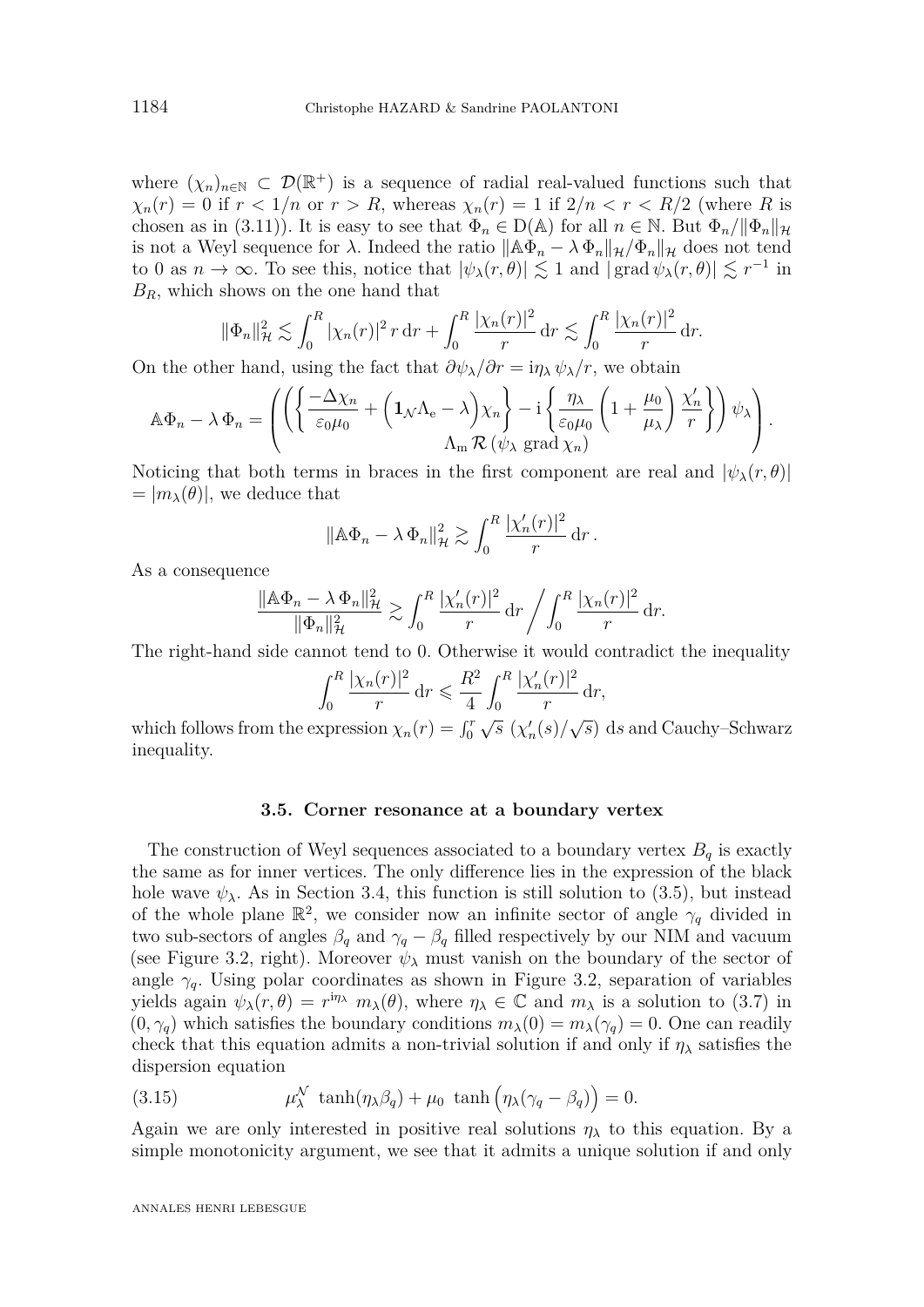where $(\chi_n)_{n\in\mathbb{N}} \subset \mathcal{D}(\mathbb{R}^+)$ is a sequence of radial real-valued functions such that $\chi_n(r) = 0$ if $r < 1/n$ or $r > R$, whereas $\chi_n(r) = 1$ if $2/n < r < R/2$ (where $R$ is chosen as in (3.11)). It is easy to see that $\Phi_n \in \mathrm{D}(\mathbb{A})$ for all $n \in \mathbb{N}$. But $\Phi_n/\|\Phi_n\|_{\mathcal{H}}$ is not a Weyl sequence for $\lambda$. Indeed the ratio $\|\mathbb{A}\Phi_n - \lambda\,\Phi_n\|_{\mathcal{H}}/\Phi_n\|_{\mathcal{H}}$ does not tend to 0 as $n \to \infty$. To see this, notice that $|\psi_\lambda(r,\theta)| \lesssim 1$ and $|\operatorname{grad}\psi_\lambda(r,\theta)| \lesssim r^{-1}$ in $B_R$, which shows on the one hand that

$$\|\Phi_n\|_{\mathcal{H}}^2 \lesssim \int_0^R |\chi_n(r)|^2\, r\,\mathrm{d}r + \int_0^R \frac{|\chi_n(r)|^2}{r}\,\mathrm{d}r \lesssim \int_0^R \frac{|\chi_n(r)|^2}{r}\,\mathrm{d}r.$$

On the other hand, using the fact that $\partial\psi_\lambda/\partial r = \mathrm{i}\eta_\lambda\,\psi_\lambda/r$, we obtain

$$\mathbb{A}\Phi_n - \lambda\,\Phi_n = \begin{pmatrix} \left(\left\{\dfrac{-\Delta\chi_n}{\varepsilon_0\mu_0} + \Big(\mathbf{1}_{\mathcal{N}}\Lambda_{\mathrm{e}} - \lambda\Big)\chi_n\right\} - \mathrm{i}\left\{\dfrac{\eta_\lambda}{\varepsilon_0\mu_0}\left(1+\dfrac{\mu_0}{\mu_\lambda}\right)\dfrac{\chi_n'}{r}\right\}\right)\psi_\lambda \\ \Lambda_{\mathrm{m}}\,\mathcal{R}\left(\psi_\lambda\ \operatorname{grad}\chi_n\right)\end{pmatrix}.$$

Noticing that both terms in braces in the first component are real and $|\psi_\lambda(r,\theta)| = |m_\lambda(\theta)|$, we deduce that

$$\|\mathbb{A}\Phi_n - \lambda\,\Phi_n\|_{\mathcal{H}}^2 \gtrsim \int_0^R \frac{|\chi_n'(r)|^2}{r}\,\mathrm{d}r\,.$$

As a consequence

$$\frac{\|\mathbb{A}\Phi_n - \lambda\,\Phi_n\|_{\mathcal{H}}^2}{\|\Phi_n\|_{\mathcal{H}}^2} \gtrsim \int_0^R \frac{|\chi_n'(r)|^2}{r}\,\mathrm{d}r \bigg/ \int_0^R \frac{|\chi_n(r)|^2}{r}\,\mathrm{d}r.$$

The right-hand side cannot tend to 0. Otherwise it would contradict the inequality

$$\int_0^R \frac{|\chi_n(r)|^2}{r}\,\mathrm{d}r \leqslant \frac{R^2}{4}\int_0^R \frac{|\chi_n'(r)|^2}{r}\,\mathrm{d}r,$$

which follows from the expression $\chi_n(r) = \int_0^r \sqrt{s}\,\left(\chi_n'(s)/\sqrt{s}\right)\,\mathrm{d}s$ and Cauchy–Schwarz inequality.

### 3.5. Corner resonance at a boundary vertex

The construction of Weyl sequences associated to a boundary vertex $B_q$ is exactly the same as for inner vertices. The only difference lies in the expression of the black hole wave $\psi_\lambda$. As in Section 3.4, this function is still solution to (3.5), but instead of the whole plane $\mathbb{R}^2$, we consider now an infinite sector of angle $\gamma_q$ divided in two sub-sectors of angles $\beta_q$ and $\gamma_q - \beta_q$ filled respectively by our NIM and vacuum (see Figure 3.2, right). Moreover $\psi_\lambda$ must vanish on the boundary of the sector of angle $\gamma_q$. Using polar coordinates as shown in Figure 3.2, separation of variables yields again $\psi_\lambda(r,\theta) = r^{\mathrm{i}\eta_\lambda}\ m_\lambda(\theta)$, where $\eta_\lambda \in \mathbb{C}$ and $m_\lambda$ is a solution to (3.7) in $(0,\gamma_q)$ which satisfies the boundary conditions $m_\lambda(0) = m_\lambda(\gamma_q) = 0$. One can readily check that this equation admits a non-trivial solution if and only if $\eta_\lambda$ satisfies the dispersion equation

$$\mu_\lambda^{\mathcal{N}}\ \tanh(\eta_\lambda\beta_q) + \mu_0\ \tanh\Big(\eta_\lambda(\gamma_q - \beta_q)\Big) = 0. \tag{3.15}$$

Again we are only interested in positive real solutions $\eta_\lambda$ to this equation. By a simple monotonicity argument, we see that it admits a unique solution if and only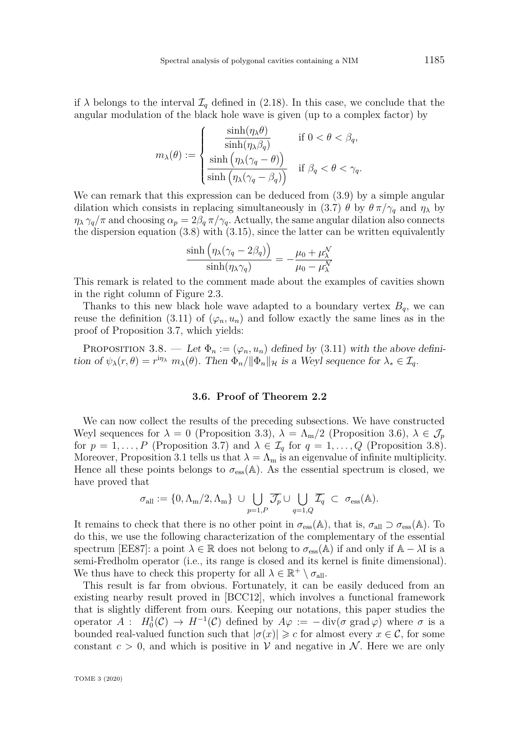if $\lambda$ belongs to the interval $\mathcal{I}_q$ defined in (2.18). In this case, we conclude that the angular modulation of the black hole wave is given (up to a complex factor) by

$$m_\lambda(\theta) := \begin{cases} \dfrac{\sinh(\eta_\lambda \theta)}{\sinh(\eta_\lambda \beta_q)} & \text{if } 0 < \theta < \beta_q, \\[2ex] \dfrac{\sinh\Big(\eta_\lambda(\gamma_q - \theta)\Big)}{\sinh\Big(\eta_\lambda(\gamma_q - \beta_q)\Big)} & \text{if } \beta_q < \theta < \gamma_q. \end{cases}$$

We can remark that this expression can be deduced from (3.9) by a simple angular dilation which consists in replacing simultaneously in (3.7) $\theta$ by $\theta\,\pi/\gamma_q$ and $\eta_\lambda$ by $\eta_\lambda\,\gamma_q/\pi$ and choosing $\alpha_p = 2\beta_q\,\pi/\gamma_q$. Actually, the same angular dilation also connects the dispersion equation (3.8) with (3.15), since the latter can be written equivalently

$$\frac{\sinh\Big(\eta_\lambda(\gamma_q - 2\beta_q)\Big)}{\sinh(\eta_\lambda \gamma_q)} = -\frac{\mu_0 + \mu_\lambda^{\mathcal{N}}}{\mu_0 - \mu_\lambda^{\mathcal{N}}}$$

This remark is related to the comment made about the examples of cavities shown in the right column of Figure 2.3.

Thanks to this new black hole wave adapted to a boundary vertex $B_q$, we can reuse the definition (3.11) of $(\varphi_n, u_n)$ and follow exactly the same lines as in the proof of Proposition 3.7, which yields:

Proposition 3.8. — *Let $\Phi_n := (\varphi_n, u_n)$ defined by (3.11) with the above definition of $\psi_\lambda(r,\theta) = r^{i\eta_\lambda}\, m_\lambda(\theta)$. Then $\Phi_n/\|\Phi_n\|_{\mathcal{H}}$ is a Weyl sequence for $\lambda_* \in \mathcal{I}_q$.*

### 3.6. Proof of Theorem 2.2

We can now collect the results of the preceding subsections. We have constructed Weyl sequences for $\lambda = 0$ (Proposition 3.3), $\lambda = \Lambda_{\mathrm{m}}/2$ (Proposition 3.6), $\lambda \in \mathcal{J}_p$ for $p = 1, \ldots, P$ (Proposition 3.7) and $\lambda \in \mathcal{I}_q$ for $q = 1, \ldots, Q$ (Proposition 3.8). Moreover, Proposition 3.1 tells us that $\lambda = \Lambda_{\mathrm{m}}$ is an eigenvalue of infinite multiplicity. Hence all these points belongs to $\sigma_{\mathrm{ess}}(\mathbb{A})$. As the essential spectrum is closed, we have proved that

$$\sigma_{\mathrm{all}} := \{0, \Lambda_{\mathrm{m}}/2, \Lambda_{\mathrm{m}}\} \,\cup \bigcup_{p=1,P} \overline{\mathcal{J}_p} \cup \bigcup_{q=1,Q} \overline{\mathcal{I}_q} \,\subset\, \sigma_{\mathrm{ess}}(\mathbb{A}).$$

It remains to check that there is no other point in $\sigma_{\mathrm{ess}}(\mathbb{A})$, that is, $\sigma_{\mathrm{all}} \supset \sigma_{\mathrm{ess}}(\mathbb{A})$. To do this, we use the following characterization of the complementary of the essential spectrum [EE87]: a point $\lambda \in \mathbb{R}$ does not belong to $\sigma_{\mathrm{ess}}(\mathbb{A})$ if and only if $\mathbb{A} - \lambda \mathrm{I}$ is a semi-Fredholm operator (i.e., its range is closed and its kernel is finite dimensional). We thus have to check this property for all $\lambda \in \mathbb{R}^+ \setminus \sigma_{\mathrm{all}}$.

This result is far from obvious. Fortunately, it can be easily deduced from an existing nearby result proved in [BCC12], which involves a functional framework that is slightly different from ours. Keeping our notations, this paper studies the operator $A :\ H_0^1(\mathcal{C}) \to H^{-1}(\mathcal{C})$ defined by $A\varphi := -\operatorname{div}(\sigma \operatorname{grad} \varphi)$ where $\sigma$ is a bounded real-valued function such that $|\sigma(x)| \geqslant c$ for almost every $x \in \mathcal{C}$, for some constant $c > 0$, and which is positive in $\mathcal{V}$ and negative in $\mathcal{N}$. Here we are only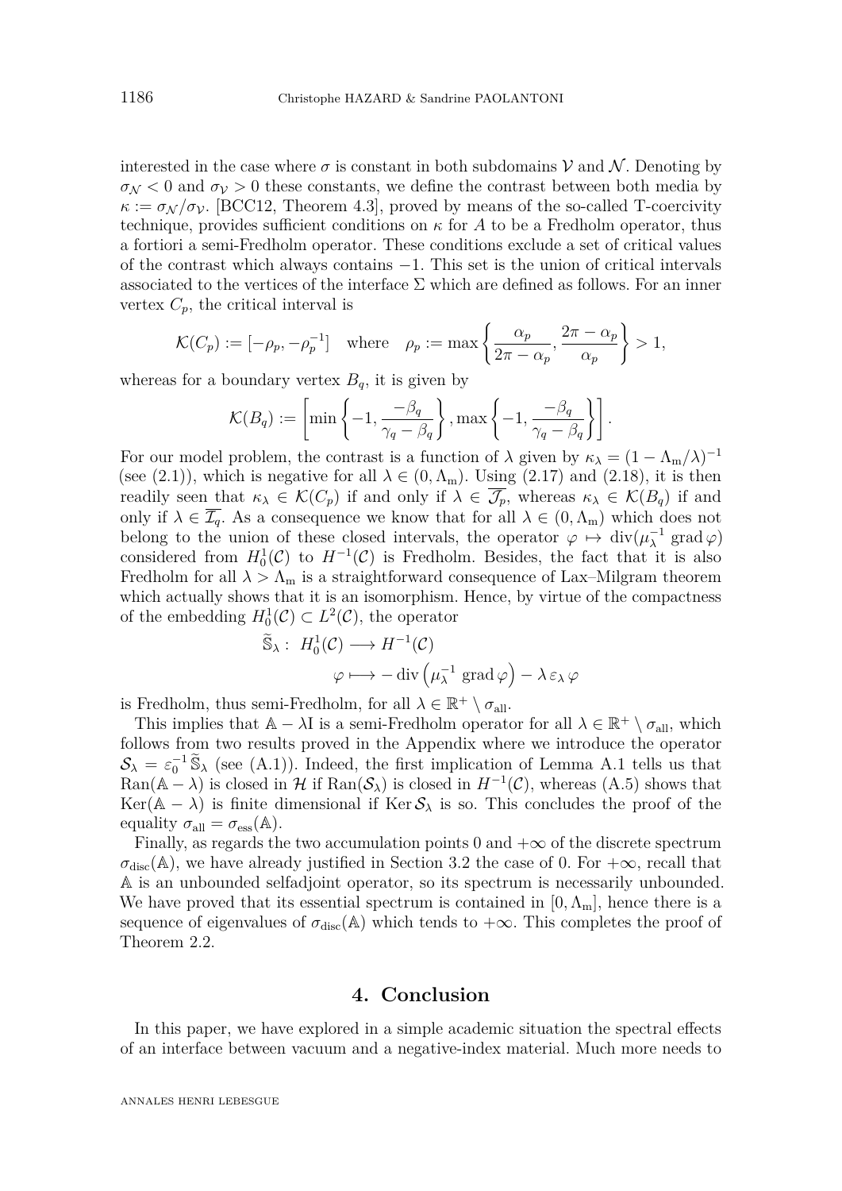interested in the case where $\sigma$ is constant in both subdomains $\mathcal{V}$ and $\mathcal{N}$. Denoting by $\sigma_{\mathcal{N}} < 0$ and $\sigma_{\mathcal{V}} > 0$ these constants, we define the contrast between both media by $\kappa := \sigma_{\mathcal{N}}/\sigma_{\mathcal{V}}$. [BCC12, Theorem 4.3], proved by means of the so-called T-coercivity technique, provides sufficient conditions on $\kappa$ for $A$ to be a Fredholm operator, thus a fortiori a semi-Fredholm operator. These conditions exclude a set of critical values of the contrast which always contains $-1$. This set is the union of critical intervals associated to the vertices of the interface $\Sigma$ which are defined as follows. For an inner vertex $C_p$, the critical interval is

$$\mathcal{K}(C_p) := [-\rho_p, -\rho_p^{-1}] \quad \text{where} \quad \rho_p := \max\left\{\frac{\alpha_p}{2\pi - \alpha_p}, \frac{2\pi - \alpha_p}{\alpha_p}\right\} > 1,$$

whereas for a boundary vertex $B_q$, it is given by

$$\mathcal{K}(B_q) := \left[\min\left\{-1, \frac{-\beta_q}{\gamma_q - \beta_q}\right\}, \max\left\{-1, \frac{-\beta_q}{\gamma_q - \beta_q}\right\}\right].$$

For our model problem, the contrast is a function of $\lambda$ given by $\kappa_\lambda = (1 - \Lambda_{\mathrm{m}}/\lambda)^{-1}$ (see (2.1)), which is negative for all $\lambda \in (0, \Lambda_{\mathrm{m}})$. Using (2.17) and (2.18), it is then readily seen that $\kappa_\lambda \in \mathcal{K}(C_p)$ if and only if $\lambda \in \overline{\mathcal{J}_p}$, whereas $\kappa_\lambda \in \mathcal{K}(B_q)$ if and only if $\lambda \in \overline{\mathcal{I}_q}$. As a consequence we know that for all $\lambda \in (0, \Lambda_{\mathrm{m}})$ which does not belong to the union of these closed intervals, the operator $\varphi \mapsto \operatorname{div}(\mu_\lambda^{-1} \operatorname{grad} \varphi)$ considered from $H_0^1(\mathcal{C})$ to $H^{-1}(\mathcal{C})$ is Fredholm. Besides, the fact that it is also Fredholm for all $\lambda > \Lambda_{\mathrm{m}}$ is a straightforward consequence of Lax–Milgram theorem which actually shows that it is an isomorphism. Hence, by virtue of the compactness of the embedding $H_0^1(\mathcal{C}) \subset L^2(\mathcal{C})$, the operator

$$\begin{aligned}\widetilde{\mathbb{S}}_\lambda : \ & H_0^1(\mathcal{C}) \longrightarrow H^{-1}(\mathcal{C}) \\ & \varphi \longmapsto -\operatorname{div}\left(\mu_\lambda^{-1} \operatorname{grad} \varphi\right) - \lambda\, \varepsilon_\lambda\, \varphi\end{aligned}$$

is Fredholm, thus semi-Fredholm, for all $\lambda \in \mathbb{R}^+ \setminus \sigma_{\mathrm{all}}$.

This implies that $\mathbb{A} - \lambda \mathrm{I}$ is a semi-Fredholm operator for all $\lambda \in \mathbb{R}^+ \setminus \sigma_{\mathrm{all}}$, which follows from two results proved in the Appendix where we introduce the operator $\mathcal{S}_\lambda = \varepsilon_0^{-1} \widetilde{\mathbb{S}}_\lambda$ (see (A.1)). Indeed, the first implication of Lemma A.1 tells us that $\operatorname{Ran}(\mathbb{A} - \lambda)$ is closed in $\mathcal{H}$ if $\operatorname{Ran}(\mathcal{S}_\lambda)$ is closed in $H^{-1}(\mathcal{C})$, whereas (A.5) shows that $\operatorname{Ker}(\mathbb{A} - \lambda)$ is finite dimensional if $\operatorname{Ker} \mathcal{S}_\lambda$ is so. This concludes the proof of the equality $\sigma_{\mathrm{all}} = \sigma_{\mathrm{ess}}(\mathbb{A})$.

Finally, as regards the two accumulation points 0 and $+\infty$ of the discrete spectrum $\sigma_{\mathrm{disc}}(\mathbb{A})$, we have already justified in Section 3.2 the case of 0. For $+\infty$, recall that $\mathbb{A}$ is an unbounded selfadjoint operator, so its spectrum is necessarily unbounded. We have proved that its essential spectrum is contained in $[0, \Lambda_{\mathrm{m}}]$, hence there is a sequence of eigenvalues of $\sigma_{\mathrm{disc}}(\mathbb{A})$ which tends to $+\infty$. This completes the proof of Theorem 2.2.

## 4. Conclusion

In this paper, we have explored in a simple academic situation the spectral effects of an interface between vacuum and a negative-index material. Much more needs to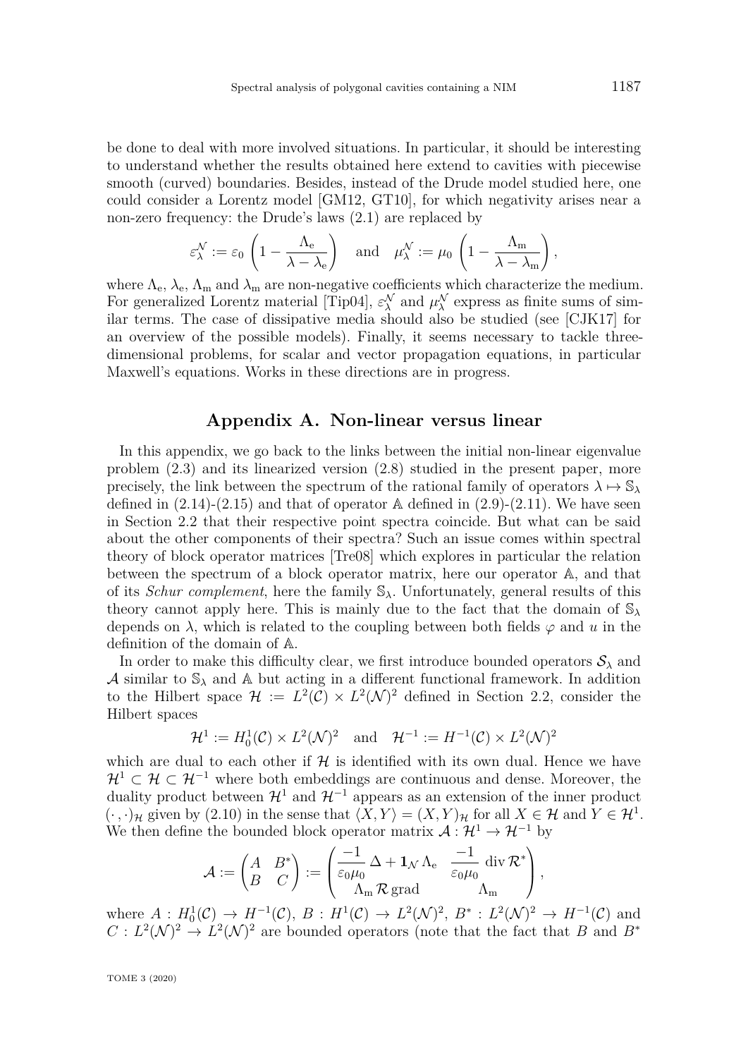be done to deal with more involved situations. In particular, it should be interesting to understand whether the results obtained here extend to cavities with piecewise smooth (curved) boundaries. Besides, instead of the Drude model studied here, one could consider a Lorentz model [GM12, GT10], for which negativity arises near a non-zero frequency: the Drude's laws (2.1) are replaced by

$$\varepsilon_\lambda^{\mathcal{N}} := \varepsilon_0 \left(1 - \frac{\Lambda_\mathrm{e}}{\lambda - \lambda_\mathrm{e}}\right) \quad \text{and} \quad \mu_\lambda^{\mathcal{N}} := \mu_0 \left(1 - \frac{\Lambda_\mathrm{m}}{\lambda - \lambda_\mathrm{m}}\right),$$

where $\Lambda_\mathrm{e}$, $\lambda_\mathrm{e}$, $\Lambda_\mathrm{m}$ and $\lambda_\mathrm{m}$ are non-negative coefficients which characterize the medium. For generalized Lorentz material [Tip04], $\varepsilon_\lambda^{\mathcal{N}}$ and $\mu_\lambda^{\mathcal{N}}$ express as finite sums of similar terms. The case of dissipative media should also be studied (see [CJK17] for an overview of the possible models). Finally, it seems necessary to tackle three-dimensional problems, for scalar and vector propagation equations, in particular Maxwell's equations. Works in these directions are in progress.

## Appendix A. Non-linear versus linear

In this appendix, we go back to the links between the initial non-linear eigenvalue problem (2.3) and its linearized version (2.8) studied in the present paper, more precisely, the link between the spectrum of the rational family of operators $\lambda \mapsto \mathbb{S}_\lambda$ defined in (2.14)-(2.15) and that of operator $\mathbb{A}$ defined in (2.9)-(2.11). We have seen in Section 2.2 that their respective point spectra coincide. But what can be said about the other components of their spectra? Such an issue comes within spectral theory of block operator matrices [Tre08] which explores in particular the relation between the spectrum of a block operator matrix, here our operator $\mathbb{A}$, and that of its *Schur complement*, here the family $\mathbb{S}_\lambda$. Unfortunately, general results of this theory cannot apply here. This is mainly due to the fact that the domain of $\mathbb{S}_\lambda$ depends on $\lambda$, which is related to the coupling between both fields $\varphi$ and $u$ in the definition of the domain of $\mathbb{A}$.

In order to make this difficulty clear, we first introduce bounded operators $\mathcal{S}_\lambda$ and $\mathcal{A}$ similar to $\mathbb{S}_\lambda$ and $\mathbb{A}$ but acting in a different functional framework. In addition to the Hilbert space $\mathcal{H} := L^2(\mathcal{C}) \times L^2(\mathcal{N})^2$ defined in Section 2.2, consider the Hilbert spaces

$$\mathcal{H}^1 := H_0^1(\mathcal{C}) \times L^2(\mathcal{N})^2 \quad \text{and} \quad \mathcal{H}^{-1} := H^{-1}(\mathcal{C}) \times L^2(\mathcal{N})^2$$

which are dual to each other if $\mathcal{H}$ is identified with its own dual. Hence we have $\mathcal{H}^1 \subset \mathcal{H} \subset \mathcal{H}^{-1}$ where both embeddings are continuous and dense. Moreover, the duality product between $\mathcal{H}^1$ and $\mathcal{H}^{-1}$ appears as an extension of the inner product $(\cdot,\cdot)_\mathcal{H}$ given by (2.10) in the sense that $\langle X, Y \rangle = (X, Y)_\mathcal{H}$ for all $X \in \mathcal{H}$ and $Y \in \mathcal{H}^1$. We then define the bounded block operator matrix $\mathcal{A} : \mathcal{H}^1 \to \mathcal{H}^{-1}$ by

$$\mathcal{A} := \begin{pmatrix} A & B^* \\ B & C \end{pmatrix} := \begin{pmatrix} \dfrac{-1}{\varepsilon_0\mu_0}\,\Delta + \mathbf{1}_\mathcal{N}\,\Lambda_\mathrm{e} & \dfrac{-1}{\varepsilon_0\mu_0}\,\operatorname{div}\mathcal{R}^* \\ \Lambda_\mathrm{m}\,\mathcal{R}\operatorname{grad} & \Lambda_\mathrm{m} \end{pmatrix},$$

where $A : H_0^1(\mathcal{C}) \to H^{-1}(\mathcal{C})$, $B : H^1(\mathcal{C}) \to L^2(\mathcal{N})^2$, $B^* : L^2(\mathcal{N})^2 \to H^{-1}(\mathcal{C})$ and $C : L^2(\mathcal{N})^2 \to L^2(\mathcal{N})^2$ are bounded operators (note that the fact that $B$ and $B^*$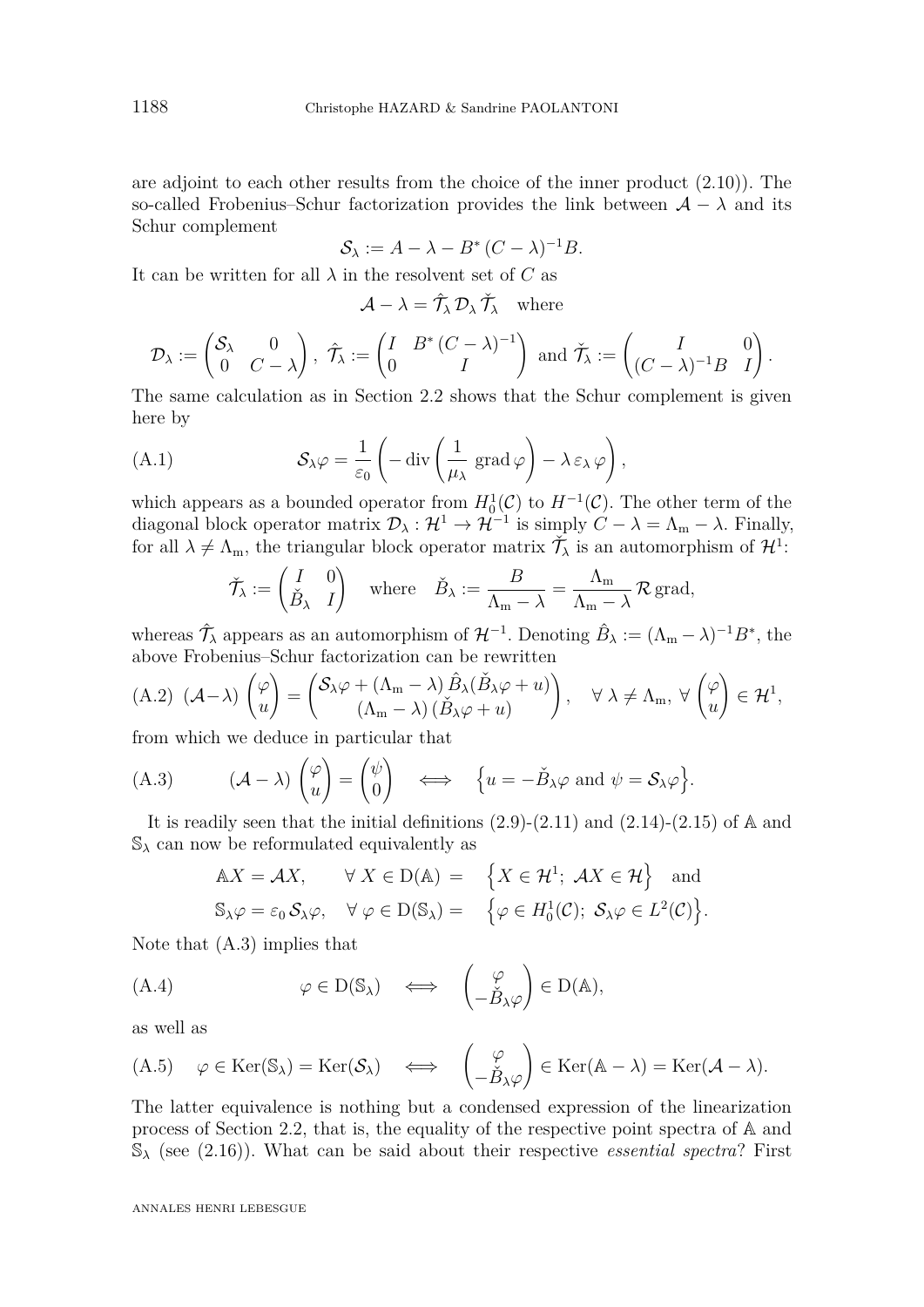are adjoint to each other results from the choice of the inner product (2.10)). The so-called Frobenius–Schur factorization provides the link between $\mathcal{A} - \lambda$ and its Schur complement

$$\mathcal{S}_\lambda := A - \lambda - B^* (C - \lambda)^{-1} B.$$

It can be written for all $\lambda$ in the resolvent set of $C$ as

$$\mathcal{A} - \lambda = \hat{\mathcal{T}}_\lambda \, \mathcal{D}_\lambda \, \check{\mathcal{T}}_\lambda \quad \text{where}$$

$$\mathcal{D}_\lambda := \begin{pmatrix} \mathcal{S}_\lambda & 0 \\ 0 & C - \lambda \end{pmatrix}, \; \hat{\mathcal{T}}_\lambda := \begin{pmatrix} I & B^* (C-\lambda)^{-1} \\ 0 & I \end{pmatrix} \text{ and } \check{\mathcal{T}}_\lambda := \begin{pmatrix} I & 0 \\ (C-\lambda)^{-1} B & I \end{pmatrix}.$$

The same calculation as in Section 2.2 shows that the Schur complement is given here by

$$\mathcal{S}_\lambda \varphi = \frac{1}{\varepsilon_0} \left( -\operatorname{div} \left( \frac{1}{\mu_\lambda} \operatorname{grad} \varphi \right) - \lambda \, \varepsilon_\lambda \, \varphi \right), \tag{A.1}$$

which appears as a bounded operator from $H^1_0(\mathcal{C})$ to $H^{-1}(\mathcal{C})$. The other term of the diagonal block operator matrix $\mathcal{D}_\lambda : \mathcal{H}^1 \to \mathcal{H}^{-1}$ is simply $C - \lambda = \Lambda_\mathrm{m} - \lambda$. Finally, for all $\lambda \neq \Lambda_\mathrm{m}$, the triangular block operator matrix $\check{\mathcal{T}}_\lambda$ is an automorphism of $\mathcal{H}^1$:

$$\check{\mathcal{T}}_\lambda := \begin{pmatrix} I & 0 \\ \check{B}_\lambda & I \end{pmatrix} \quad \text{where} \quad \check{B}_\lambda := \frac{B}{\Lambda_\mathrm{m} - \lambda} = \frac{\Lambda_\mathrm{m}}{\Lambda_\mathrm{m} - \lambda} \, \mathcal{R} \operatorname{grad},$$

whereas $\hat{\mathcal{T}}_\lambda$ appears as an automorphism of $\mathcal{H}^{-1}$. Denoting $\hat{B}_\lambda := (\Lambda_\mathrm{m} - \lambda)^{-1} B^*$, the above Frobenius–Schur factorization can be rewritten

$$(\mathcal{A} - \lambda) \begin{pmatrix} \varphi \\ u \end{pmatrix} = \begin{pmatrix} \mathcal{S}_\lambda \varphi + (\Lambda_\mathrm{m} - \lambda) \, \hat{B}_\lambda (\check{B}_\lambda \varphi + u) \\ (\Lambda_\mathrm{m} - \lambda) \, (\check{B}_\lambda \varphi + u) \end{pmatrix}, \quad \forall \, \lambda \neq \Lambda_\mathrm{m}, \; \forall \begin{pmatrix} \varphi \\ u \end{pmatrix} \in \mathcal{H}^1, \tag{A.2}$$

from which we deduce in particular that

$$(\mathcal{A} - \lambda) \begin{pmatrix} \varphi \\ u \end{pmatrix} = \begin{pmatrix} \psi \\ 0 \end{pmatrix} \iff \left\{ u = -\check{B}_\lambda \varphi \text{ and } \psi = \mathcal{S}_\lambda \varphi \right\}. \tag{A.3}$$

It is readily seen that the initial definitions (2.9)-(2.11) and (2.14)-(2.15) of $\mathbb{A}$ and $\mathbb{S}_\lambda$ can now be reformulated equivalently as

$$\begin{aligned} \mathbb{A} X = \mathcal{A} X, \qquad & \forall \, X \in \mathrm{D}(\mathbb{A}) = \left\{ X \in \mathcal{H}^1; \; \mathcal{A} X \in \mathcal{H} \right\} \quad \text{and} \\ \mathbb{S}_\lambda \varphi = \varepsilon_0 \, \mathcal{S}_\lambda \varphi, \quad & \forall \, \varphi \in \mathrm{D}(\mathbb{S}_\lambda) = \left\{ \varphi \in H^1_0(\mathcal{C}); \; \mathcal{S}_\lambda \varphi \in L^2(\mathcal{C}) \right\}. \end{aligned}$$

Note that (A.3) implies that

$$\varphi \in \mathrm{D}(\mathbb{S}_\lambda) \iff \begin{pmatrix} \varphi \\ -\check{B}_\lambda \varphi \end{pmatrix} \in \mathrm{D}(\mathbb{A}), \tag{A.4}$$

as well as

$$\varphi \in \operatorname{Ker}(\mathbb{S}_\lambda) = \operatorname{Ker}(\mathcal{S}_\lambda) \iff \begin{pmatrix} \varphi \\ -\check{B}_\lambda \varphi \end{pmatrix} \in \operatorname{Ker}(\mathbb{A} - \lambda) = \operatorname{Ker}(\mathcal{A} - \lambda). \tag{A.5}$$

The latter equivalence is nothing but a condensed expression of the linearization process of Section 2.2, that is, the equality of the respective point spectra of $\mathbb{A}$ and $\mathbb{S}_\lambda$ (see (2.16)). What can be said about their respective *essential spectra*? First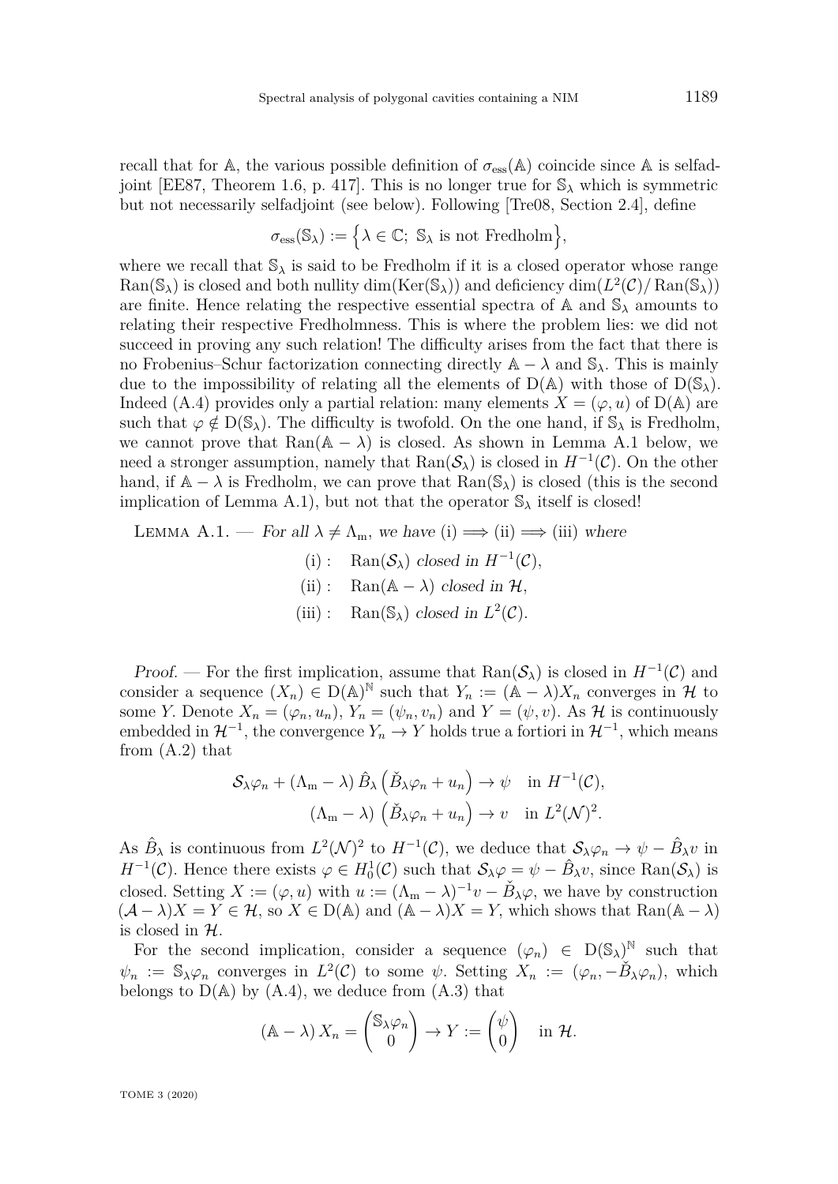recall that for $\mathbb{A}$, the various possible definition of $\sigma_{\mathrm{ess}}(\mathbb{A})$ coincide since $\mathbb{A}$ is selfadjoint [EE87, Theorem 1.6, p. 417]. This is no longer true for $\mathbb{S}_\lambda$ which is symmetric but not necessarily selfadjoint (see below). Following [Tre08, Section 2.4], define

$$\sigma_{\mathrm{ess}}(\mathbb{S}_\lambda) := \Big\{\lambda \in \mathbb{C};\ \mathbb{S}_\lambda \text{ is not Fredholm}\Big\},$$

where we recall that $\mathbb{S}_\lambda$ is said to be Fredholm if it is a closed operator whose range $\mathrm{Ran}(\mathbb{S}_\lambda)$ is closed and both nullity $\dim(\mathrm{Ker}(\mathbb{S}_\lambda))$ and deficiency $\dim(L^2(\mathcal{C})/\mathrm{Ran}(\mathbb{S}_\lambda))$ are finite. Hence relating the respective essential spectra of $\mathbb{A}$ and $\mathbb{S}_\lambda$ amounts to relating their respective Fredholmness. This is where the problem lies: we did not succeed in proving any such relation! The difficulty arises from the fact that there is no Frobenius–Schur factorization connecting directly $\mathbb{A}-\lambda$ and $\mathbb{S}_\lambda$. This is mainly due to the impossibility of relating all the elements of $\mathrm{D}(\mathbb{A})$ with those of $\mathrm{D}(\mathbb{S}_\lambda)$. Indeed (A.4) provides only a partial relation: many elements $X=(\varphi,u)$ of $\mathrm{D}(\mathbb{A})$ are such that $\varphi \notin \mathrm{D}(\mathbb{S}_\lambda)$. The difficulty is twofold. On the one hand, if $\mathbb{S}_\lambda$ is Fredholm, we cannot prove that $\mathrm{Ran}(\mathbb{A}-\lambda)$ is closed. As shown in Lemma A.1 below, we need a stronger assumption, namely that $\mathrm{Ran}(\mathcal{S}_\lambda)$ is closed in $H^{-1}(\mathcal{C})$. On the other hand, if $\mathbb{A}-\lambda$ is Fredholm, we can prove that $\mathrm{Ran}(\mathbb{S}_\lambda)$ is closed (this is the second implication of Lemma A.1), but not that the operator $\mathbb{S}_\lambda$ itself is closed!

Lemma A.1. — *For all $\lambda \neq \Lambda_{\mathrm{m}}$, we have (i) $\Longrightarrow$ (ii) $\Longrightarrow$ (iii) where*

(i) : $\mathrm{Ran}(\mathcal{S}_\lambda)$ *closed in* $H^{-1}(\mathcal{C})$,

(ii) : $\mathrm{Ran}(\mathbb{A}-\lambda)$ *closed in* $\mathcal{H}$,

(iii) : $\mathrm{Ran}(\mathbb{S}_\lambda)$ *closed in* $L^2(\mathcal{C})$.

*Proof.* — For the first implication, assume that $\mathrm{Ran}(\mathcal{S}_\lambda)$ is closed in $H^{-1}(\mathcal{C})$ and consider a sequence $(X_n)\in \mathrm{D}(\mathbb{A})^{\mathbb{N}}$ such that $Y_n := (\mathbb{A}-\lambda)X_n$ converges in $\mathcal{H}$ to some $Y$. Denote $X_n=(\varphi_n,u_n)$, $Y_n=(\psi_n,v_n)$ and $Y=(\psi,v)$. As $\mathcal{H}$ is continuously embedded in $\mathcal{H}^{-1}$, the convergence $Y_n\to Y$ holds true a fortiori in $\mathcal{H}^{-1}$, which means from (A.2) that

$$\mathcal{S}_\lambda\varphi_n + (\Lambda_{\mathrm{m}}-\lambda)\,\hat{B}_\lambda\left(\check{B}_\lambda\varphi_n+u_n\right) \to \psi \quad \text{in } H^{-1}(\mathcal{C}),$$
$$(\Lambda_{\mathrm{m}}-\lambda)\left(\check{B}_\lambda\varphi_n+u_n\right)\to v \quad \text{in } L^2(\mathcal{N})^2.$$

As $\hat{B}_\lambda$ is continuous from $L^2(\mathcal{N})^2$ to $H^{-1}(\mathcal{C})$, we deduce that $\mathcal{S}_\lambda\varphi_n \to \psi-\hat{B}_\lambda v$ in $H^{-1}(\mathcal{C})$. Hence there exists $\varphi\in H^1_0(\mathcal{C})$ such that $\mathcal{S}_\lambda\varphi = \psi-\hat{B}_\lambda v$, since $\mathrm{Ran}(\mathcal{S}_\lambda)$ is closed. Setting $X:=(\varphi,u)$ with $u:=(\Lambda_{\mathrm{m}}-\lambda)^{-1}v-\check{B}_\lambda\varphi$, we have by construction $(\mathcal{A}-\lambda)X = Y\in\mathcal{H}$, so $X\in\mathrm{D}(\mathbb{A})$ and $(\mathbb{A}-\lambda)X=Y$, which shows that $\mathrm{Ran}(\mathbb{A}-\lambda)$ is closed in $\mathcal{H}$.

For the second implication, consider a sequence $(\varphi_n)\in\mathrm{D}(\mathbb{S}_\lambda)^{\mathbb{N}}$ such that $\psi_n := \mathbb{S}_\lambda\varphi_n$ converges in $L^2(\mathcal{C})$ to some $\psi$. Setting $X_n:=(\varphi_n,-\check{B}_\lambda\varphi_n)$, which belongs to $\mathrm{D}(\mathbb{A})$ by (A.4), we deduce from (A.3) that

$$(\mathbb{A}-\lambda)\,X_n = \begin{pmatrix}\mathbb{S}_\lambda\varphi_n\\0\end{pmatrix} \to Y := \begin{pmatrix}\psi\\0\end{pmatrix} \quad \text{in } \mathcal{H}.$$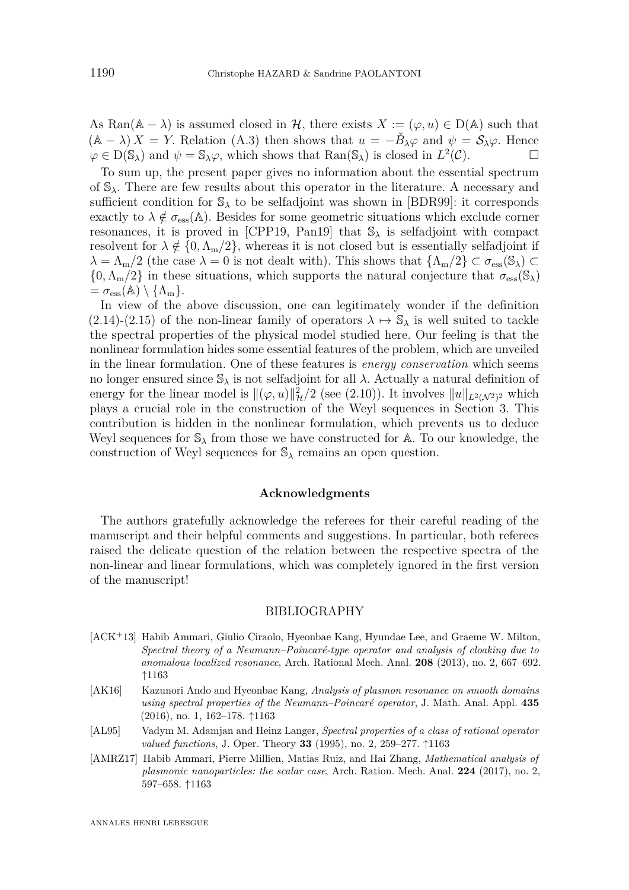As $\mathrm{Ran}(\mathbb{A} - \lambda)$ is assumed closed in $\mathcal{H}$, there exists $X := (\varphi, u) \in \mathrm{D}(\mathbb{A})$ such that $(\mathbb{A} - \lambda)\, X = Y$. Relation (A.3) then shows that $u = -\check{B}_\lambda \varphi$ and $\psi = \mathcal{S}_\lambda \varphi$. Hence $\varphi \in \mathrm{D}(\mathbb{S}_\lambda)$ and $\psi = \mathbb{S}_\lambda \varphi$, which shows that $\mathrm{Ran}(\mathbb{S}_\lambda)$ is closed in $L^2(\mathcal{C})$. □

To sum up, the present paper gives no information about the essential spectrum of $\mathbb{S}_\lambda$. There are few results about this operator in the literature. A necessary and sufficient condition for $\mathbb{S}_\lambda$ to be selfadjoint was shown in [BDR99]: it corresponds exactly to $\lambda \notin \sigma_{\mathrm{ess}}(\mathbb{A})$. Besides for some geometric situations which exclude corner resonances, it is proved in [CPP19, Pan19] that $\mathbb{S}_\lambda$ is selfadjoint with compact resolvent for $\lambda \notin \{0, \Lambda_{\mathrm{m}}/2\}$, whereas it is not closed but is essentially selfadjoint if $\lambda = \Lambda_{\mathrm{m}}/2$ (the case $\lambda = 0$ is not dealt with). This shows that $\{\Lambda_{\mathrm{m}}/2\} \subset \sigma_{\mathrm{ess}}(\mathbb{S}_\lambda) \subset \{0, \Lambda_{\mathrm{m}}/2\}$ in these situations, which supports the natural conjecture that $\sigma_{\mathrm{ess}}(\mathbb{S}_\lambda) = \sigma_{\mathrm{ess}}(\mathbb{A}) \setminus \{\Lambda_{\mathrm{m}}\}$.

In view of the above discussion, one can legitimately wonder if the definition (2.14)-(2.15) of the non-linear family of operators $\lambda \mapsto \mathbb{S}_\lambda$ is well suited to tackle the spectral properties of the physical model studied here. Our feeling is that the nonlinear formulation hides some essential features of the problem, which are unveiled in the linear formulation. One of these features is *energy conservation* which seems no longer ensured since $\mathbb{S}_\lambda$ is not selfadjoint for all $\lambda$. Actually a natural definition of energy for the linear model is $\|(\varphi, u)\|^2_{\mathcal{H}}/2$ (see (2.10)). It involves $\|u\|_{L^2(\mathcal{N}^2)^2}$ which plays a crucial role in the construction of the Weyl sequences in Section 3. This contribution is hidden in the nonlinear formulation, which prevents us to deduce Weyl sequences for $\mathbb{S}_\lambda$ from those we have constructed for $\mathbb{A}$. To our knowledge, the construction of Weyl sequences for $\mathbb{S}_\lambda$ remains an open question.

## Acknowledgments

The authors gratefully acknowledge the referees for their careful reading of the manuscript and their helpful comments and suggestions. In particular, both referees raised the delicate question of the relation between the respective spectra of the non-linear and linear formulations, which was completely ignored in the first version of the manuscript!

## BIBLIOGRAPHY

- [ACK+13] Habib Ammari, Giulio Ciraolo, Hyeonbae Kang, Hyundae Lee, and Graeme W. Milton, *Spectral theory of a Neumann–Poincaré-type operator and analysis of cloaking due to anomalous localized resonance*, Arch. Rational Mech. Anal. **208** (2013), no. 2, 667–692. ↑1163
- [AK16] Kazunori Ando and Hyeonbae Kang, *Analysis of plasmon resonance on smooth domains using spectral properties of the Neumann–Poincaré operator*, J. Math. Anal. Appl. **435** (2016), no. 1, 162–178. ↑1163
- [AL95] Vadym M. Adamjan and Heinz Langer, *Spectral properties of a class of rational operator valued functions*, J. Oper. Theory **33** (1995), no. 2, 259–277. ↑1163
- [AMRZ17] Habib Ammari, Pierre Millien, Matias Ruiz, and Hai Zhang, *Mathematical analysis of plasmonic nanoparticles: the scalar case*, Arch. Ration. Mech. Anal. **224** (2017), no. 2, 597–658. ↑1163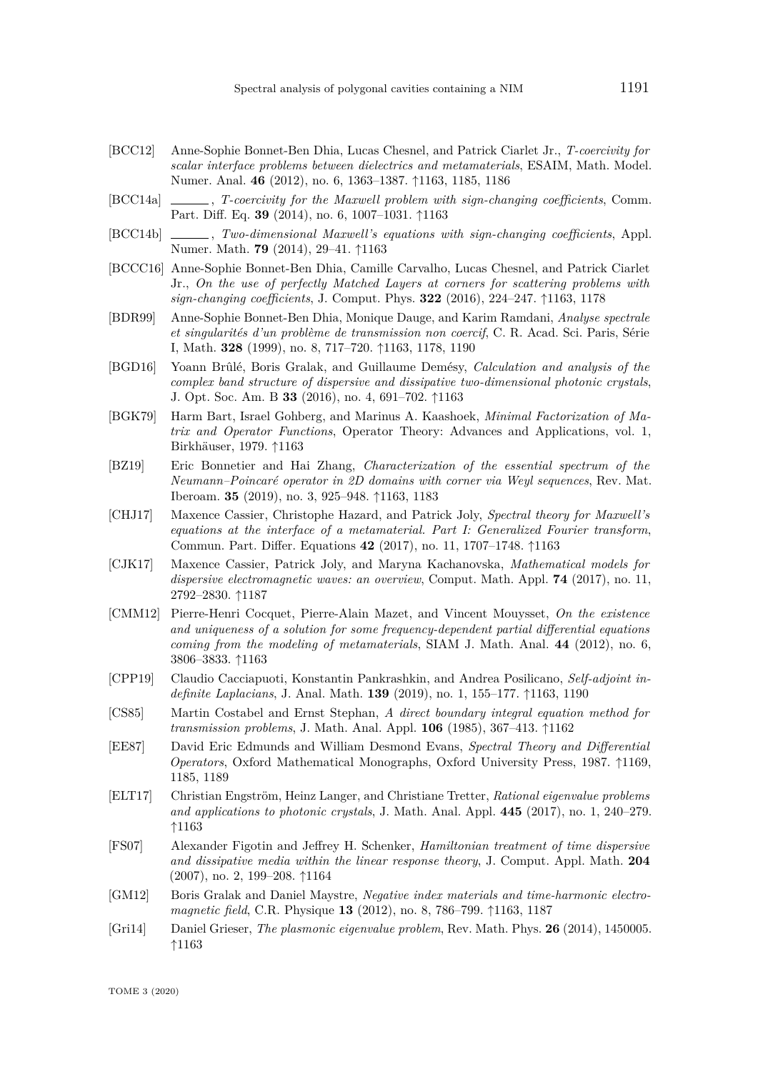- [BCC12] Anne-Sophie Bonnet-Ben Dhia, Lucas Chesnel, and Patrick Ciarlet Jr., *T-coercivity for scalar interface problems between dielectrics and metamaterials*, ESAIM, Math. Model. Numer. Anal. **46** (2012), no. 6, 1363–1387. ↑1163, 1185, 1186
- [BCC14a] ______, *T-coercivity for the Maxwell problem with sign-changing coefficients*, Comm. Part. Diff. Eq. **39** (2014), no. 6, 1007–1031. ↑1163
- [BCC14b] ______, *Two-dimensional Maxwell's equations with sign-changing coefficients*, Appl. Numer. Math. **79** (2014), 29–41. ↑1163
- [BCCC16] Anne-Sophie Bonnet-Ben Dhia, Camille Carvalho, Lucas Chesnel, and Patrick Ciarlet Jr., *On the use of perfectly Matched Layers at corners for scattering problems with sign-changing coefficients*, J. Comput. Phys. **322** (2016), 224–247. ↑1163, 1178
- [BDR99] Anne-Sophie Bonnet-Ben Dhia, Monique Dauge, and Karim Ramdani, *Analyse spectrale et singularités d'un problème de transmission non coercif*, C. R. Acad. Sci. Paris, Série I, Math. **328** (1999), no. 8, 717–720. ↑1163, 1178, 1190
- [BGD16] Yoann Brûlé, Boris Gralak, and Guillaume Demésy, *Calculation and analysis of the complex band structure of dispersive and dissipative two-dimensional photonic crystals*, J. Opt. Soc. Am. B **33** (2016), no. 4, 691–702. ↑1163
- [BGK79] Harm Bart, Israel Gohberg, and Marinus A. Kaashoek, *Minimal Factorization of Matrix and Operator Functions*, Operator Theory: Advances and Applications, vol. 1, Birkhäuser, 1979. ↑1163
- [BZ19] Eric Bonnetier and Hai Zhang, *Characterization of the essential spectrum of the Neumann–Poincaré operator in 2D domains with corner via Weyl sequences*, Rev. Mat. Iberoam. **35** (2019), no. 3, 925–948. ↑1163, 1183
- [CHJ17] Maxence Cassier, Christophe Hazard, and Patrick Joly, *Spectral theory for Maxwell's equations at the interface of a metamaterial. Part I: Generalized Fourier transform*, Commun. Part. Differ. Equations **42** (2017), no. 11, 1707–1748. ↑1163
- [CJK17] Maxence Cassier, Patrick Joly, and Maryna Kachanovska, *Mathematical models for dispersive electromagnetic waves: an overview*, Comput. Math. Appl. **74** (2017), no. 11, 2792–2830. ↑1187
- [CMM12] Pierre-Henri Cocquet, Pierre-Alain Mazet, and Vincent Mouysset, *On the existence and uniqueness of a solution for some frequency-dependent partial differential equations coming from the modeling of metamaterials*, SIAM J. Math. Anal. **44** (2012), no. 6, 3806–3833. ↑1163
- [CPP19] Claudio Cacciapuoti, Konstantin Pankrashkin, and Andrea Posilicano, *Self-adjoint indefinite Laplacians*, J. Anal. Math. **139** (2019), no. 1, 155–177. ↑1163, 1190
- [CS85] Martin Costabel and Ernst Stephan, *A direct boundary integral equation method for transmission problems*, J. Math. Anal. Appl. **106** (1985), 367–413. ↑1162
- [EE87] David Eric Edmunds and William Desmond Evans, *Spectral Theory and Differential Operators*, Oxford Mathematical Monographs, Oxford University Press, 1987. ↑1169, 1185, 1189
- [ELT17] Christian Engström, Heinz Langer, and Christiane Tretter, *Rational eigenvalue problems and applications to photonic crystals*, J. Math. Anal. Appl. **445** (2017), no. 1, 240–279. ↑1163
- [FS07] Alexander Figotin and Jeffrey H. Schenker, *Hamiltonian treatment of time dispersive and dissipative media within the linear response theory*, J. Comput. Appl. Math. **204** (2007), no. 2, 199–208. ↑1164
- [GM12] Boris Gralak and Daniel Maystre, *Negative index materials and time-harmonic electromagnetic field*, C.R. Physique **13** (2012), no. 8, 786–799. ↑1163, 1187
- [Gri14] Daniel Grieser, *The plasmonic eigenvalue problem*, Rev. Math. Phys. **26** (2014), 1450005. ↑1163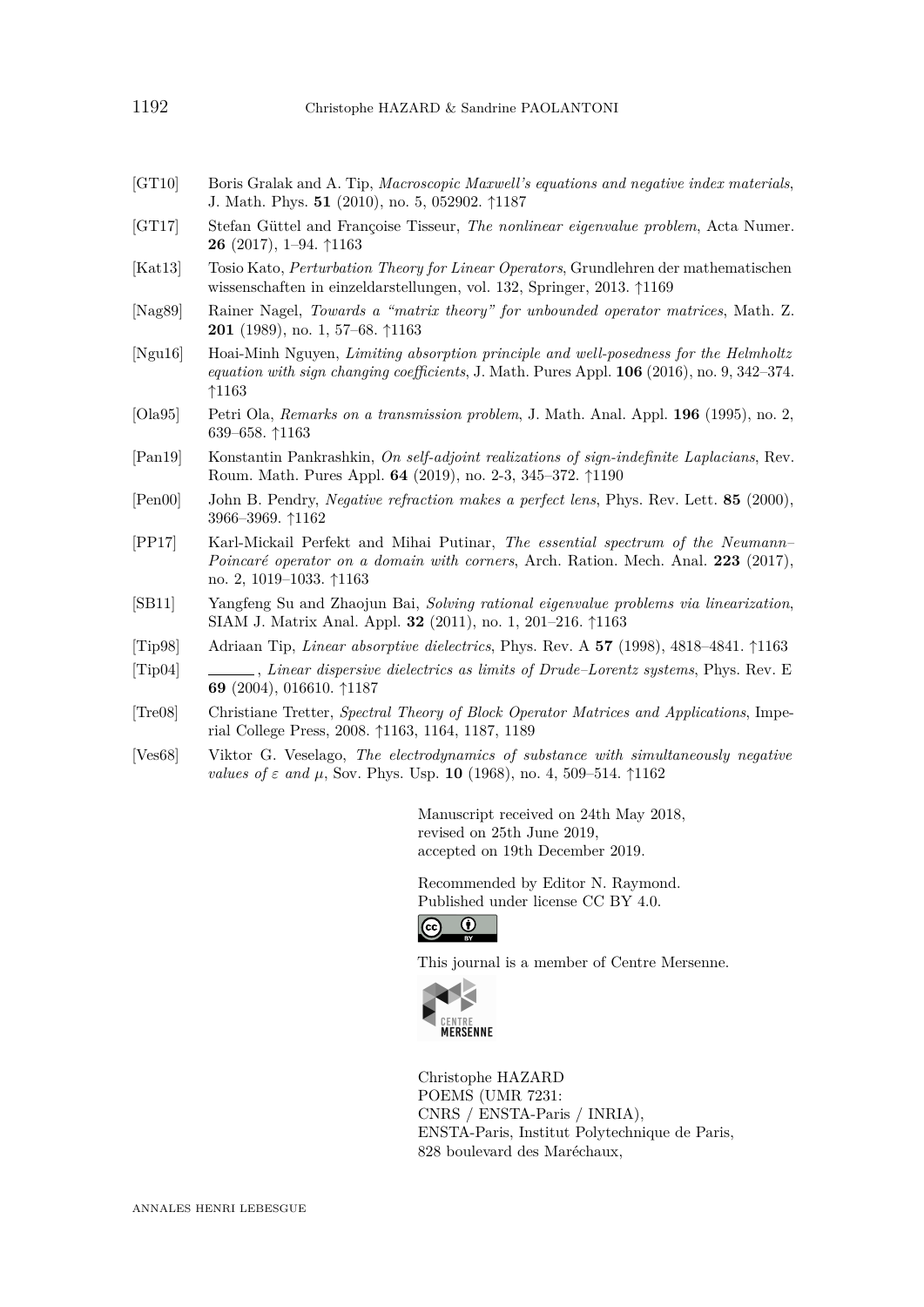[GT10] Boris Gralak and A. Tip, *Macroscopic Maxwell's equations and negative index materials*, J. Math. Phys. **51** (2010), no. 5, 052902. ↑1187

[GT17] Stefan Güttel and Françoise Tisseur, *The nonlinear eigenvalue problem*, Acta Numer. **26** (2017), 1–94. ↑1163

[Kat13] Tosio Kato, *Perturbation Theory for Linear Operators*, Grundlehren der mathematischen wissenschaften in einzeldarstellungen, vol. 132, Springer, 2013. ↑1169

[Nag89] Rainer Nagel, *Towards a "matrix theory" for unbounded operator matrices*, Math. Z. **201** (1989), no. 1, 57–68. ↑1163

[Ngu16] Hoai-Minh Nguyen, *Limiting absorption principle and well-posedness for the Helmholtz equation with sign changing coefficients*, J. Math. Pures Appl. **106** (2016), no. 9, 342–374. ↑1163

[Ola95] Petri Ola, *Remarks on a transmission problem*, J. Math. Anal. Appl. **196** (1995), no. 2, 639–658. ↑1163

[Pan19] Konstantin Pankrashkin, *On self-adjoint realizations of sign-indefinite Laplacians*, Rev. Roum. Math. Pures Appl. **64** (2019), no. 2-3, 345–372. ↑1190

[Pen00] John B. Pendry, *Negative refraction makes a perfect lens*, Phys. Rev. Lett. **85** (2000), 3966–3969. ↑1162

[PP17] Karl-Mickail Perfekt and Mihai Putinar, *The essential spectrum of the Neumann–Poincaré operator on a domain with corners*, Arch. Ration. Mech. Anal. **223** (2017), no. 2, 1019–1033. ↑1163

[SB11] Yangfeng Su and Zhaojun Bai, *Solving rational eigenvalue problems via linearization*, SIAM J. Matrix Anal. Appl. **32** (2011), no. 1, 201–216. ↑1163

[Tip98] Adriaan Tip, *Linear absorptive dielectrics*, Phys. Rev. A **57** (1998), 4818–4841. ↑1163

[Tip04] ——, *Linear dispersive dielectrics as limits of Drude–Lorentz systems*, Phys. Rev. E **69** (2004), 016610. ↑1187

[Tre08] Christiane Tretter, *Spectral Theory of Block Operator Matrices and Applications*, Imperial College Press, 2008. ↑1163, 1164, 1187, 1189

[Ves68] Viktor G. Veselago, *The electrodynamics of substance with simultaneously negative values of $\varepsilon$ and $\mu$*, Sov. Phys. Usp. **10** (1968), no. 4, 509–514. ↑1162

Manuscript received on 24th May 2018,
revised on 25th June 2019,
accepted on 19th December 2019.

Recommended by Editor N. Raymond.
Published under license CC BY 4.0.

This journal is a member of Centre Mersenne.

Christophe HAZARD
POEMS (UMR 7231:
CNRS / ENSTA-Paris / INRIA),
ENSTA-Paris, Institut Polytechnique de Paris,
828 boulevard des Maréchaux,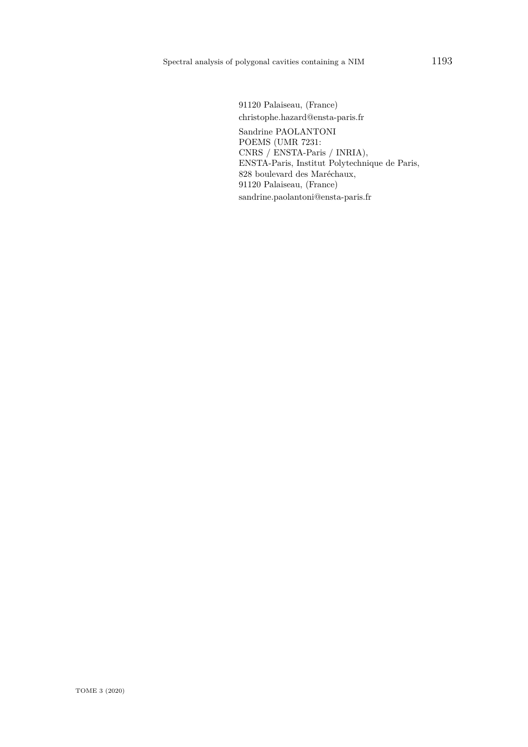91120 Palaiseau, (France)
christophe.hazard@ensta-paris.fr

Sandrine PAOLANTONI
POEMS (UMR 7231:
CNRS / ENSTA-Paris / INRIA),
ENSTA-Paris, Institut Polytechnique de Paris,
828 boulevard des Maréchaux,
91120 Palaiseau, (France)
sandrine.paolantoni@ensta-paris.fr